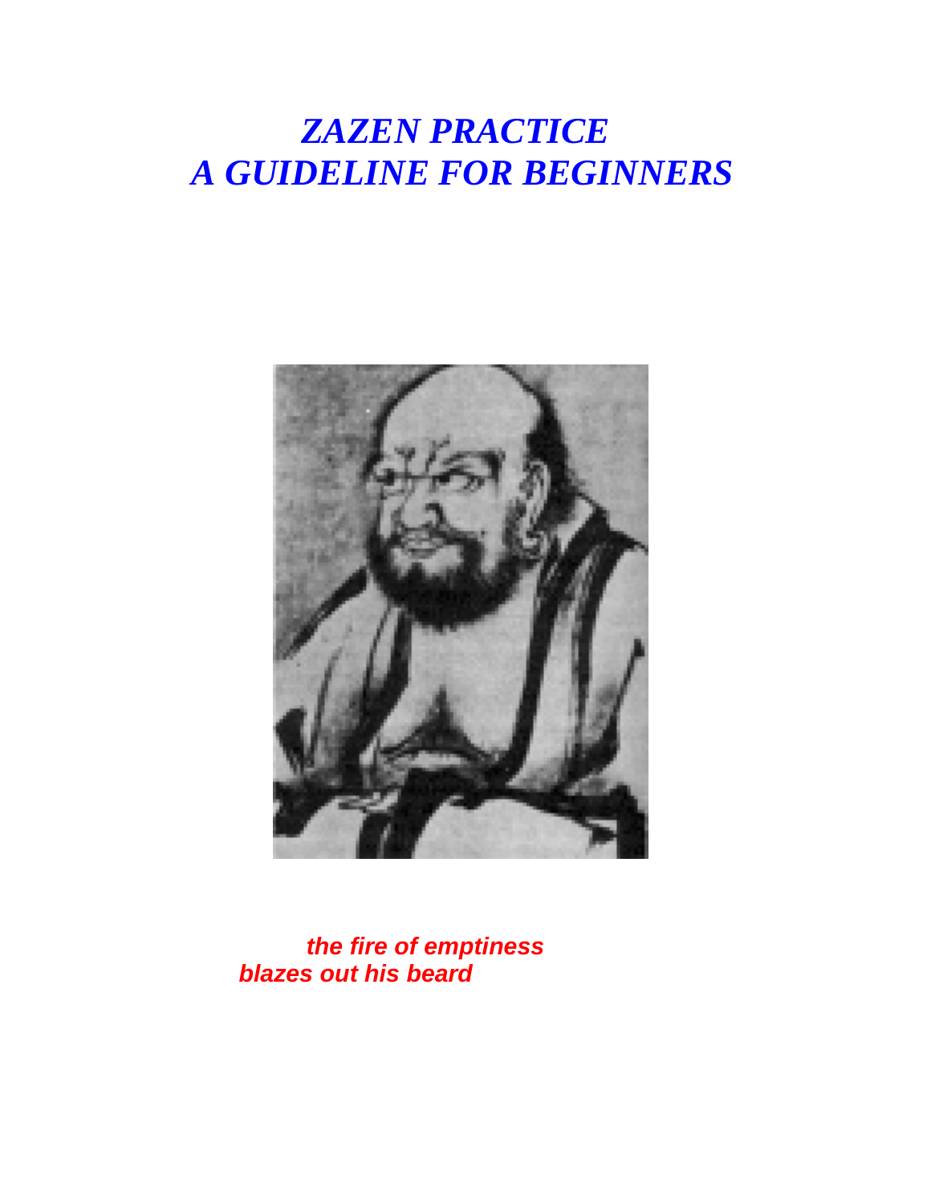# *ZAZEN PRACTICE*
# *A GUIDELINE FOR BEGINNERS*

***the fire of emptiness***
***blazes out his beard***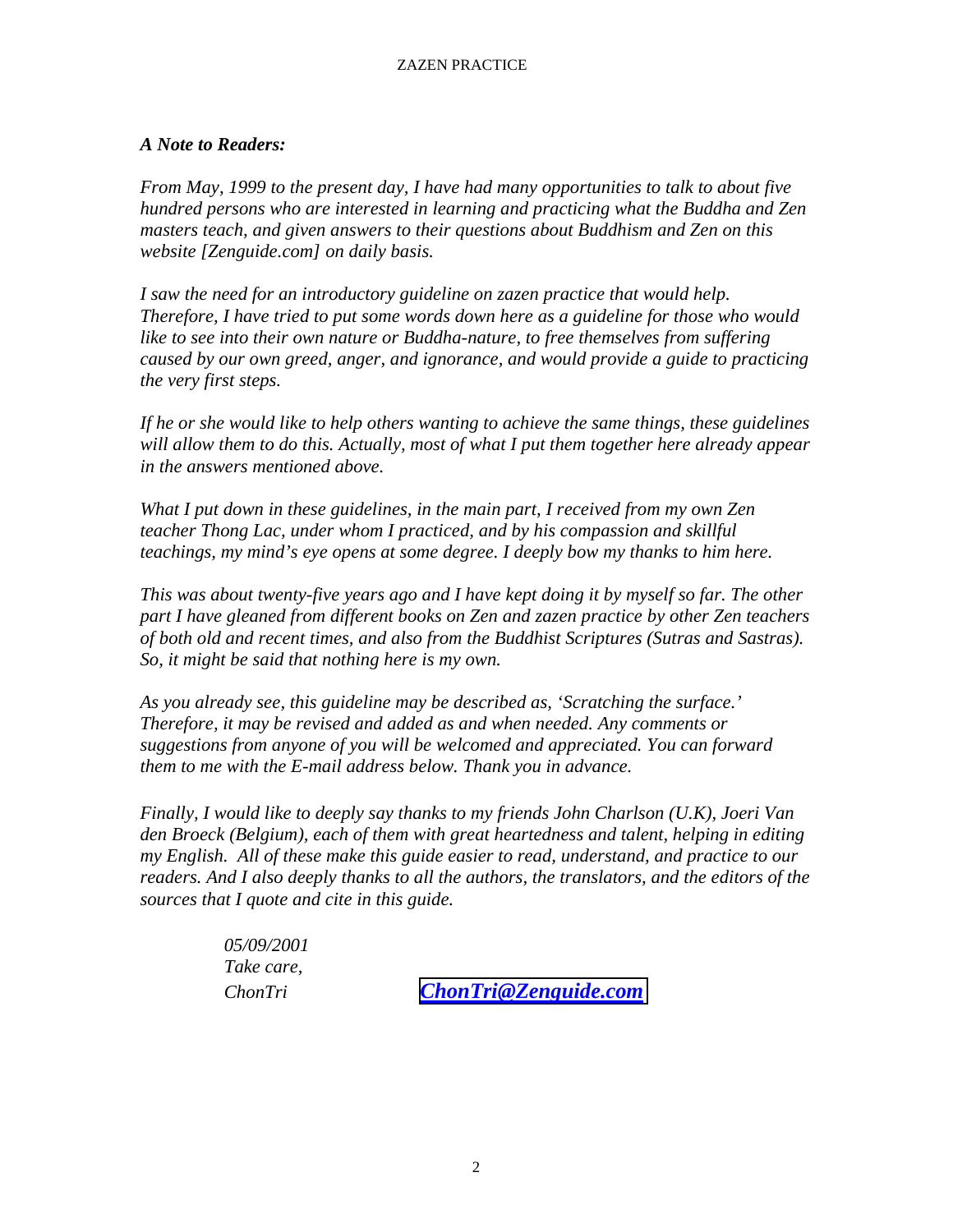***A Note to Readers:***

*From May, 1999 to the present day, I have had many opportunities to talk to about five hundred persons who are interested in learning and practicing what the Buddha and Zen masters teach, and given answers to their questions about Buddhism and Zen on this website [Zenguide.com] on daily basis.*

*I saw the need for an introductory guideline on zazen practice that would help. Therefore, I have tried to put some words down here as a guideline for those who would like to see into their own nature or Buddha-nature, to free themselves from suffering caused by our own greed, anger, and ignorance, and would provide a guide to practicing the very first steps.*

*If he or she would like to help others wanting to achieve the same things, these guidelines will allow them to do this. Actually, most of what I put them together here already appear in the answers mentioned above.*

*What I put down in these guidelines, in the main part, I received from my own Zen teacher Thong Lac, under whom I practiced, and by his compassion and skillful teachings, my mind's eye opens at some degree. I deeply bow my thanks to him here.*

*This was about twenty-five years ago and I have kept doing it by myself so far. The other part I have gleaned from different books on Zen and zazen practice by other Zen teachers of both old and recent times, and also from the Buddhist Scriptures (Sutras and Sastras). So, it might be said that nothing here is my own.*

*As you already see, this guideline may be described as, 'Scratching the surface.' Therefore, it may be revised and added as and when needed. Any comments or suggestions from anyone of you will be welcomed and appreciated. You can forward them to me with the E-mail address below. Thank you in advance.*

*Finally, I would like to deeply say thanks to my friends John Charlson (U.K), Joeri Van den Broeck (Belgium), each of them with great heartedness and talent, helping in editing my English. All of these make this guide easier to read, understand, and practice to our readers. And I also deeply thanks to all the authors, the translators, and the editors of the sources that I quote and cite in this guide.*

*05/09/2001*
*Take care,*
*ChonTri* ***ChonTri@Zenguide.com***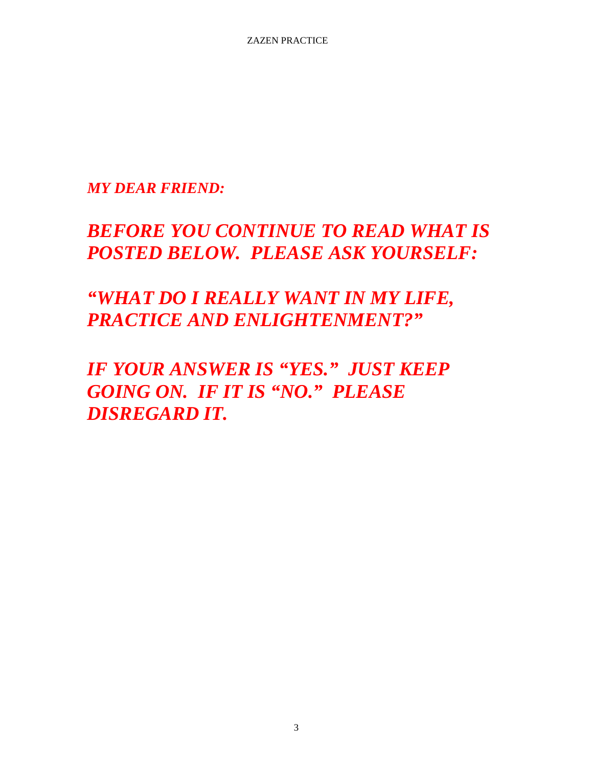***MY DEAR FRIEND:***

***BEFORE YOU CONTINUE TO READ WHAT IS POSTED BELOW. PLEASE ASK YOURSELF:***

***"WHAT DO I REALLY WANT IN MY LIFE, PRACTICE AND ENLIGHTENMENT?"***

***IF YOUR ANSWER IS "YES." JUST KEEP GOING ON. IF IT IS "NO." PLEASE DISREGARD IT.***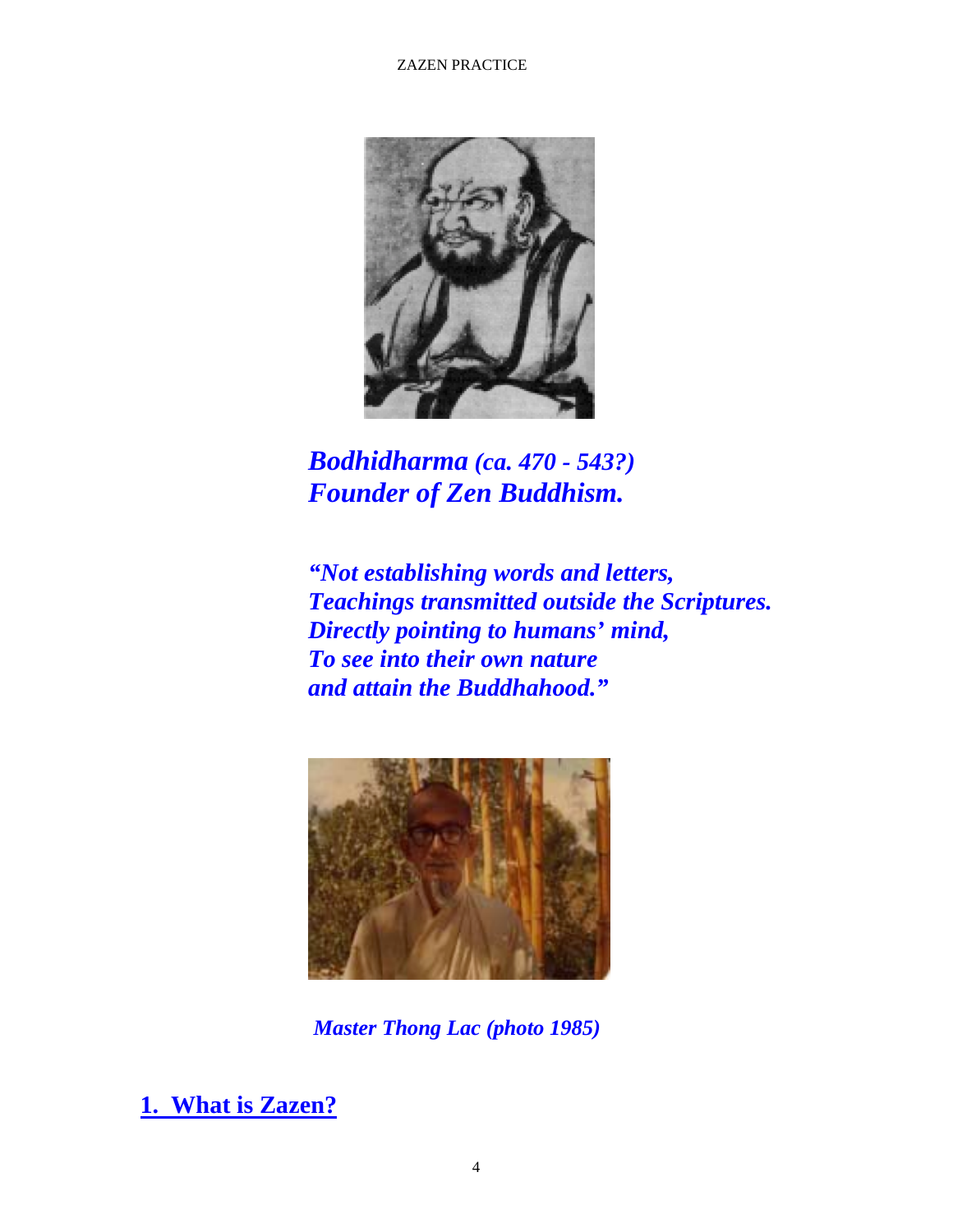***Bodhidharma** (ca. 470 - 543?)*
***Founder of Zen Buddhism.***

***"Not establishing words and letters,***
***Teachings transmitted outside the Scriptures.***
***Directly pointing to humans' mind,***
***To see into their own nature***
***and attain the Buddhahood."***

***Master Thong Lac (photo 1985)***

## 1. What is Zazen?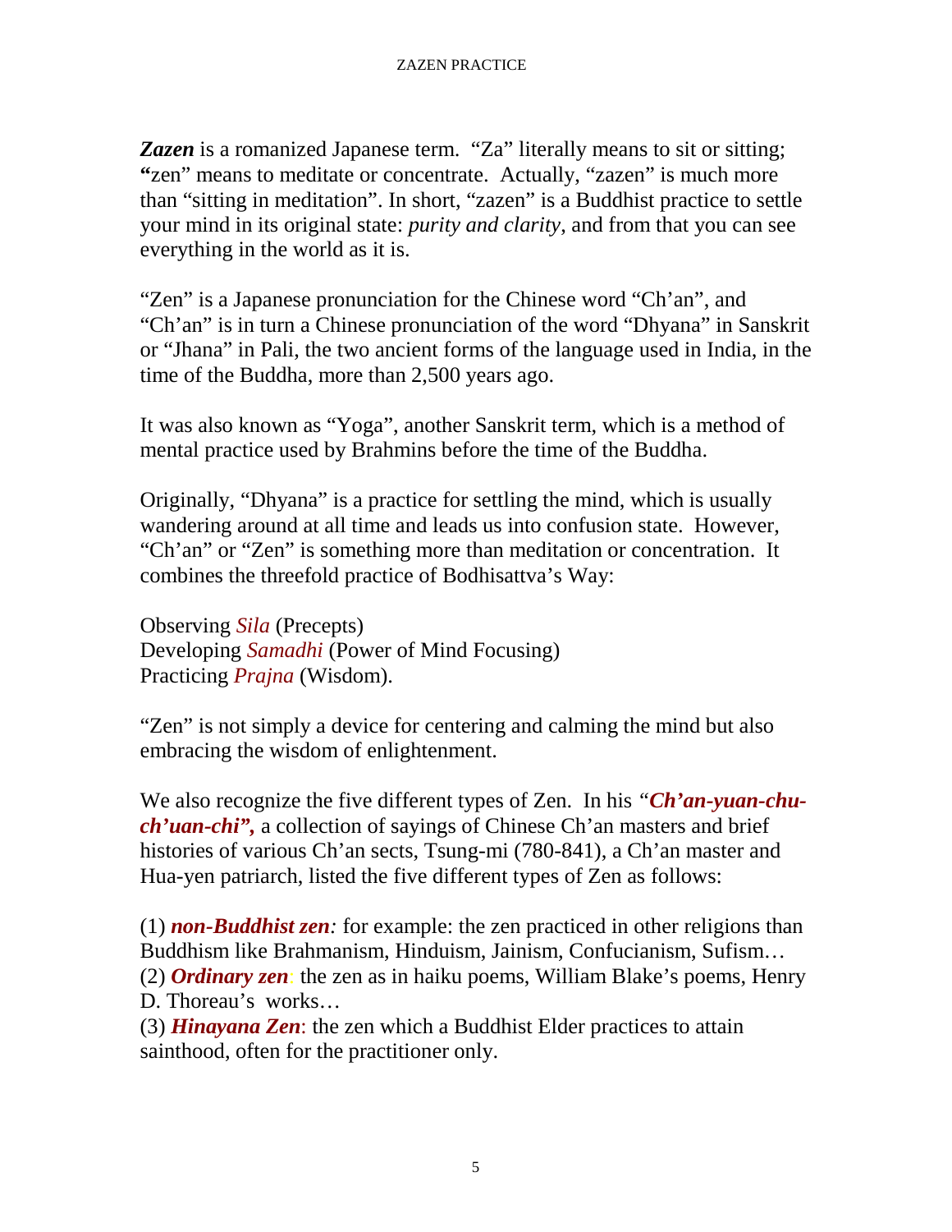***Zazen*** is a romanized Japanese term. "Za" literally means to sit or sitting; **"**zen" means to meditate or concentrate. Actually, "zazen" is much more than "sitting in meditation". In short, "zazen" is a Buddhist practice to settle your mind in its original state: *purity and clarity*, and from that you can see everything in the world as it is.

"Zen" is a Japanese pronunciation for the Chinese word "Ch'an", and "Ch'an" is in turn a Chinese pronunciation of the word "Dhyana" in Sanskrit or "Jhana" in Pali, the two ancient forms of the language used in India, in the time of the Buddha, more than 2,500 years ago.

It was also known as "Yoga", another Sanskrit term, which is a method of mental practice used by Brahmins before the time of the Buddha.

Originally, "Dhyana" is a practice for settling the mind, which is usually wandering around at all time and leads us into confusion state. However, "Ch'an" or "Zen" is something more than meditation or concentration. It combines the threefold practice of Bodhisattva's Way:

Observing *Sila* (Precepts)
Developing *Samadhi* (Power of Mind Focusing)
Practicing *Prajna* (Wisdom).

"Zen" is not simply a device for centering and calming the mind but also embracing the wisdom of enlightenment.

We also recognize the five different types of Zen. In his *"**Ch'an-yuan-chu-ch'uan-chi",*** a collection of sayings of Chinese Ch'an masters and brief histories of various Ch'an sects, Tsung-mi (780-841), a Ch'an master and Hua-yen patriarch, listed the five different types of Zen as follows:

(1) ***non-Buddhist zen****:* for example: the zen practiced in other religions than Buddhism like Brahmanism, Hinduism, Jainism, Confucianism, Sufism…
(2) ***Ordinary zen***: the zen as in haiku poems, William Blake's poems, Henry D. Thoreau's works…
(3) ***Hinayana Zen***: the zen which a Buddhist Elder practices to attain sainthood, often for the practitioner only.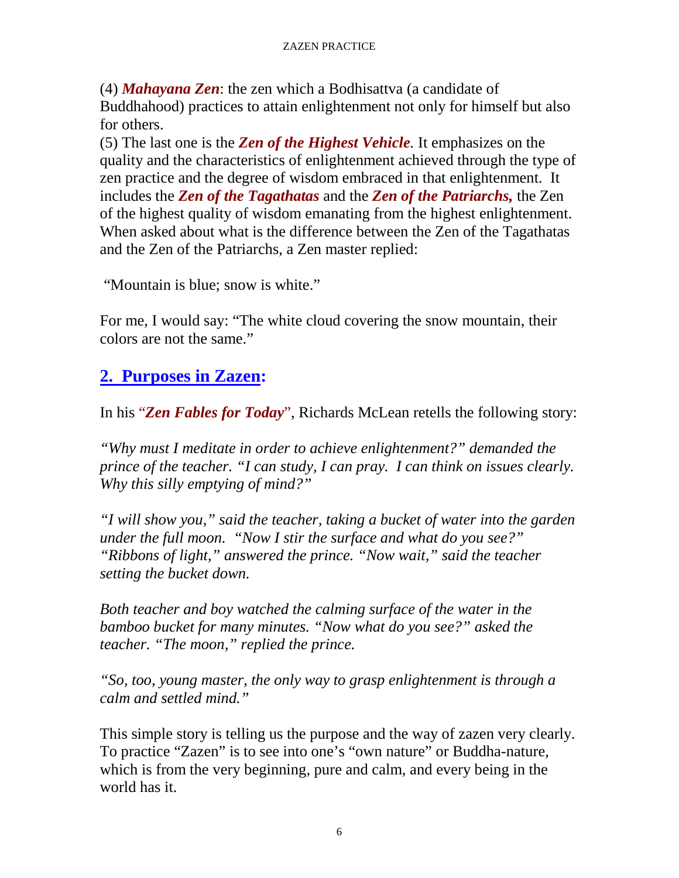(4) ***Mahayana Zen***: the zen which a Bodhisattva (a candidate of Buddhahood) practices to attain enlightenment not only for himself but also for others.
(5) The last one is the ***Zen of the Highest Vehicle***. It emphasizes on the quality and the characteristics of enlightenment achieved through the type of zen practice and the degree of wisdom embraced in that enlightenment. It includes the ***Zen of the Tagathatas*** and the ***Zen of the Patriarchs,*** the Zen of the highest quality of wisdom emanating from the highest enlightenment. When asked about what is the difference between the Zen of the Tagathatas and the Zen of the Patriarchs, a Zen master replied:

"Mountain is blue; snow is white."

For me, I would say: "The white cloud covering the snow mountain, their colors are not the same."

## 2. Purposes in Zazen:

In his "***Zen Fables for Today***", Richards McLean retells the following story:

*"Why must I meditate in order to achieve enlightenment?" demanded the prince of the teacher. "I can study, I can pray. I can think on issues clearly. Why this silly emptying of mind?"*

*"I will show you," said the teacher, taking a bucket of water into the garden under the full moon. "Now I stir the surface and what do you see?" "Ribbons of light," answered the prince. "Now wait," said the teacher setting the bucket down.*

*Both teacher and boy watched the calming surface of the water in the bamboo bucket for many minutes. "Now what do you see?" asked the teacher. "The moon," replied the prince.*

*"So, too, young master, the only way to grasp enlightenment is through a calm and settled mind."*

This simple story is telling us the purpose and the way of zazen very clearly. To practice "Zazen" is to see into one's "own nature" or Buddha-nature, which is from the very beginning, pure and calm, and every being in the world has it.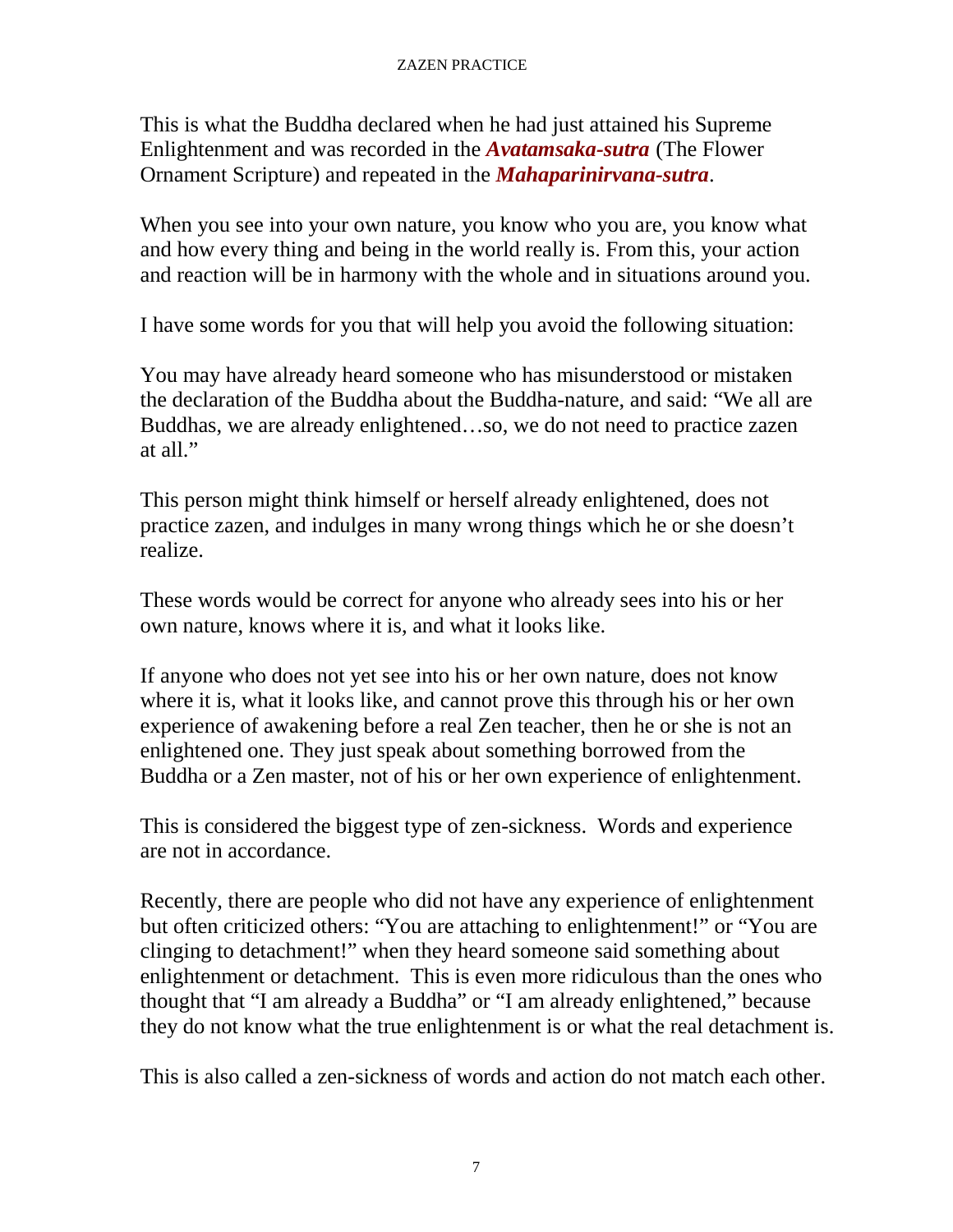This is what the Buddha declared when he had just attained his Supreme Enlightenment and was recorded in the ***Avatamsaka-sutra*** (The Flower Ornament Scripture) and repeated in the ***Mahaparinirvana-sutra***.

When you see into your own nature, you know who you are, you know what and how every thing and being in the world really is. From this, your action and reaction will be in harmony with the whole and in situations around you.

I have some words for you that will help you avoid the following situation:

You may have already heard someone who has misunderstood or mistaken the declaration of the Buddha about the Buddha-nature, and said: "We all are Buddhas, we are already enlightened…so, we do not need to practice zazen at all."

This person might think himself or herself already enlightened, does not practice zazen, and indulges in many wrong things which he or she doesn't realize.

These words would be correct for anyone who already sees into his or her own nature, knows where it is, and what it looks like.

If anyone who does not yet see into his or her own nature, does not know where it is, what it looks like, and cannot prove this through his or her own experience of awakening before a real Zen teacher, then he or she is not an enlightened one. They just speak about something borrowed from the Buddha or a Zen master, not of his or her own experience of enlightenment.

This is considered the biggest type of zen-sickness. Words and experience are not in accordance.

Recently, there are people who did not have any experience of enlightenment but often criticized others: "You are attaching to enlightenment!" or "You are clinging to detachment!" when they heard someone said something about enlightenment or detachment. This is even more ridiculous than the ones who thought that "I am already a Buddha" or "I am already enlightened," because they do not know what the true enlightenment is or what the real detachment is.

This is also called a zen-sickness of words and action do not match each other.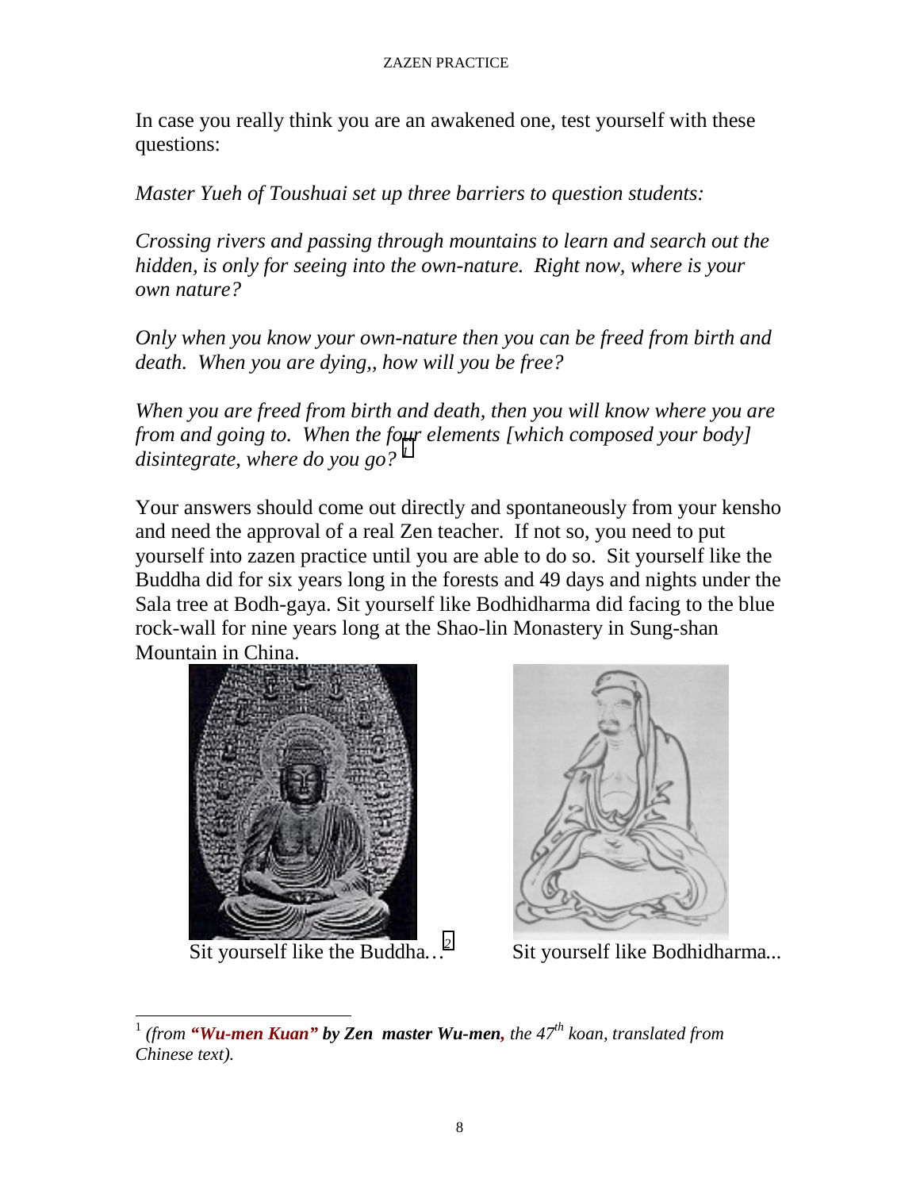In case you really think you are an awakened one, test yourself with these questions:

*Master Yueh of Toushuai set up three barriers to question students:*

*Crossing rivers and passing through mountains to learn and search out the hidden, is only for seeing into the own-nature. Right now, where is your own nature?*

*Only when you know your own-nature then you can be freed from birth and death. When you are dying,, how will you be free?*

*When you are freed from birth and death, then you will know where you are from and going to. When the four elements [which composed your body] disintegrate, where do you go?* [1]

Your answers should come out directly and spontaneously from your kensho and need the approval of a real Zen teacher. If not so, you need to put yourself into zazen practice until you are able to do so. Sit yourself like the Buddha did for six years long in the forests and 49 days and nights under the Sala tree at Bodh-gaya. Sit yourself like Bodhidharma did facing to the blue rock-wall for nine years long at the Shao-lin Monastery in Sung-shan Mountain in China.

Sit yourself like the Buddha…[2]

Sit yourself like Bodhidharma...

---

[1] *(from **"Wu-men Kuan" by Zen master Wu-men,** the 47th koan, translated from Chinese text).*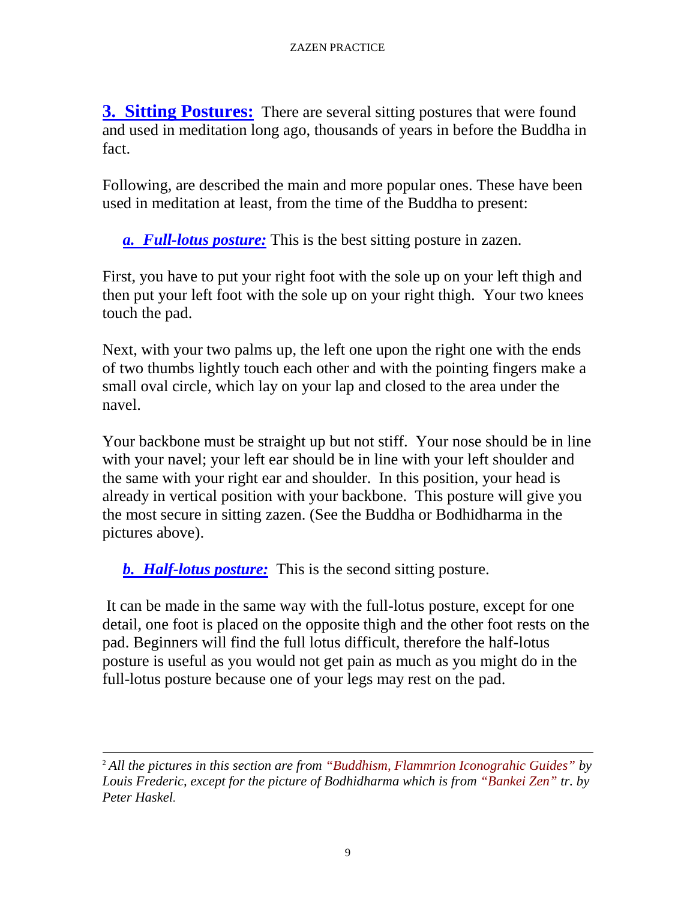**3. Sitting Postures:** There are several sitting postures that were found and used in meditation long ago, thousands of years in before the Buddha in fact.

Following, are described the main and more popular ones. These have been used in meditation at least, from the time of the Buddha to present:

***a. Full-lotus posture:*** This is the best sitting posture in zazen.

First, you have to put your right foot with the sole up on your left thigh and then put your left foot with the sole up on your right thigh. Your two knees touch the pad.

Next, with your two palms up, the left one upon the right one with the ends of two thumbs lightly touch each other and with the pointing fingers make a small oval circle, which lay on your lap and closed to the area under the navel.

Your backbone must be straight up but not stiff. Your nose should be in line with your navel; your left ear should be in line with your left shoulder and the same with your right ear and shoulder. In this position, your head is already in vertical position with your backbone. This posture will give you the most secure in sitting zazen. (See the Buddha or Bodhidharma in the pictures above).

***b. Half-lotus posture:*** This is the second sitting posture.

It can be made in the same way with the full-lotus posture, except for one detail, one foot is placed on the opposite thigh and the other foot rests on the pad. Beginners will find the full lotus difficult, therefore the half-lotus posture is useful as you would not get pain as much as you might do in the full-lotus posture because one of your legs may rest on the pad.

---

[2] *All the pictures in this section are from "Buddhism, Flammrion Iconograhic Guides" by Louis Frederic, except for the picture of Bodhidharma which is from "Bankei Zen" tr. by Peter Haskel.*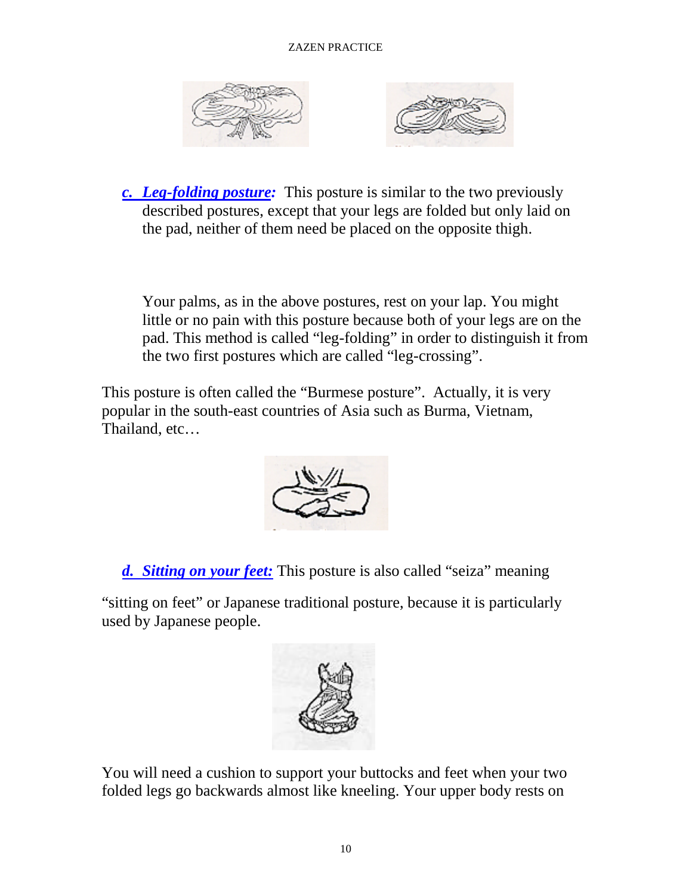*c. Leg-folding posture:* This posture is similar to the two previously described postures, except that your legs are folded but only laid on the pad, neither of them need be placed on the opposite thigh.

Your palms, as in the above postures, rest on your lap. You might little or no pain with this posture because both of your legs are on the pad. This method is called "leg-folding" in order to distinguish it from the two first postures which are called "leg-crossing".

This posture is often called the "Burmese posture". Actually, it is very popular in the south-east countries of Asia such as Burma, Vietnam, Thailand, etc…

*d. Sitting on your feet:* This posture is also called "seiza" meaning "sitting on feet" or Japanese traditional posture, because it is particularly used by Japanese people.

You will need a cushion to support your buttocks and feet when your two folded legs go backwards almost like kneeling. Your upper body rests on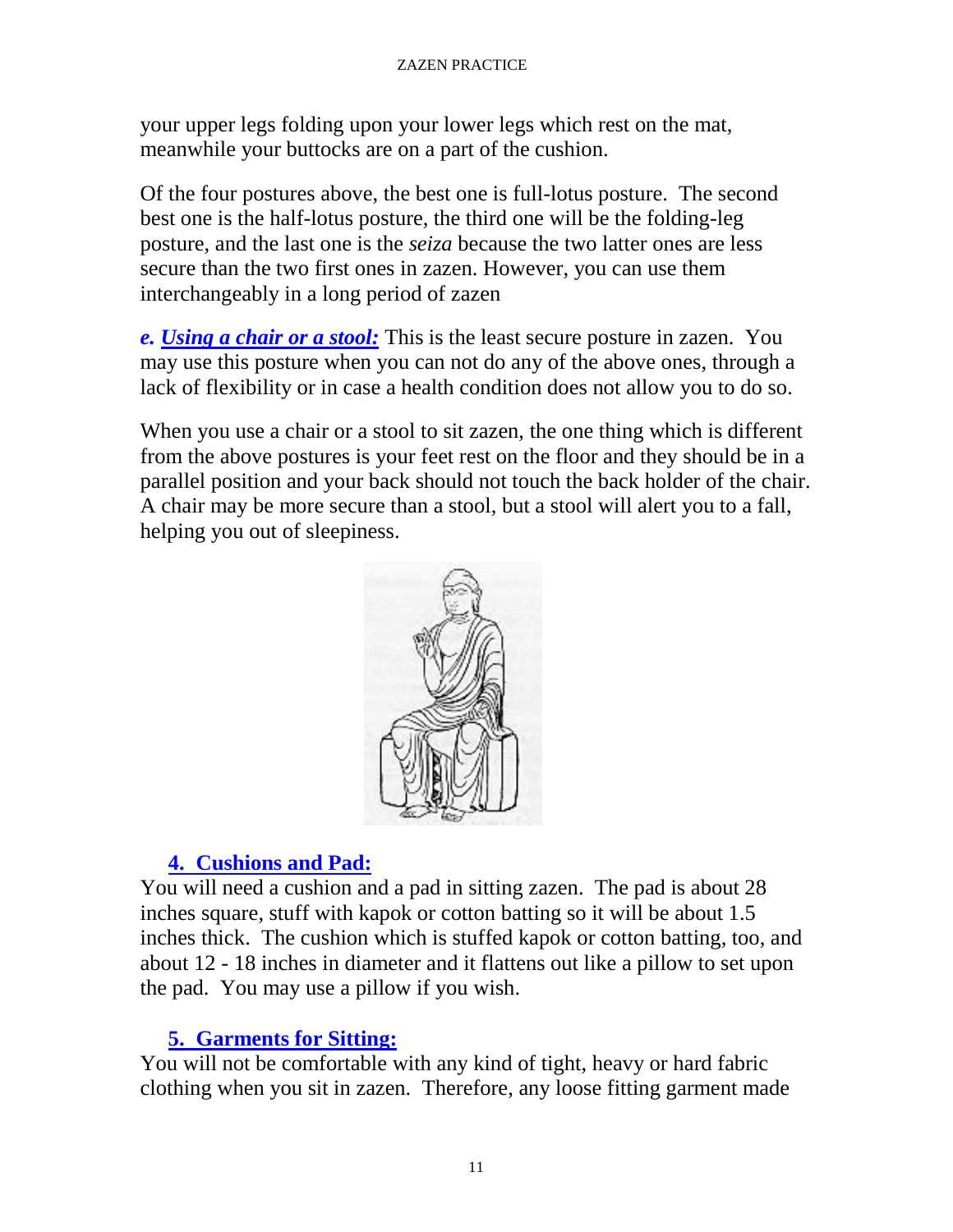your upper legs folding upon your lower legs which rest on the mat, meanwhile your buttocks are on a part of the cushion.

Of the four postures above, the best one is full-lotus posture. The second best one is the half-lotus posture, the third one will be the folding-leg posture, and the last one is the *seiza* because the two latter ones are less secure than the two first ones in zazen. However, you can use them interchangeably in a long period of zazen

***e. Using a chair or a stool:*** This is the least secure posture in zazen. You may use this posture when you can not do any of the above ones, through a lack of flexibility or in case a health condition does not allow you to do so.

When you use a chair or a stool to sit zazen, the one thing which is different from the above postures is your feet rest on the floor and they should be in a parallel position and your back should not touch the back holder of the chair. A chair may be more secure than a stool, but a stool will alert you to a fall, helping you out of sleepiness.

## 4. Cushions and Pad:

You will need a cushion and a pad in sitting zazen. The pad is about 28 inches square, stuff with kapok or cotton batting so it will be about 1.5 inches thick. The cushion which is stuffed kapok or cotton batting, too, and about 12 - 18 inches in diameter and it flattens out like a pillow to set upon the pad. You may use a pillow if you wish.

## 5. Garments for Sitting:

You will not be comfortable with any kind of tight, heavy or hard fabric clothing when you sit in zazen. Therefore, any loose fitting garment made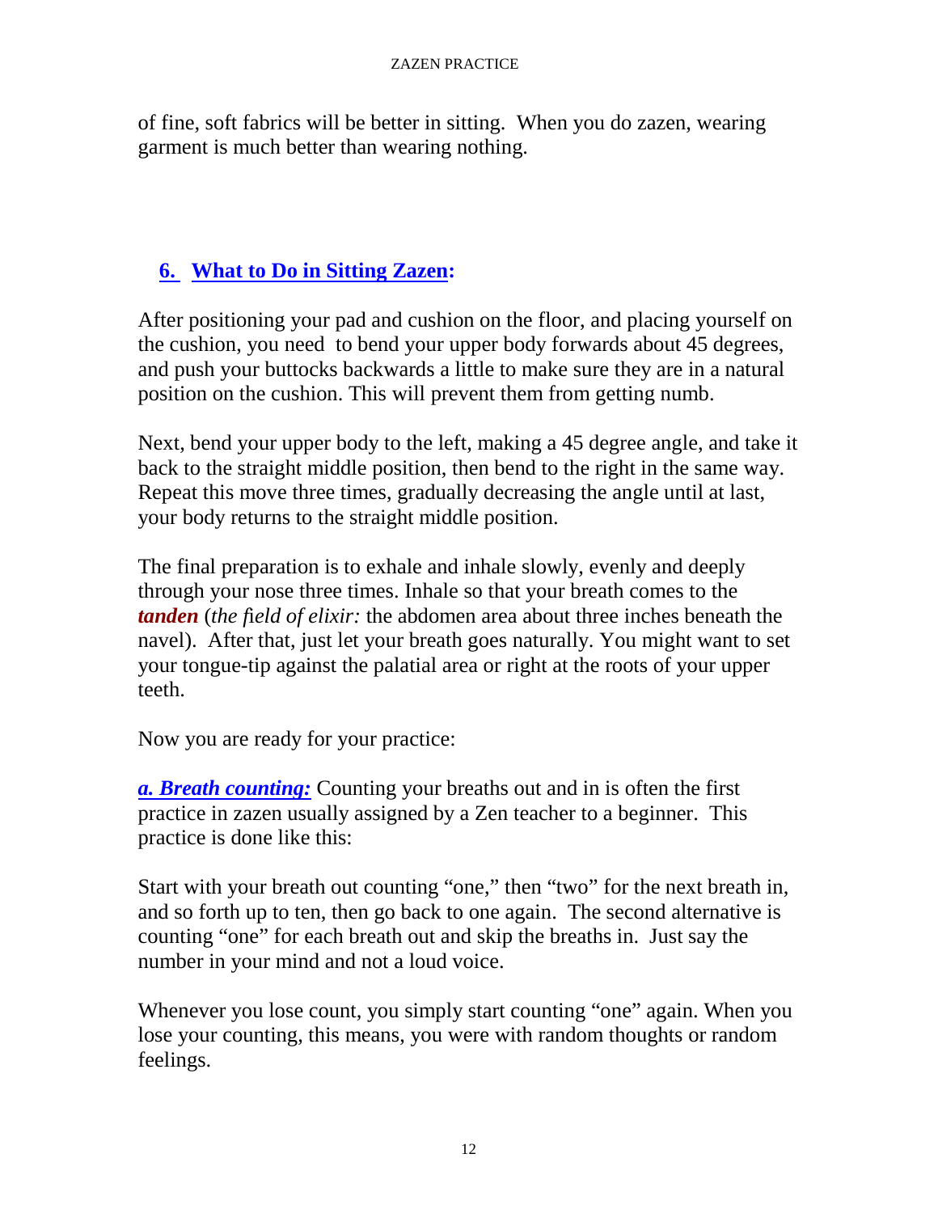of fine, soft fabrics will be better in sitting. When you do zazen, wearing garment is much better than wearing nothing.

## 6. What to Do in Sitting Zazen:

After positioning your pad and cushion on the floor, and placing yourself on the cushion, you need to bend your upper body forwards about 45 degrees, and push your buttocks backwards a little to make sure they are in a natural position on the cushion. This will prevent them from getting numb.

Next, bend your upper body to the left, making a 45 degree angle, and take it back to the straight middle position, then bend to the right in the same way. Repeat this move three times, gradually decreasing the angle until at last, your body returns to the straight middle position.

The final preparation is to exhale and inhale slowly, evenly and deeply through your nose three times. Inhale so that your breath comes to the ***tanden*** (*the field of elixir:* the abdomen area about three inches beneath the navel). After that, just let your breath goes naturally. You might want to set your tongue-tip against the palatial area or right at the roots of your upper teeth.

Now you are ready for your practice:

***a. Breath counting:*** Counting your breaths out and in is often the first practice in zazen usually assigned by a Zen teacher to a beginner. This practice is done like this:

Start with your breath out counting "one," then "two" for the next breath in, and so forth up to ten, then go back to one again. The second alternative is counting "one" for each breath out and skip the breaths in. Just say the number in your mind and not a loud voice.

Whenever you lose count, you simply start counting "one" again. When you lose your counting, this means, you were with random thoughts or random feelings.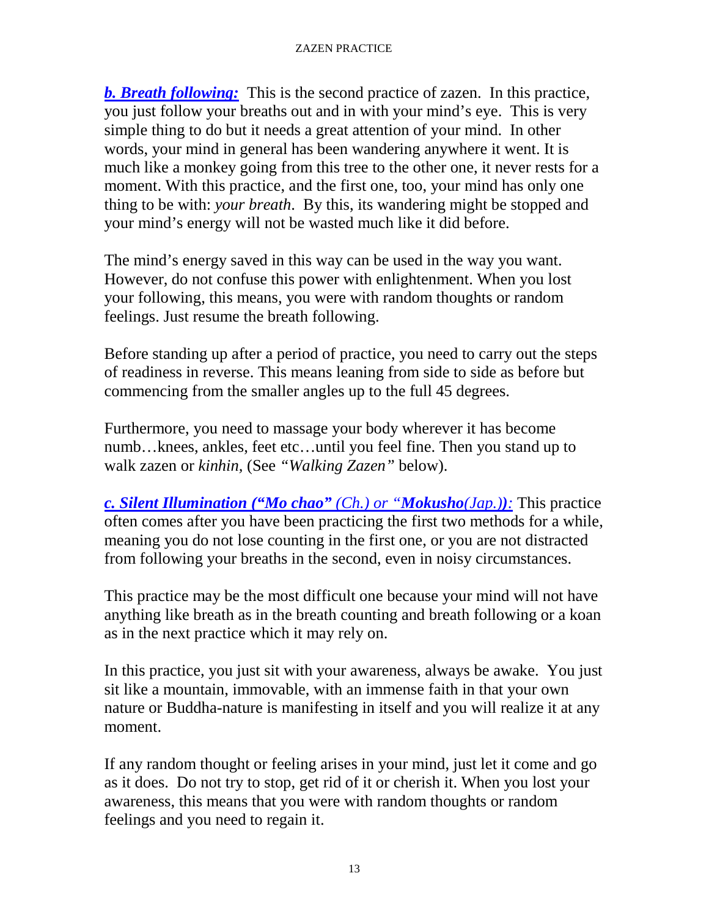***b. Breath following:*** This is the second practice of zazen. In this practice, you just follow your breaths out and in with your mind's eye. This is very simple thing to do but it needs a great attention of your mind. In other words, your mind in general has been wandering anywhere it went. It is much like a monkey going from this tree to the other one, it never rests for a moment. With this practice, and the first one, too, your mind has only one thing to be with: *your breath*. By this, its wandering might be stopped and your mind's energy will not be wasted much like it did before.

The mind's energy saved in this way can be used in the way you want. However, do not confuse this power with enlightenment. When you lost your following, this means, you were with random thoughts or random feelings. Just resume the breath following.

Before standing up after a period of practice, you need to carry out the steps of readiness in reverse. This means leaning from side to side as before but commencing from the smaller angles up to the full 45 degrees.

Furthermore, you need to massage your body wherever it has become numb…knees, ankles, feet etc…until you feel fine. Then you stand up to walk zazen or *kinhin,* (See *"Walking Zazen"* below).

***c. Silent Illumination ("Mo chao"** (Ch.) or "**Mokusho**(Jap.)**)**:* This practice often comes after you have been practicing the first two methods for a while, meaning you do not lose counting in the first one, or you are not distracted from following your breaths in the second, even in noisy circumstances.

This practice may be the most difficult one because your mind will not have anything like breath as in the breath counting and breath following or a koan as in the next practice which it may rely on.

In this practice, you just sit with your awareness, always be awake. You just sit like a mountain, immovable, with an immense faith in that your own nature or Buddha-nature is manifesting in itself and you will realize it at any moment.

If any random thought or feeling arises in your mind, just let it come and go as it does. Do not try to stop, get rid of it or cherish it. When you lost your awareness, this means that you were with random thoughts or random feelings and you need to regain it.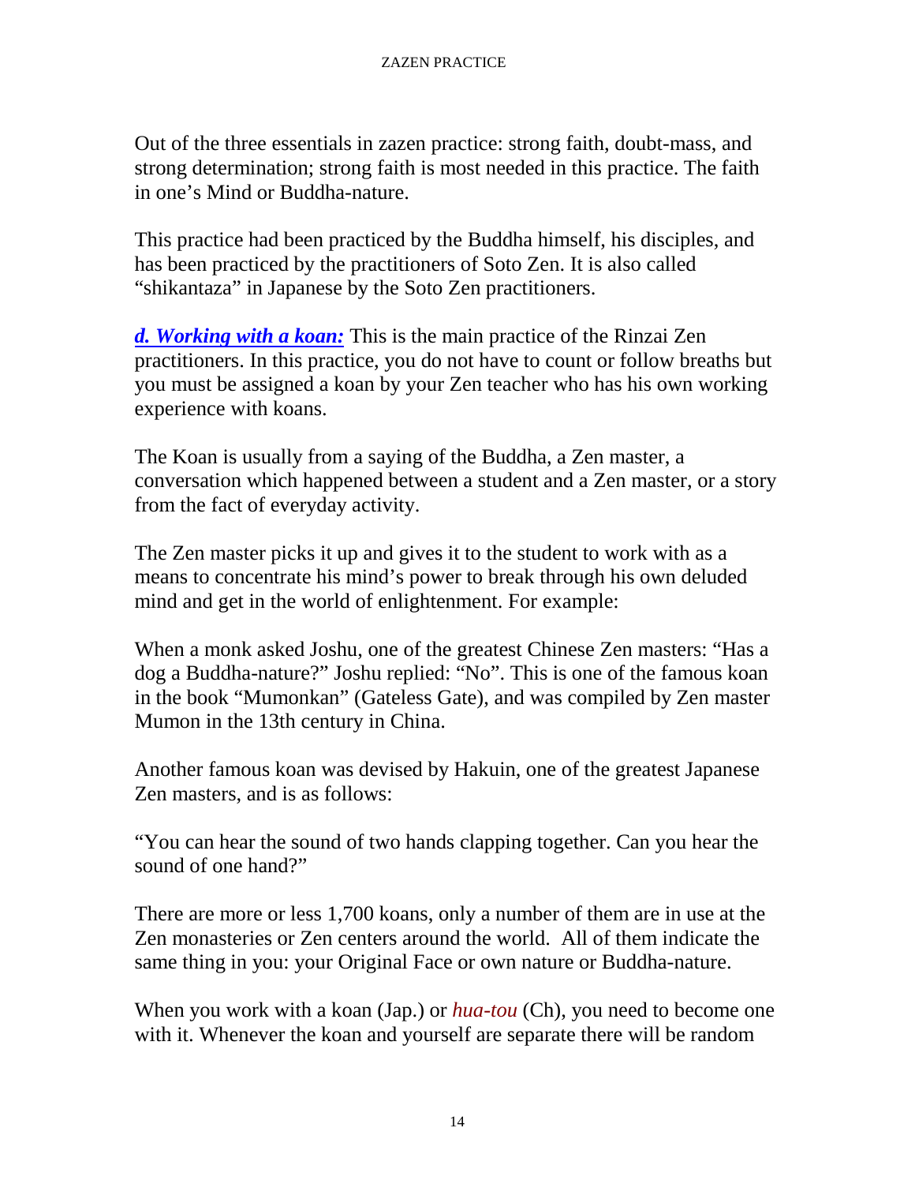Out of the three essentials in zazen practice: strong faith, doubt-mass, and strong determination; strong faith is most needed in this practice. The faith in one's Mind or Buddha-nature.

This practice had been practiced by the Buddha himself, his disciples, and has been practiced by the practitioners of Soto Zen. It is also called "shikantaza" in Japanese by the Soto Zen practitioners.

***d. Working with a koan:*** This is the main practice of the Rinzai Zen practitioners. In this practice, you do not have to count or follow breaths but you must be assigned a koan by your Zen teacher who has his own working experience with koans.

The Koan is usually from a saying of the Buddha, a Zen master, a conversation which happened between a student and a Zen master, or a story from the fact of everyday activity.

The Zen master picks it up and gives it to the student to work with as a means to concentrate his mind's power to break through his own deluded mind and get in the world of enlightenment. For example:

When a monk asked Joshu, one of the greatest Chinese Zen masters: "Has a dog a Buddha-nature?" Joshu replied: "No". This is one of the famous koan in the book "Mumonkan" (Gateless Gate), and was compiled by Zen master Mumon in the 13th century in China.

Another famous koan was devised by Hakuin, one of the greatest Japanese Zen masters, and is as follows:

"You can hear the sound of two hands clapping together. Can you hear the sound of one hand?"

There are more or less 1,700 koans, only a number of them are in use at the Zen monasteries or Zen centers around the world. All of them indicate the same thing in you: your Original Face or own nature or Buddha-nature.

When you work with a koan (Jap.) or *hua-tou* (Ch), you need to become one with it. Whenever the koan and yourself are separate there will be random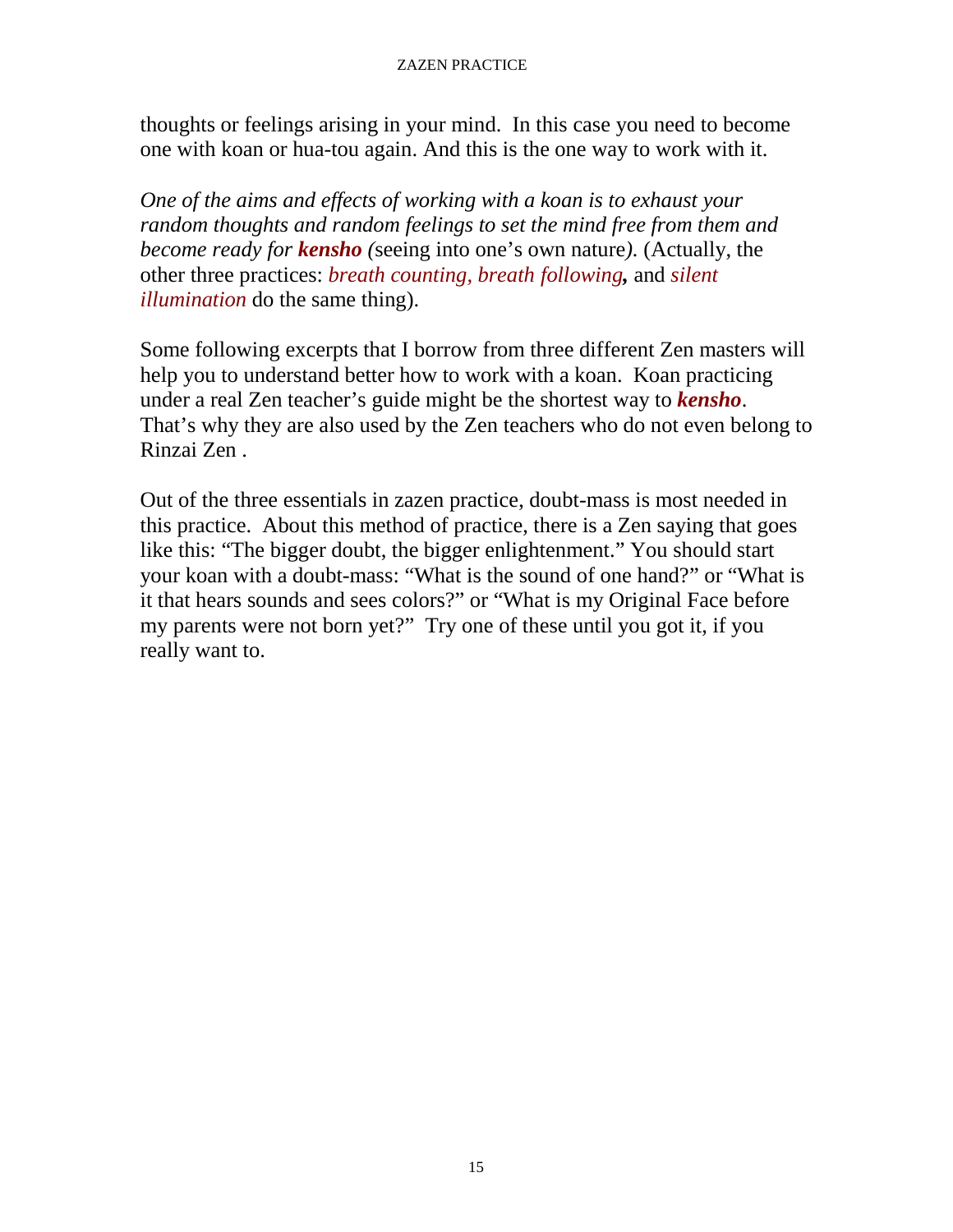thoughts or feelings arising in your mind. In this case you need to become one with koan or hua-tou again. And this is the one way to work with it.

*One of the aims and effects of working with a koan is to exhaust your random thoughts and random feelings to set the mind free from them and become ready for* ***kensho*** *(*seeing into one's own nature*).* (Actually, the other three practices: *breath counting, breath following****,*** and *silent illumination* do the same thing).

Some following excerpts that I borrow from three different Zen masters will help you to understand better how to work with a koan. Koan practicing under a real Zen teacher's guide might be the shortest way to ***kensho***. That's why they are also used by the Zen teachers who do not even belong to Rinzai Zen .

Out of the three essentials in zazen practice, doubt-mass is most needed in this practice. About this method of practice, there is a Zen saying that goes like this: "The bigger doubt, the bigger enlightenment." You should start your koan with a doubt-mass: "What is the sound of one hand?" or "What is it that hears sounds and sees colors?" or "What is my Original Face before my parents were not born yet?" Try one of these until you got it, if you really want to.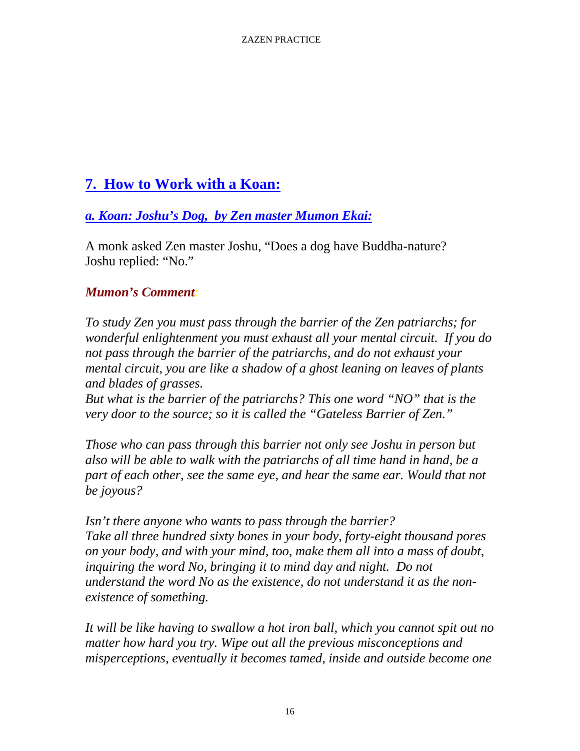## 7. How to Work with a Koan:

### *a. Koan: Joshu's Dog, by Zen master Mumon Ekai:*

A monk asked Zen master Joshu, "Does a dog have Buddha-nature?
Joshu replied: "No."

***Mumon's Comment:***

*To study Zen you must pass through the barrier of the Zen patriarchs; for wonderful enlightenment you must exhaust all your mental circuit. If you do not pass through the barrier of the patriarchs, and do not exhaust your mental circuit, you are like a shadow of a ghost leaning on leaves of plants and blades of grasses.*
*But what is the barrier of the patriarchs? This one word "NO" that is the very door to the source; so it is called the "Gateless Barrier of Zen."*

*Those who can pass through this barrier not only see Joshu in person but also will be able to walk with the patriarchs of all time hand in hand, be a part of each other, see the same eye, and hear the same ear. Would that not be joyous?*

*Isn't there anyone who wants to pass through the barrier?*
*Take all three hundred sixty bones in your body, forty-eight thousand pores on your body, and with your mind, too, make them all into a mass of doubt, inquiring the word No, bringing it to mind day and night. Do not understand the word No as the existence, do not understand it as the non-existence of something.*

*It will be like having to swallow a hot iron ball, which you cannot spit out no matter how hard you try. Wipe out all the previous misconceptions and misperceptions, eventually it becomes tamed, inside and outside become one*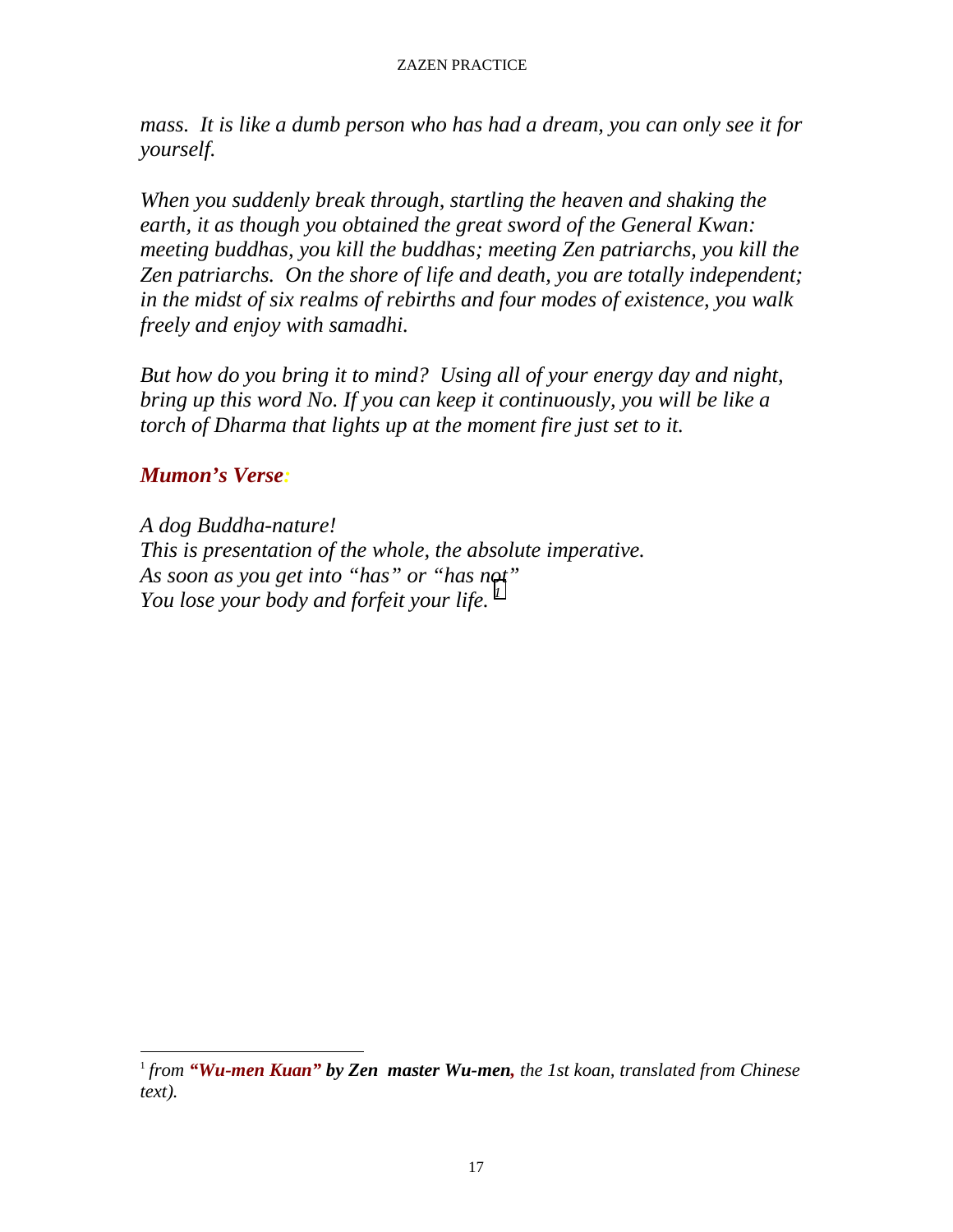*mass. It is like a dumb person who has had a dream, you can only see it for yourself.*

*When you suddenly break through, startling the heaven and shaking the earth, it as though you obtained the great sword of the General Kwan: meeting buddhas, you kill the buddhas; meeting Zen patriarchs, you kill the Zen patriarchs. On the shore of life and death, you are totally independent; in the midst of six realms of rebirths and four modes of existence, you walk freely and enjoy with samadhi.*

*But how do you bring it to mind? Using all of your energy day and night, bring up this word No. If you can keep it continuously, you will be like a torch of Dharma that lights up at the moment fire just set to it.*

### *Mumon's Verse:*

*A dog Buddha-nature!*
*This is presentation of the whole, the absolute imperative.*
*As soon as you get into "has" or "has not"*
*You lose your body and forfeit your life.* [1]

---

[1] *from* ***"Wu-men Kuan" by Zen master Wu-men****, the 1st koan, translated from Chinese text).*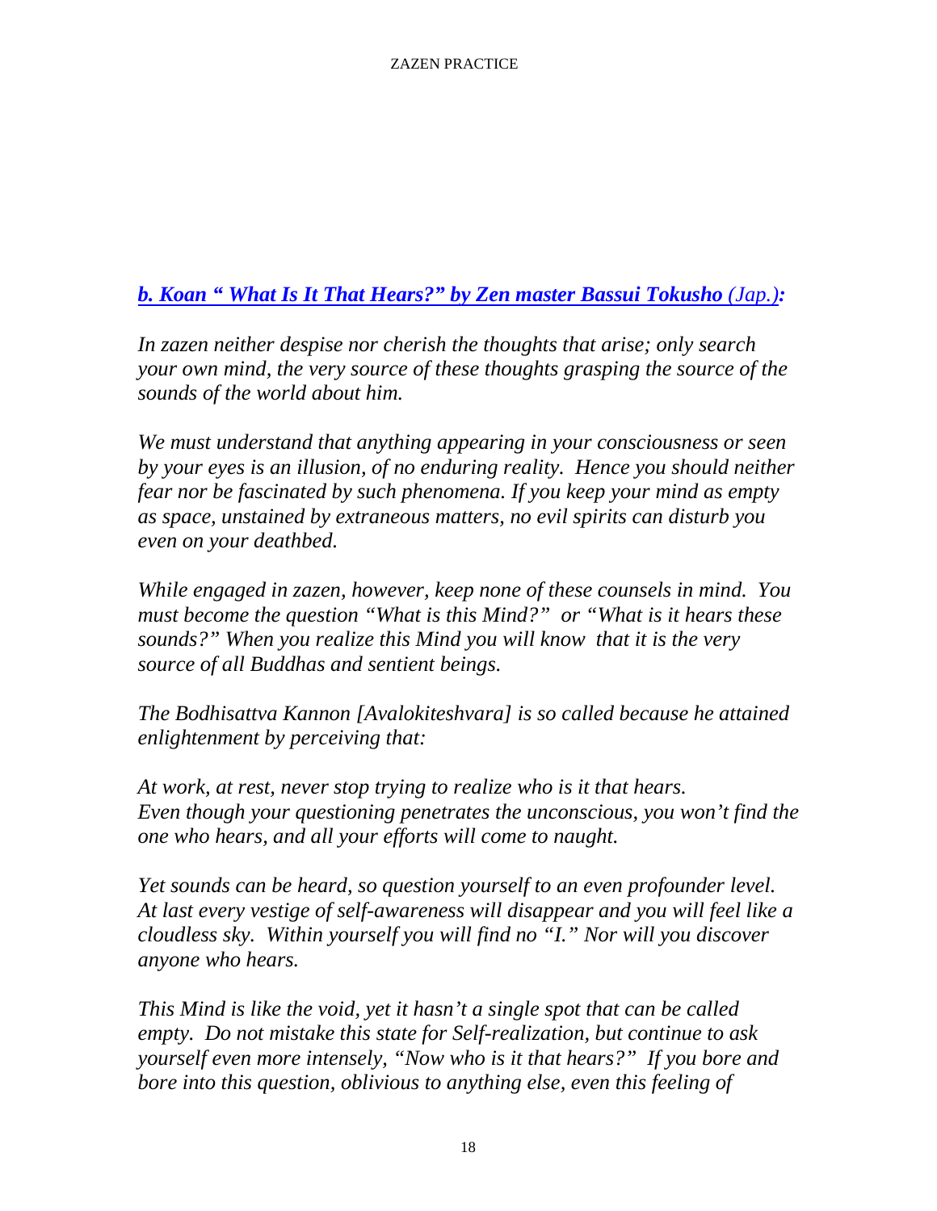### *b. Koan " What Is It That Hears?" by Zen master Bassui Tokusho (Jap.):*

*In zazen neither despise nor cherish the thoughts that arise; only search your own mind, the very source of these thoughts grasping the source of the sounds of the world about him.*

*We must understand that anything appearing in your consciousness or seen by your eyes is an illusion, of no enduring reality. Hence you should neither fear nor be fascinated by such phenomena. If you keep your mind as empty as space, unstained by extraneous matters, no evil spirits can disturb you even on your deathbed.*

*While engaged in zazen, however, keep none of these counsels in mind. You must become the question "What is this Mind?" or "What is it hears these sounds?" When you realize this Mind you will know that it is the very source of all Buddhas and sentient beings.*

*The Bodhisattva Kannon [Avalokiteshvara] is so called because he attained enlightenment by perceiving that:*

*At work, at rest, never stop trying to realize who is it that hears.*
*Even though your questioning penetrates the unconscious, you won't find the one who hears, and all your efforts will come to naught.*

*Yet sounds can be heard, so question yourself to an even profounder level. At last every vestige of self-awareness will disappear and you will feel like a cloudless sky. Within yourself you will find no "I." Nor will you discover anyone who hears.*

*This Mind is like the void, yet it hasn't a single spot that can be called empty. Do not mistake this state for Self-realization, but continue to ask yourself even more intensely, "Now who is it that hears?" If you bore and bore into this question, oblivious to anything else, even this feeling of*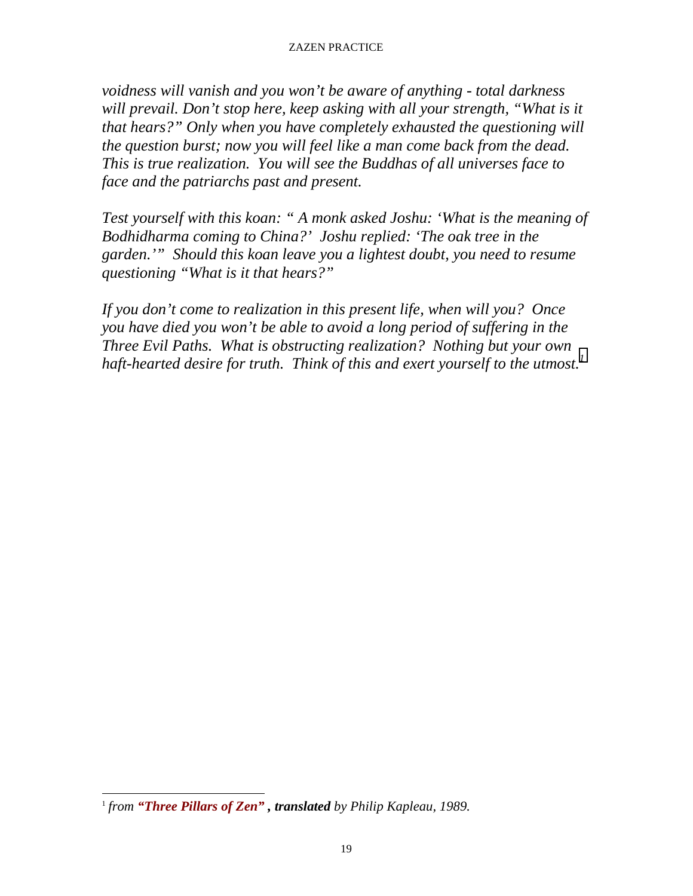*voidness will vanish and you won't be aware of anything - total darkness will prevail. Don't stop here, keep asking with all your strength, "What is it that hears?" Only when you have completely exhausted the questioning will the question burst; now you will feel like a man come back from the dead. This is true realization. You will see the Buddhas of all universes face to face and the patriarchs past and present.*

*Test yourself with this koan: " A monk asked Joshu: 'What is the meaning of Bodhidharma coming to China?' Joshu replied: 'The oak tree in the garden.'" Should this koan leave you a lightest doubt, you need to resume questioning "What is it that hears?"*

*If you don't come to realization in this present life, when will you? Once you have died you won't be able to avoid a long period of suffering in the Three Evil Paths. What is obstructing realization? Nothing but your own haft-hearted desire for truth. Think of this and exert yourself to the utmost.*[1]

---

[1] *from **"Three Pillars of Zen" , translated** by Philip Kapleau, 1989.*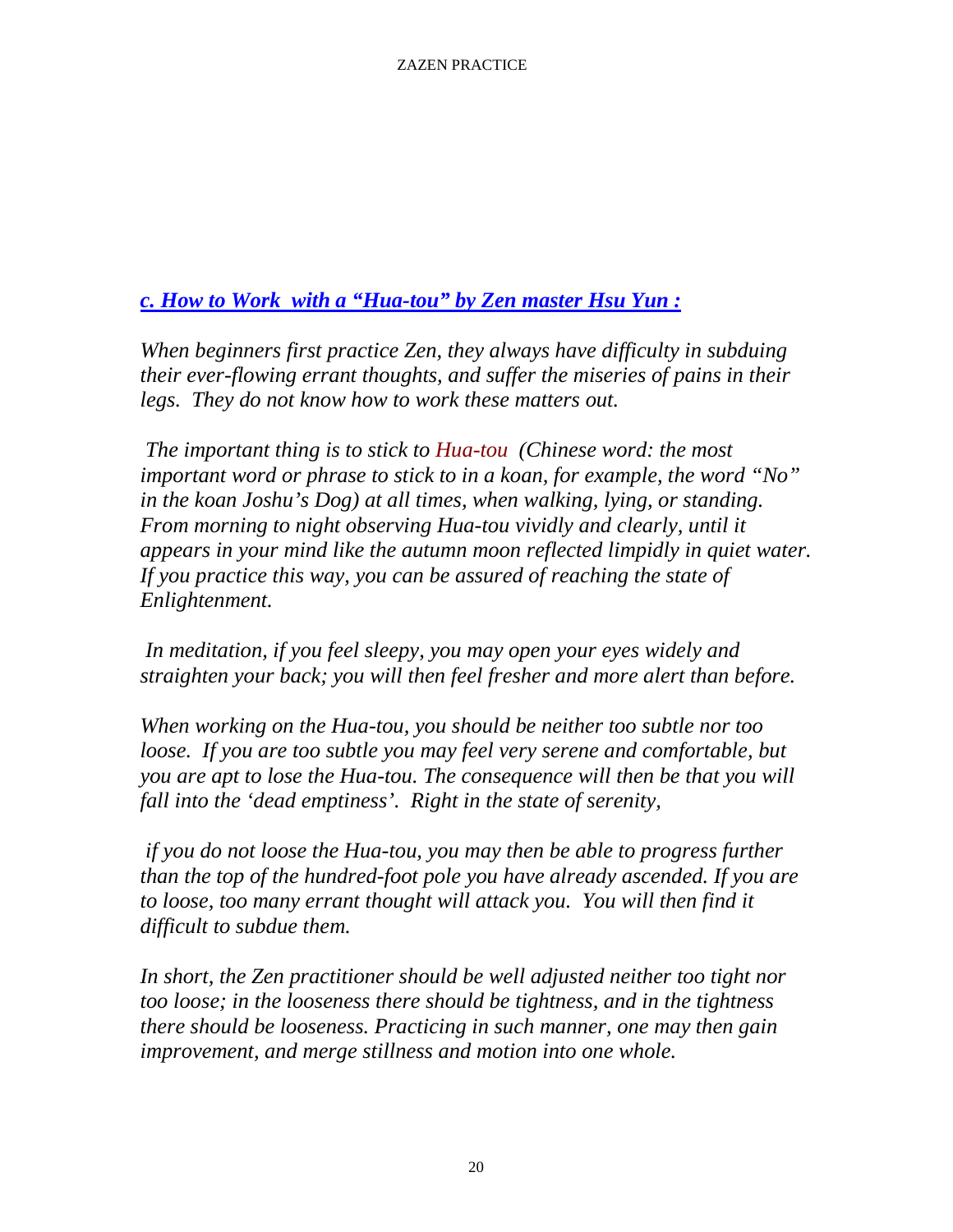## *c. How to Work with a "Hua-tou" by Zen master Hsu Yun :*

*When beginners first practice Zen, they always have difficulty in subduing their ever-flowing errant thoughts, and suffer the miseries of pains in their legs. They do not know how to work these matters out.*

*The important thing is to stick to Hua-tou (Chinese word: the most important word or phrase to stick to in a koan, for example, the word "No" in the koan Joshu's Dog) at all times, when walking, lying, or standing. From morning to night observing Hua-tou vividly and clearly, until it appears in your mind like the autumn moon reflected limpidly in quiet water. If you practice this way, you can be assured of reaching the state of Enlightenment.*

*In meditation, if you feel sleepy, you may open your eyes widely and straighten your back; you will then feel fresher and more alert than before.*

*When working on the Hua-tou, you should be neither too subtle nor too loose. If you are too subtle you may feel very serene and comfortable, but you are apt to lose the Hua-tou. The consequence will then be that you will fall into the 'dead emptiness'. Right in the state of serenity,*

*if you do not loose the Hua-tou, you may then be able to progress further than the top of the hundred-foot pole you have already ascended. If you are to loose, too many errant thought will attack you. You will then find it difficult to subdue them.*

*In short, the Zen practitioner should be well adjusted neither too tight nor too loose; in the looseness there should be tightness, and in the tightness there should be looseness. Practicing in such manner, one may then gain improvement, and merge stillness and motion into one whole.*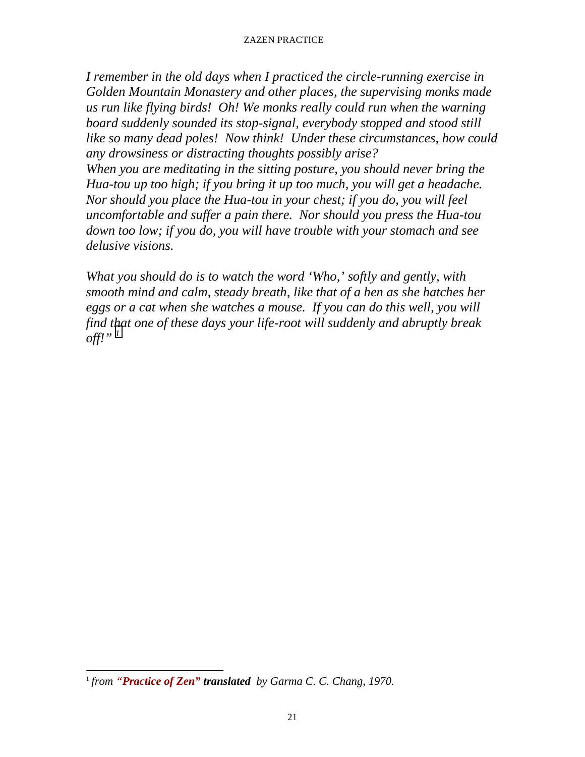*I remember in the old days when I practiced the circle-running exercise in Golden Mountain Monastery and other places, the supervising monks made us run like flying birds! Oh! We monks really could run when the warning board suddenly sounded its stop-signal, everybody stopped and stood still like so many dead poles! Now think! Under these circumstances, how could any drowsiness or distracting thoughts possibly arise?*
*When you are meditating in the sitting posture, you should never bring the Hua-tou up too high; if you bring it up too much, you will get a headache. Nor should you place the Hua-tou in your chest; if you do, you will feel uncomfortable and suffer a pain there. Nor should you press the Hua-tou down too low; if you do, you will have trouble with your stomach and see delusive visions.*

*What you should do is to watch the word 'Who,' softly and gently, with smooth mind and calm, steady breath, like that of a hen as she hatches her eggs or a cat when she watches a mouse. If you can do this well, you will find that one of these days your life-root will suddenly and abruptly break off!"* [1]

---

[1] *from "**Practice of Zen" translated** by Garma C. C. Chang, 1970.*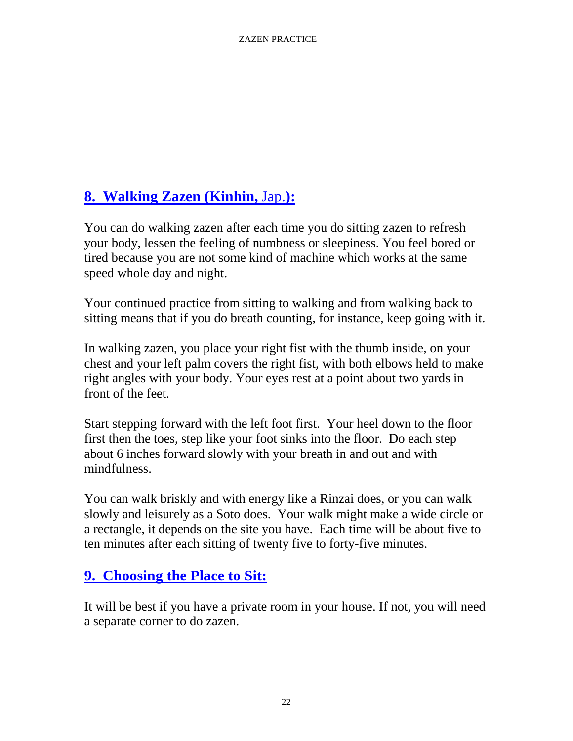## 8. Walking Zazen (Kinhin, Jap.):

You can do walking zazen after each time you do sitting zazen to refresh your body, lessen the feeling of numbness or sleepiness. You feel bored or tired because you are not some kind of machine which works at the same speed whole day and night.

Your continued practice from sitting to walking and from walking back to sitting means that if you do breath counting, for instance, keep going with it.

In walking zazen, you place your right fist with the thumb inside, on your chest and your left palm covers the right fist, with both elbows held to make right angles with your body. Your eyes rest at a point about two yards in front of the feet.

Start stepping forward with the left foot first. Your heel down to the floor first then the toes, step like your foot sinks into the floor. Do each step about 6 inches forward slowly with your breath in and out and with mindfulness.

You can walk briskly and with energy like a Rinzai does, or you can walk slowly and leisurely as a Soto does. Your walk might make a wide circle or a rectangle, it depends on the site you have. Each time will be about five to ten minutes after each sitting of twenty five to forty-five minutes.

## 9. Choosing the Place to Sit:

It will be best if you have a private room in your house. If not, you will need a separate corner to do zazen.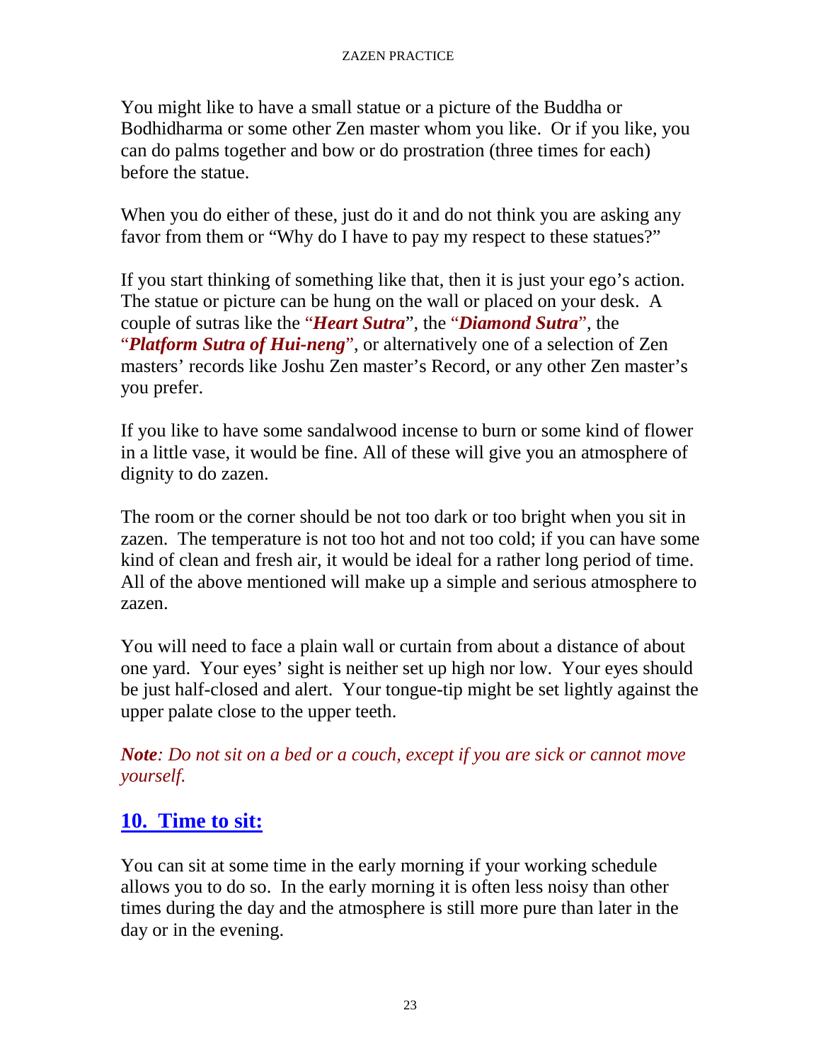You might like to have a small statue or a picture of the Buddha or Bodhidharma or some other Zen master whom you like. Or if you like, you can do palms together and bow or do prostration (three times for each) before the statue.

When you do either of these, just do it and do not think you are asking any favor from them or “Why do I have to pay my respect to these statues?”

If you start thinking of something like that, then it is just your ego’s action. The statue or picture can be hung on the wall or placed on your desk. A couple of sutras like the “***Heart Sutra***”, the “***Diamond Sutra***”, the “***Platform Sutra of Hui-neng***”, or alternatively one of a selection of Zen masters’ records like Joshu Zen master’s Record, or any other Zen master’s you prefer.

If you like to have some sandalwood incense to burn or some kind of flower in a little vase, it would be fine. All of these will give you an atmosphere of dignity to do zazen.

The room or the corner should be not too dark or too bright when you sit in zazen. The temperature is not too hot and not too cold; if you can have some kind of clean and fresh air, it would be ideal for a rather long period of time. All of the above mentioned will make up a simple and serious atmosphere to zazen.

You will need to face a plain wall or curtain from about a distance of about one yard. Your eyes’ sight is neither set up high nor low. Your eyes should be just half-closed and alert. Your tongue-tip might be set lightly against the upper palate close to the upper teeth.

***Note****: Do not sit on a bed or a couch, except if you are sick or cannot move yourself.*

## 10. Time to sit:

You can sit at some time in the early morning if your working schedule allows you to do so. In the early morning it is often less noisy than other times during the day and the atmosphere is still more pure than later in the day or in the evening.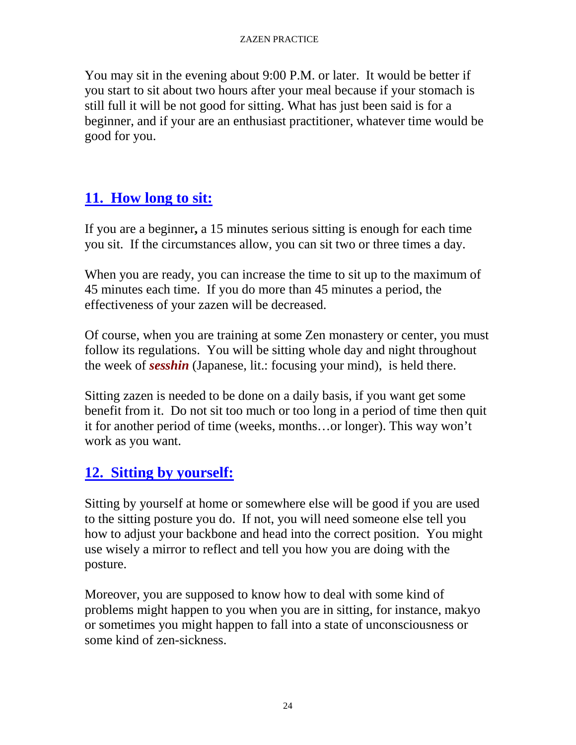You may sit in the evening about 9:00 P.M. or later. It would be better if you start to sit about two hours after your meal because if your stomach is still full it will be not good for sitting. What has just been said is for a beginner, and if your are an enthusiast practitioner, whatever time would be good for you.

## 11. How long to sit:

If you are a beginner**,** a 15 minutes serious sitting is enough for each time you sit. If the circumstances allow, you can sit two or three times a day.

When you are ready, you can increase the time to sit up to the maximum of 45 minutes each time. If you do more than 45 minutes a period, the effectiveness of your zazen will be decreased.

Of course, when you are training at some Zen monastery or center, you must follow its regulations. You will be sitting whole day and night throughout the week of ***sesshin*** (Japanese, lit.: focusing your mind), is held there.

Sitting zazen is needed to be done on a daily basis, if you want get some benefit from it. Do not sit too much or too long in a period of time then quit it for another period of time (weeks, months…or longer). This way won't work as you want.

## 12. Sitting by yourself:

Sitting by yourself at home or somewhere else will be good if you are used to the sitting posture you do. If not, you will need someone else tell you how to adjust your backbone and head into the correct position. You might use wisely a mirror to reflect and tell you how you are doing with the posture.

Moreover, you are supposed to know how to deal with some kind of problems might happen to you when you are in sitting, for instance, makyo or sometimes you might happen to fall into a state of unconsciousness or some kind of zen-sickness.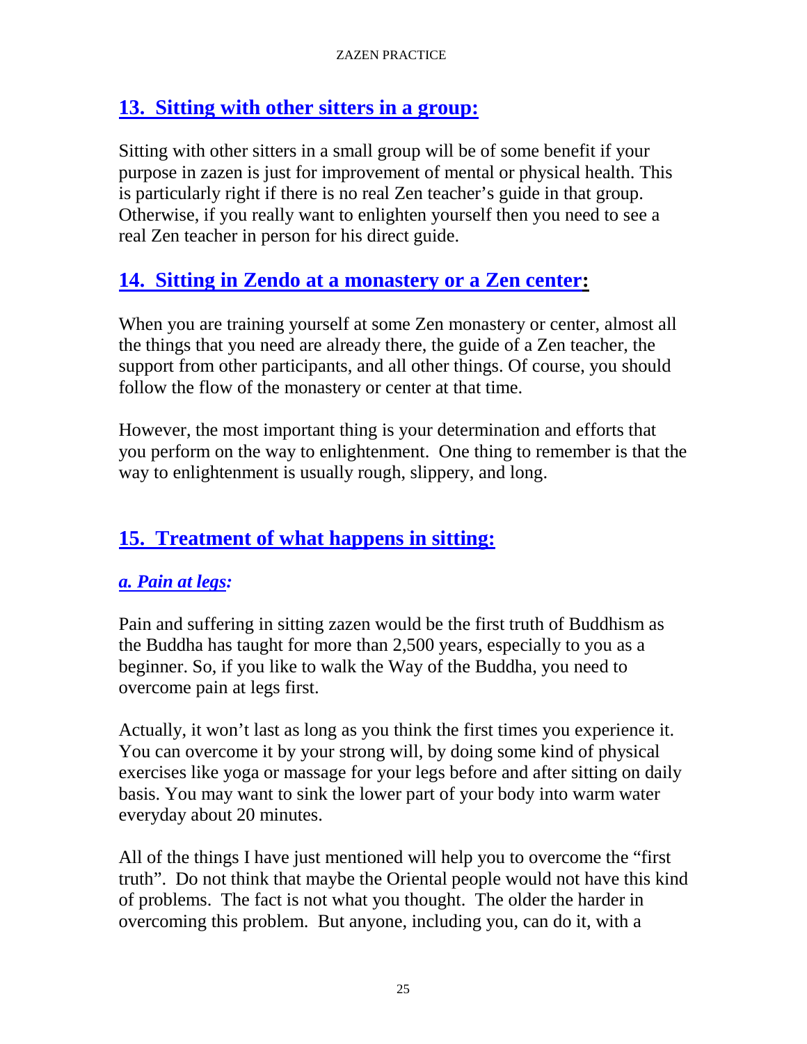## 13. Sitting with other sitters in a group:

Sitting with other sitters in a small group will be of some benefit if your purpose in zazen is just for improvement of mental or physical health. This is particularly right if there is no real Zen teacher's guide in that group. Otherwise, if you really want to enlighten yourself then you need to see a real Zen teacher in person for his direct guide.

## 14. Sitting in Zendo at a monastery or a Zen center:

When you are training yourself at some Zen monastery or center, almost all the things that you need are already there, the guide of a Zen teacher, the support from other participants, and all other things. Of course, you should follow the flow of the monastery or center at that time.

However, the most important thing is your determination and efforts that you perform on the way to enlightenment. One thing to remember is that the way to enlightenment is usually rough, slippery, and long.

## 15. Treatment of what happens in sitting:

### *a. Pain at legs:*

Pain and suffering in sitting zazen would be the first truth of Buddhism as the Buddha has taught for more than 2,500 years, especially to you as a beginner. So, if you like to walk the Way of the Buddha, you need to overcome pain at legs first.

Actually, it won't last as long as you think the first times you experience it. You can overcome it by your strong will, by doing some kind of physical exercises like yoga or massage for your legs before and after sitting on daily basis. You may want to sink the lower part of your body into warm water everyday about 20 minutes.

All of the things I have just mentioned will help you to overcome the "first truth". Do not think that maybe the Oriental people would not have this kind of problems. The fact is not what you thought. The older the harder in overcoming this problem. But anyone, including you, can do it, with a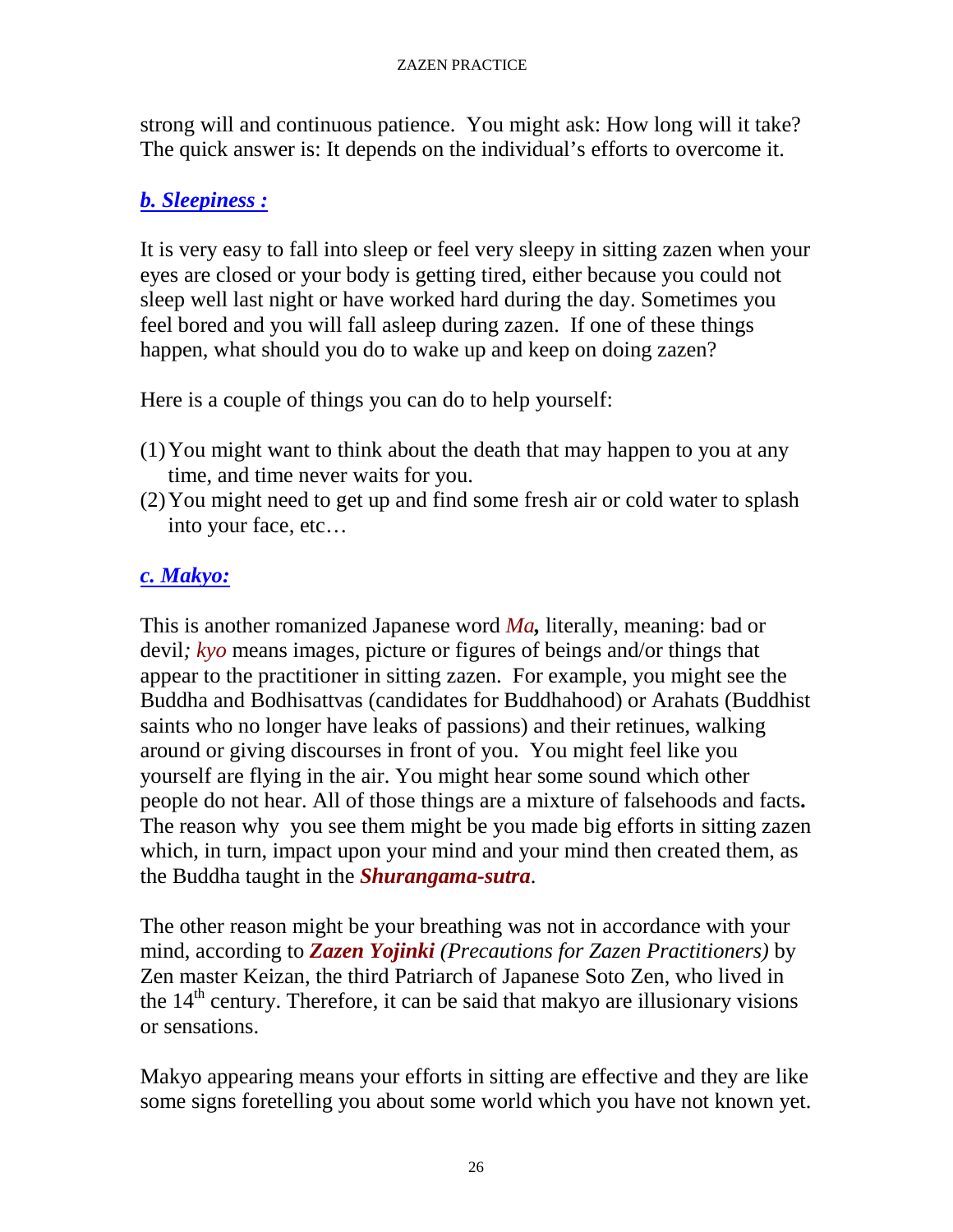strong will and continuous patience. You might ask: How long will it take? The quick answer is: It depends on the individual's efforts to overcome it.

### *b. Sleepiness :*

It is very easy to fall into sleep or feel very sleepy in sitting zazen when your eyes are closed or your body is getting tired, either because you could not sleep well last night or have worked hard during the day. Sometimes you feel bored and you will fall asleep during zazen. If one of these things happen, what should you do to wake up and keep on doing zazen?

Here is a couple of things you can do to help yourself:

(1) You might want to think about the death that may happen to you at any time, and time never waits for you.
(2) You might need to get up and find some fresh air or cold water to splash into your face, etc…

### *c. Makyo:*

This is another romanized Japanese word *Ma***,** literally, meaning: bad or devil*;* *kyo* means images, picture or figures of beings and/or things that appear to the practitioner in sitting zazen. For example, you might see the Buddha and Bodhisattvas (candidates for Buddhahood) or Arahats (Buddhist saints who no longer have leaks of passions) and their retinues, walking around or giving discourses in front of you. You might feel like you yourself are flying in the air. You might hear some sound which other people do not hear. All of those things are a mixture of falsehoods and facts**.** The reason why you see them might be you made big efforts in sitting zazen which, in turn, impact upon your mind and your mind then created them, as the Buddha taught in the ***Shurangama-sutra***.

The other reason might be your breathing was not in accordance with your mind, according to ***Zazen Yojinki*** *(Precautions for Zazen Practitioners)* by Zen master Keizan, the third Patriarch of Japanese Soto Zen, who lived in the 14th century. Therefore, it can be said that makyo are illusionary visions or sensations.

Makyo appearing means your efforts in sitting are effective and they are like some signs foretelling you about some world which you have not known yet.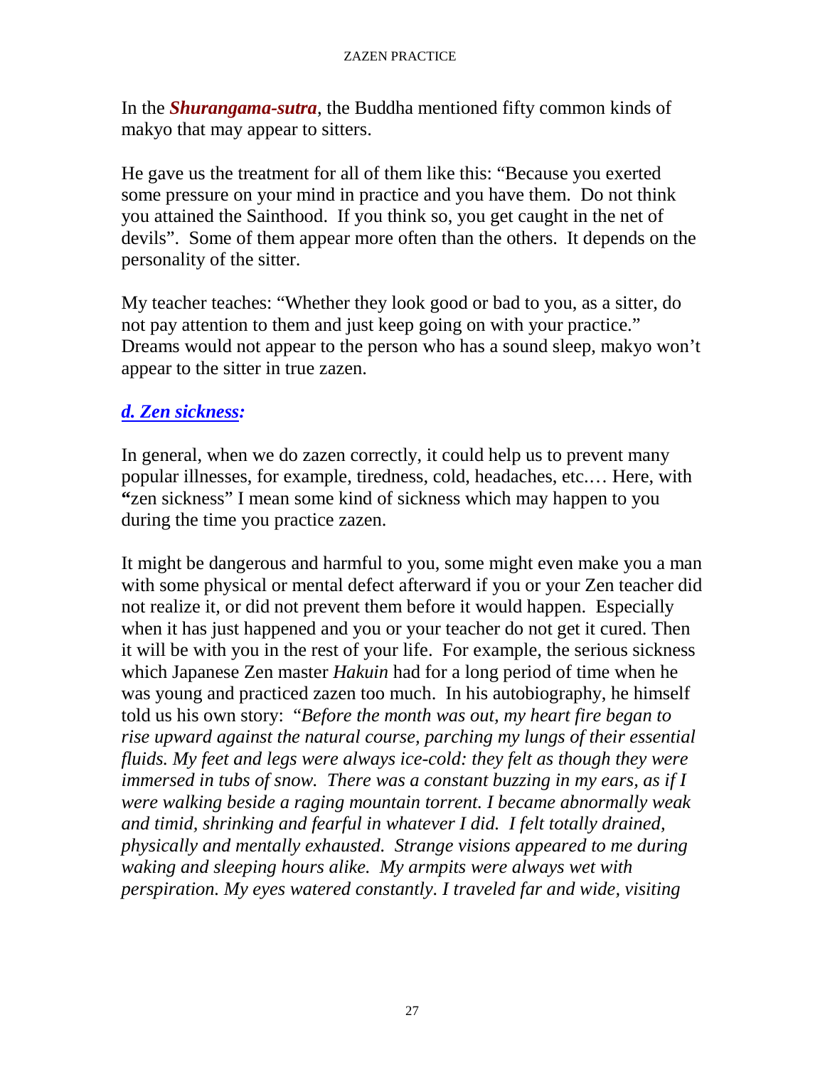In the ***Shurangama-sutra***, the Buddha mentioned fifty common kinds of makyo that may appear to sitters.

He gave us the treatment for all of them like this: "Because you exerted some pressure on your mind in practice and you have them. Do not think you attained the Sainthood. If you think so, you get caught in the net of devils". Some of them appear more often than the others. It depends on the personality of the sitter.

My teacher teaches: "Whether they look good or bad to you, as a sitter, do not pay attention to them and just keep going on with your practice." Dreams would not appear to the person who has a sound sleep, makyo won't appear to the sitter in true zazen.

### *d. Zen sickness:*

In general, when we do zazen correctly, it could help us to prevent many popular illnesses, for example, tiredness, cold, headaches, etc.… Here, with **"**zen sickness" I mean some kind of sickness which may happen to you during the time you practice zazen.

It might be dangerous and harmful to you, some might even make you a man with some physical or mental defect afterward if you or your Zen teacher did not realize it, or did not prevent them before it would happen. Especially when it has just happened and you or your teacher do not get it cured. Then it will be with you in the rest of your life. For example, the serious sickness which Japanese Zen master *Hakuin* had for a long period of time when he was young and practiced zazen too much. In his autobiography, he himself told us his own story: *"Before the month was out, my heart fire began to rise upward against the natural course, parching my lungs of their essential fluids. My feet and legs were always ice-cold: they felt as though they were immersed in tubs of snow. There was a constant buzzing in my ears, as if I were walking beside a raging mountain torrent. I became abnormally weak and timid, shrinking and fearful in whatever I did. I felt totally drained, physically and mentally exhausted. Strange visions appeared to me during waking and sleeping hours alike. My armpits were always wet with perspiration. My eyes watered constantly. I traveled far and wide, visiting*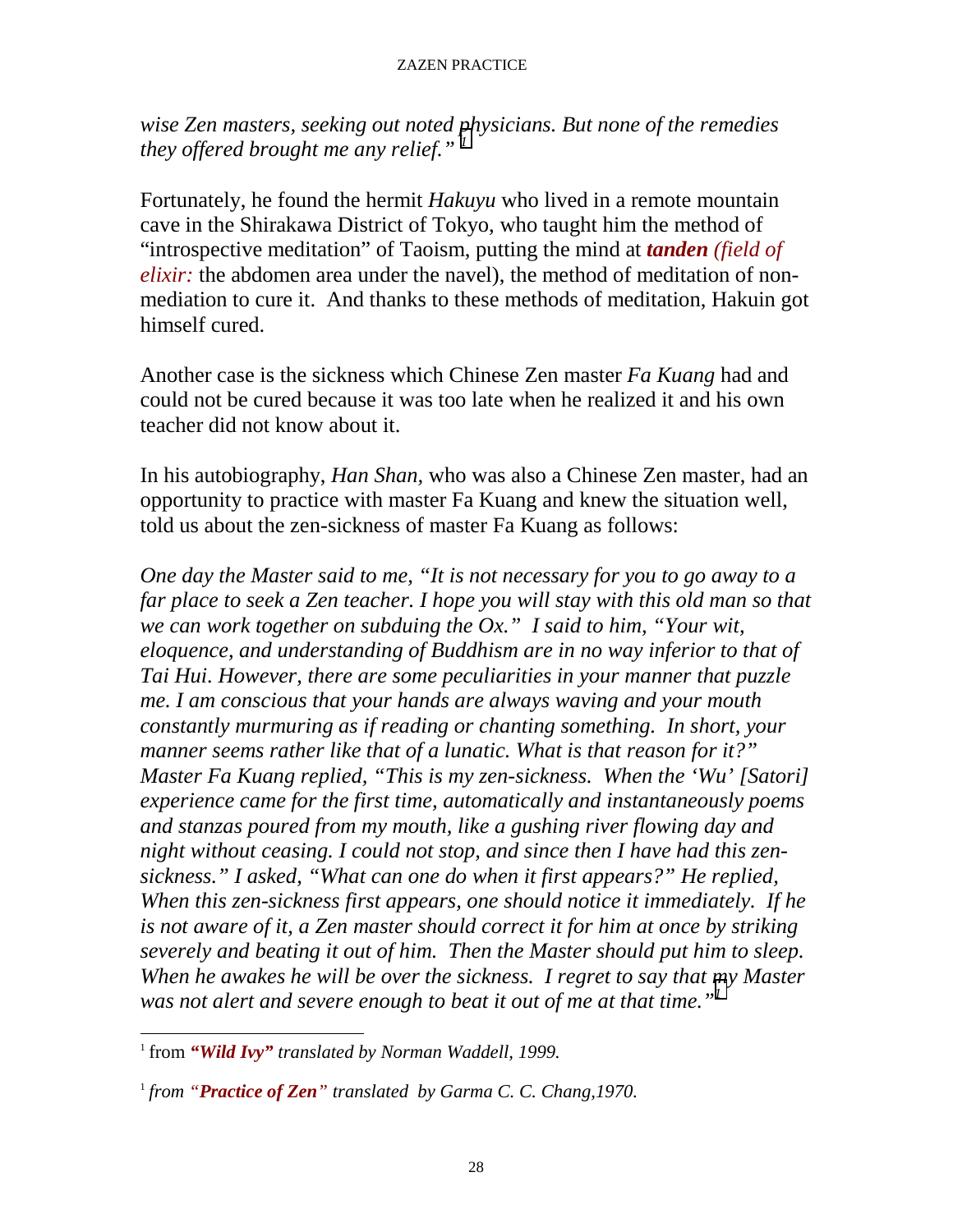*wise Zen masters, seeking out noted physicians. But none of the remedies they offered brought me any relief."*[1]

Fortunately, he found the hermit *Hakuyu* who lived in a remote mountain cave in the Shirakawa District of Tokyo, who taught him the method of "introspective meditation" of Taoism, putting the mind at ***tanden*** *(field of elixir:* the abdomen area under the navel), the method of meditation of non-mediation to cure it. And thanks to these methods of meditation, Hakuin got himself cured.

Another case is the sickness which Chinese Zen master *Fa Kuang* had and could not be cured because it was too late when he realized it and his own teacher did not know about it.

In his autobiography, *Han Shan*, who was also a Chinese Zen master, had an opportunity to practice with master Fa Kuang and knew the situation well, told us about the zen-sickness of master Fa Kuang as follows:

*One day the Master said to me, "It is not necessary for you to go away to a far place to seek a Zen teacher. I hope you will stay with this old man so that we can work together on subduing the Ox." I said to him, "Your wit, eloquence, and understanding of Buddhism are in no way inferior to that of Tai Hui. However, there are some peculiarities in your manner that puzzle me. I am conscious that your hands are always waving and your mouth constantly murmuring as if reading or chanting something. In short, your manner seems rather like that of a lunatic. What is that reason for it?" Master Fa Kuang replied, "This is my zen-sickness. When the 'Wu' [Satori] experience came for the first time, automatically and instantaneously poems and stanzas poured from my mouth, like a gushing river flowing day and night without ceasing. I could not stop, and since then I have had this zen-sickness." I asked, "What can one do when it first appears?" He replied, When this zen-sickness first appears, one should notice it immediately. If he is not aware of it, a Zen master should correct it for him at once by striking severely and beating it out of him. Then the Master should put him to sleep. When he awakes he will be over the sickness. I regret to say that my Master was not alert and severe enough to beat it out of me at that time."*[1]

---

[1] from ***"Wild Ivy"*** *translated by Norman Waddell, 1999.*

[1] *from "**Practice of Zen**" translated by Garma C. C. Chang,1970.*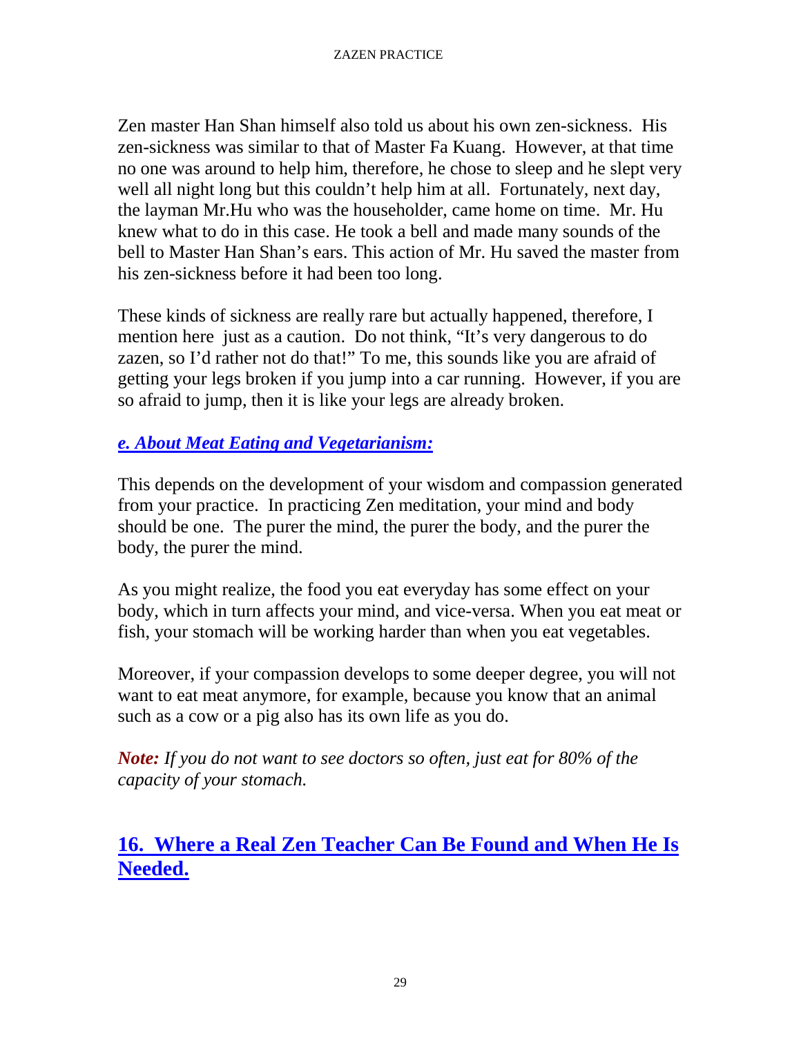Zen master Han Shan himself also told us about his own zen-sickness. His zen-sickness was similar to that of Master Fa Kuang. However, at that time no one was around to help him, therefore, he chose to sleep and he slept very well all night long but this couldn't help him at all. Fortunately, next day, the layman Mr.Hu who was the householder, came home on time. Mr. Hu knew what to do in this case. He took a bell and made many sounds of the bell to Master Han Shan's ears. This action of Mr. Hu saved the master from his zen-sickness before it had been too long.

These kinds of sickness are really rare but actually happened, therefore, I mention here just as a caution. Do not think, "It's very dangerous to do zazen, so I'd rather not do that!" To me, this sounds like you are afraid of getting your legs broken if you jump into a car running. However, if you are so afraid to jump, then it is like your legs are already broken.

### *e. About Meat Eating and Vegetarianism:*

This depends on the development of your wisdom and compassion generated from your practice. In practicing Zen meditation, your mind and body should be one. The purer the mind, the purer the body, and the purer the body, the purer the mind.

As you might realize, the food you eat everyday has some effect on your body, which in turn affects your mind, and vice-versa. When you eat meat or fish, your stomach will be working harder than when you eat vegetables.

Moreover, if your compassion develops to some deeper degree, you will not want to eat meat anymore, for example, because you know that an animal such as a cow or a pig also has its own life as you do.

***Note:*** *If you do not want to see doctors so often, just eat for 80% of the capacity of your stomach.*

## 16. Where a Real Zen Teacher Can Be Found and When He Is Needed.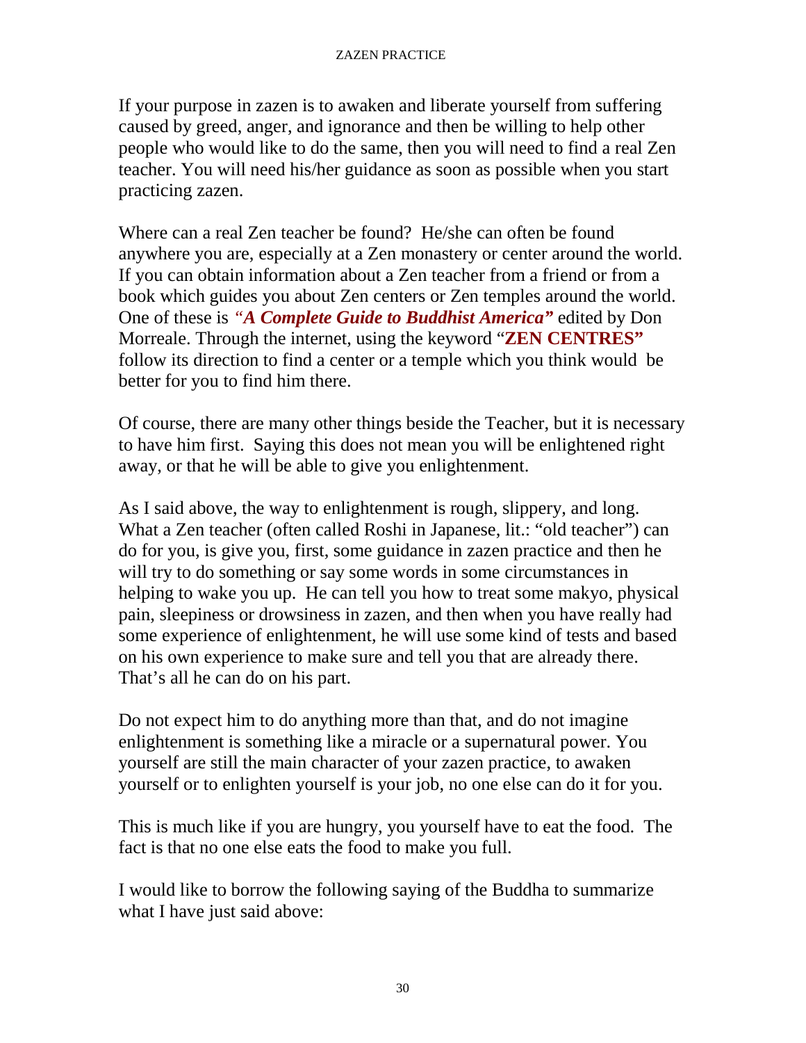If your purpose in zazen is to awaken and liberate yourself from suffering caused by greed, anger, and ignorance and then be willing to help other people who would like to do the same, then you will need to find a real Zen teacher. You will need his/her guidance as soon as possible when you start practicing zazen.

Where can a real Zen teacher be found? He/she can often be found anywhere you are, especially at a Zen monastery or center around the world. If you can obtain information about a Zen teacher from a friend or from a book which guides you about Zen centers or Zen temples around the world. One of these is *"A Complete Guide to Buddhist America"* edited by Don Morreale. Through the internet, using the keyword "**ZEN CENTRES"** follow its direction to find a center or a temple which you think would be better for you to find him there.

Of course, there are many other things beside the Teacher, but it is necessary to have him first. Saying this does not mean you will be enlightened right away, or that he will be able to give you enlightenment.

As I said above, the way to enlightenment is rough, slippery, and long. What a Zen teacher (often called Roshi in Japanese, lit.: "old teacher") can do for you, is give you, first, some guidance in zazen practice and then he will try to do something or say some words in some circumstances in helping to wake you up. He can tell you how to treat some makyo, physical pain, sleepiness or drowsiness in zazen, and then when you have really had some experience of enlightenment, he will use some kind of tests and based on his own experience to make sure and tell you that are already there. That's all he can do on his part.

Do not expect him to do anything more than that, and do not imagine enlightenment is something like a miracle or a supernatural power. You yourself are still the main character of your zazen practice, to awaken yourself or to enlighten yourself is your job, no one else can do it for you.

This is much like if you are hungry, you yourself have to eat the food. The fact is that no one else eats the food to make you full.

I would like to borrow the following saying of the Buddha to summarize what I have just said above: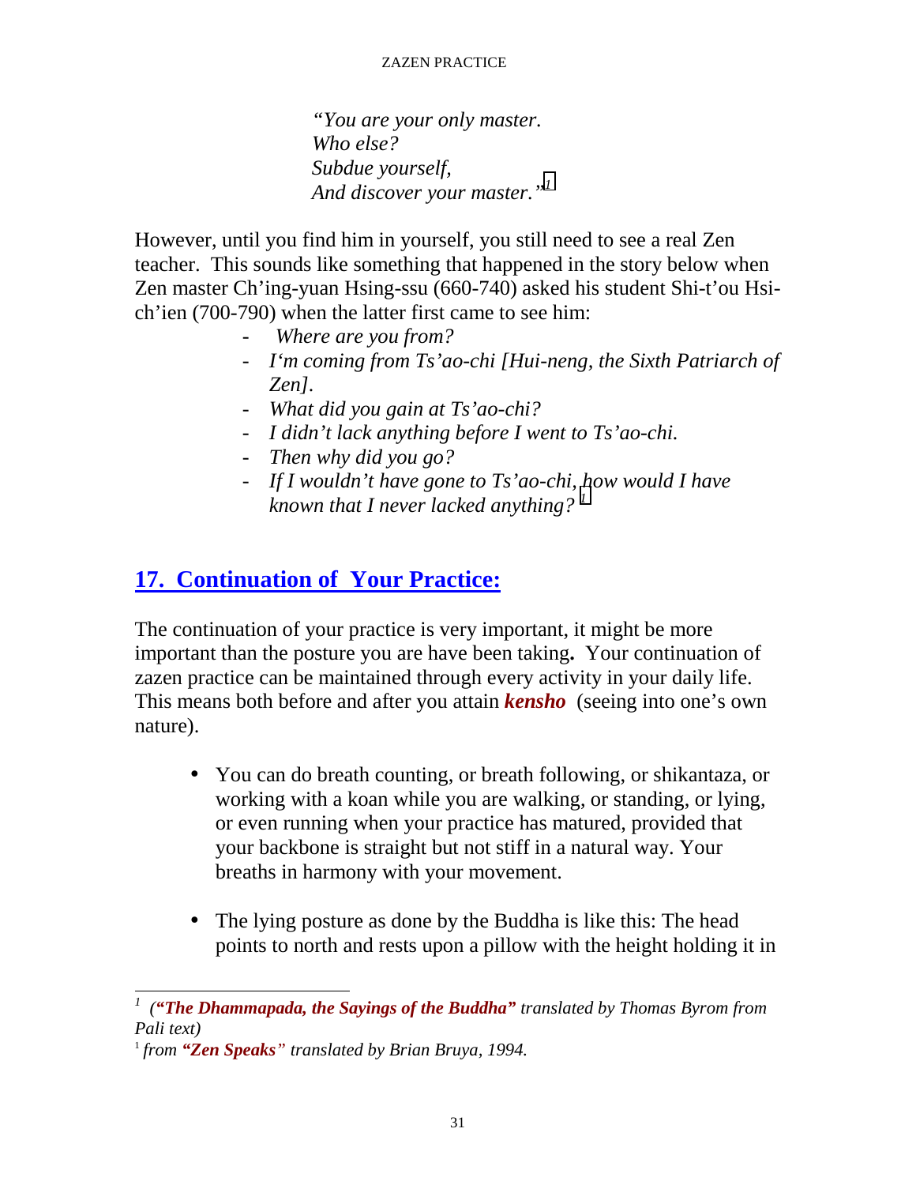*"You are your only master.*
*Who else?*
*Subdue yourself,*
*And discover your master."*[1]

However, until you find him in yourself, you still need to see a real Zen teacher. This sounds like something that happened in the story below when Zen master Ch'ing-yuan Hsing-ssu (660-740) asked his student Shi-t'ou Hsi-ch'ien (700-790) when the latter first came to see him:

- *Where are you from?*
- *I'm coming from Ts'ao-chi [Hui-neng, the Sixth Patriarch of Zen].*
- *What did you gain at Ts'ao-chi?*
- *I didn't lack anything before I went to Ts'ao-chi.*
- *Then why did you go?*
- *If I wouldn't have gone to Ts'ao-chi, how would I have known that I never lacked anything?* [1]

## 17. Continuation of Your Practice:

The continuation of your practice is very important, it might be more important than the posture you are have been taking**.** Your continuation of zazen practice can be maintained through every activity in your daily life. This means both before and after you attain ***kensho*** (seeing into one's own nature).

- You can do breath counting, or breath following, or shikantaza, or working with a koan while you are walking, or standing, or lying, or even running when your practice has matured, provided that your backbone is straight but not stiff in a natural way. Your breaths in harmony with your movement.

- The lying posture as done by the Buddha is like this: The head points to north and rests upon a pillow with the height holding it in

---

[1] *(**"The Dhammapada, the Sayings of the Buddha"** translated by Thomas Byrom from Pali text)*

[1] *from **"Zen Speaks"** translated by Brian Bruya, 1994.*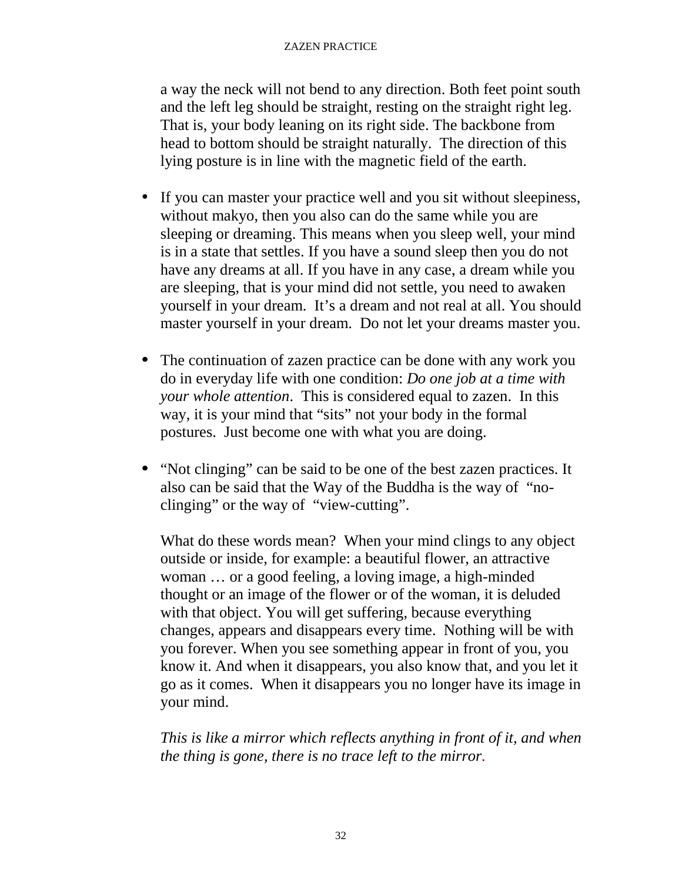a way the neck will not bend to any direction. Both feet point south and the left leg should be straight, resting on the straight right leg. That is, your body leaning on its right side. The backbone from head to bottom should be straight naturally. The direction of this lying posture is in line with the magnetic field of the earth.

- If you can master your practice well and you sit without sleepiness, without makyo, then you also can do the same while you are sleeping or dreaming. This means when you sleep well, your mind is in a state that settles. If you have a sound sleep then you do not have any dreams at all. If you have in any case, a dream while you are sleeping, that is your mind did not settle, you need to awaken yourself in your dream. It's a dream and not real at all. You should master yourself in your dream. Do not let your dreams master you.

- The continuation of zazen practice can be done with any work you do in everyday life with one condition: *Do one job at a time with your whole attention*. This is considered equal to zazen. In this way, it is your mind that "sits" not your body in the formal postures. Just become one with what you are doing.

- "Not clinging" can be said to be one of the best zazen practices. It also can be said that the Way of the Buddha is the way of "no-clinging" or the way of "view-cutting".

  What do these words mean? When your mind clings to any object outside or inside, for example: a beautiful flower, an attractive woman … or a good feeling, a loving image, a high-minded thought or an image of the flower or of the woman, it is deluded with that object. You will get suffering, because everything changes, appears and disappears every time. Nothing will be with you forever. When you see something appear in front of you, you know it. And when it disappears, you also know that, and you let it go as it comes. When it disappears you no longer have its image in your mind.

  *This is like a mirror which reflects anything in front of it, and when the thing is gone, there is no trace left to the mirror.*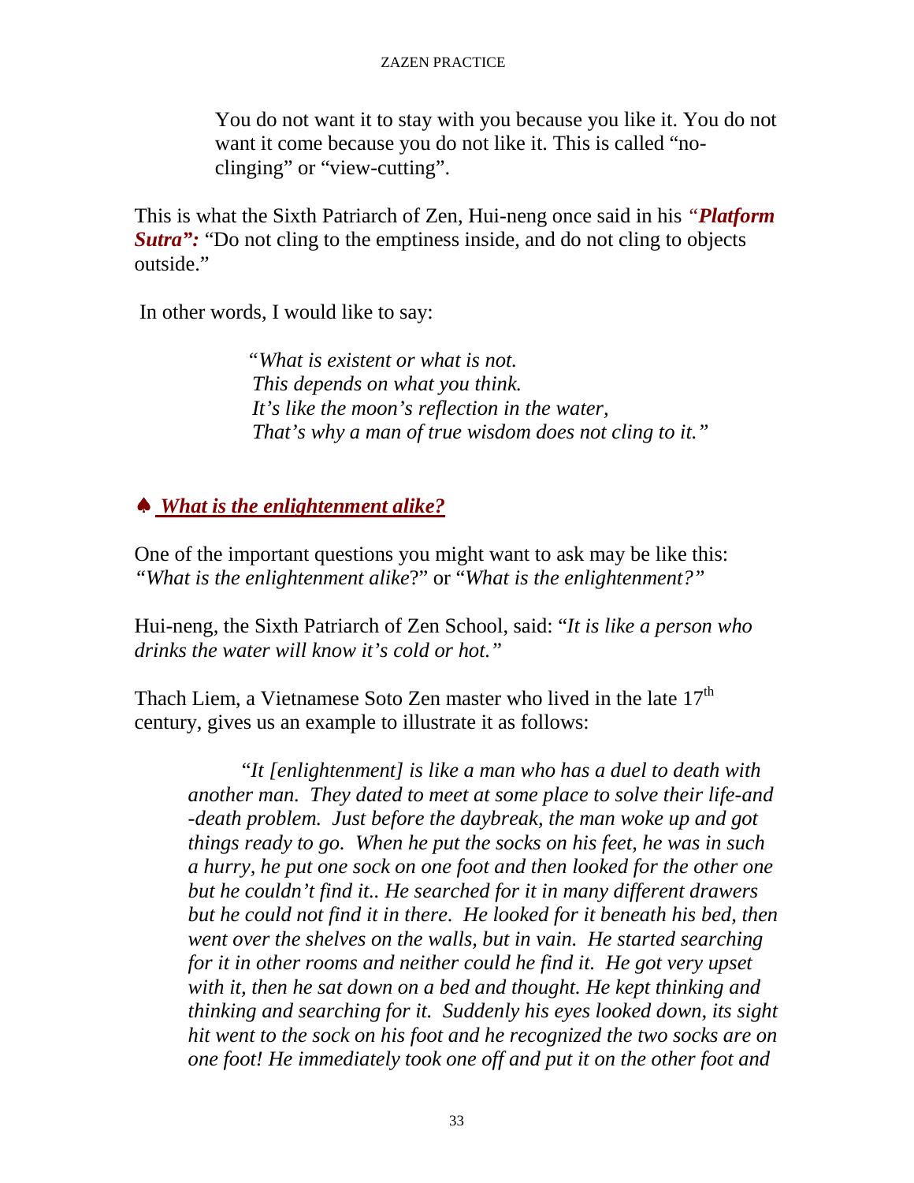> You do not want it to stay with you because you like it. You do not want it come because you do not like it. This is called "no-clinging" or "view-cutting".

This is what the Sixth Patriarch of Zen, Hui-neng once said in his *"**Platform Sutra":*** "Do not cling to the emptiness inside, and do not cling to objects outside."

In other words, I would like to say:

> *"What is existent or what is not.*
> *This depends on what you think.*
> *It's like the moon's reflection in the water,*
> *That's why a man of true wisdom does not cling to it."*

### ♠ *What is the enlightenment alike?*

One of the important questions you might want to ask may be like this: *"What is the enlightenment alike*?" or "*What is the enlightenment?"*

Hui-neng, the Sixth Patriarch of Zen School, said: "*It is like a person who drinks the water will know it's cold or hot."*

Thach Liem, a Vietnamese Soto Zen master who lived in the late 17th century, gives us an example to illustrate it as follows:

> *"It [enlightenment] is like a man who has a duel to death with another man. They dated to meet at some place to solve their life-and -death problem. Just before the daybreak, the man woke up and got things ready to go. When he put the socks on his feet, he was in such a hurry, he put one sock on one foot and then looked for the other one but he couldn't find it.. He searched for it in many different drawers but he could not find it in there. He looked for it beneath his bed, then went over the shelves on the walls, but in vain. He started searching for it in other rooms and neither could he find it. He got very upset with it, then he sat down on a bed and thought. He kept thinking and thinking and searching for it. Suddenly his eyes looked down, its sight hit went to the sock on his foot and he recognized the two socks are on one foot! He immediately took one off and put it on the other foot and*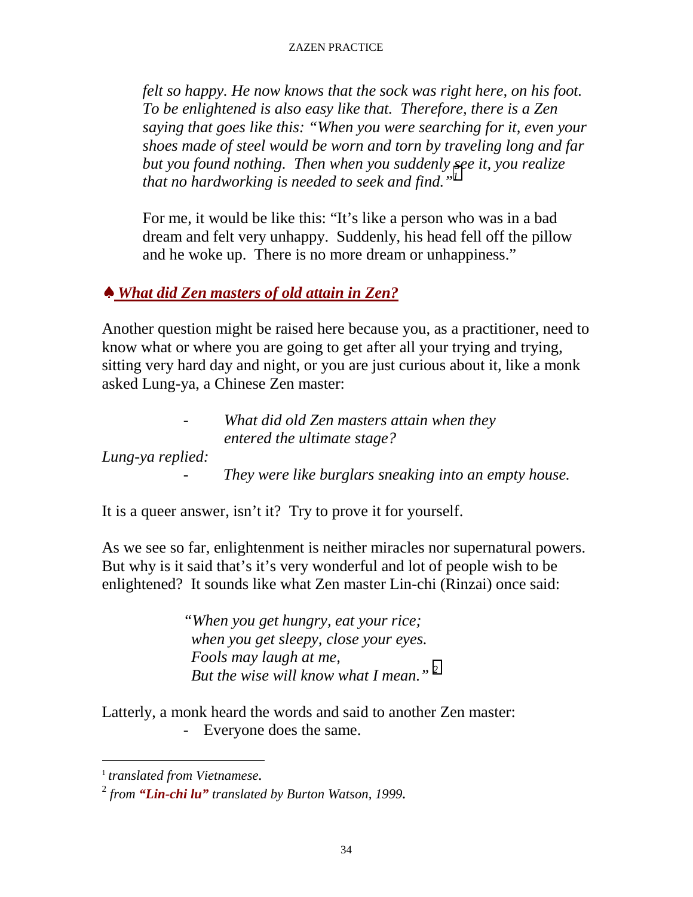*felt so happy. He now knows that the sock was right here, on his foot. To be enlightened is also easy like that. Therefore, there is a Zen saying that goes like this: "When you were searching for it, even your shoes made of steel would be worn and torn by traveling long and far but you found nothing. Then when you suddenly see it, you realize that no hardworking is needed to seek and find."*[1]

For me, it would be like this: "It's like a person who was in a bad dream and felt very unhappy. Suddenly, his head fell off the pillow and he woke up. There is no more dream or unhappiness."

## ♠ *What did Zen masters of old attain in Zen?*

Another question might be raised here because you, as a practitioner, need to know what or where you are going to get after all your trying and trying, sitting very hard day and night, or you are just curious about it, like a monk asked Lung-ya, a Chinese Zen master:

- *What did old Zen masters attain when they entered the ultimate stage?*

*Lung-ya replied:*

- *They were like burglars sneaking into an empty house.*

It is a queer answer, isn't it? Try to prove it for yourself.

As we see so far, enlightenment is neither miracles nor supernatural powers. But why is it said that's it's very wonderful and lot of people wish to be enlightened? It sounds like what Zen master Lin-chi (Rinzai) once said:

> *"When you get hungry, eat your rice;*
> *when you get sleepy, close your eyes.*
> *Fools may laugh at me,*
> *But the wise will know what I mean."*[2]

Latterly, a monk heard the words and said to another Zen master:

- Everyone does the same.

---

[1] *translated from Vietnamese.*

[2] *from **"Lin-chi lu"** translated by Burton Watson, 1999.*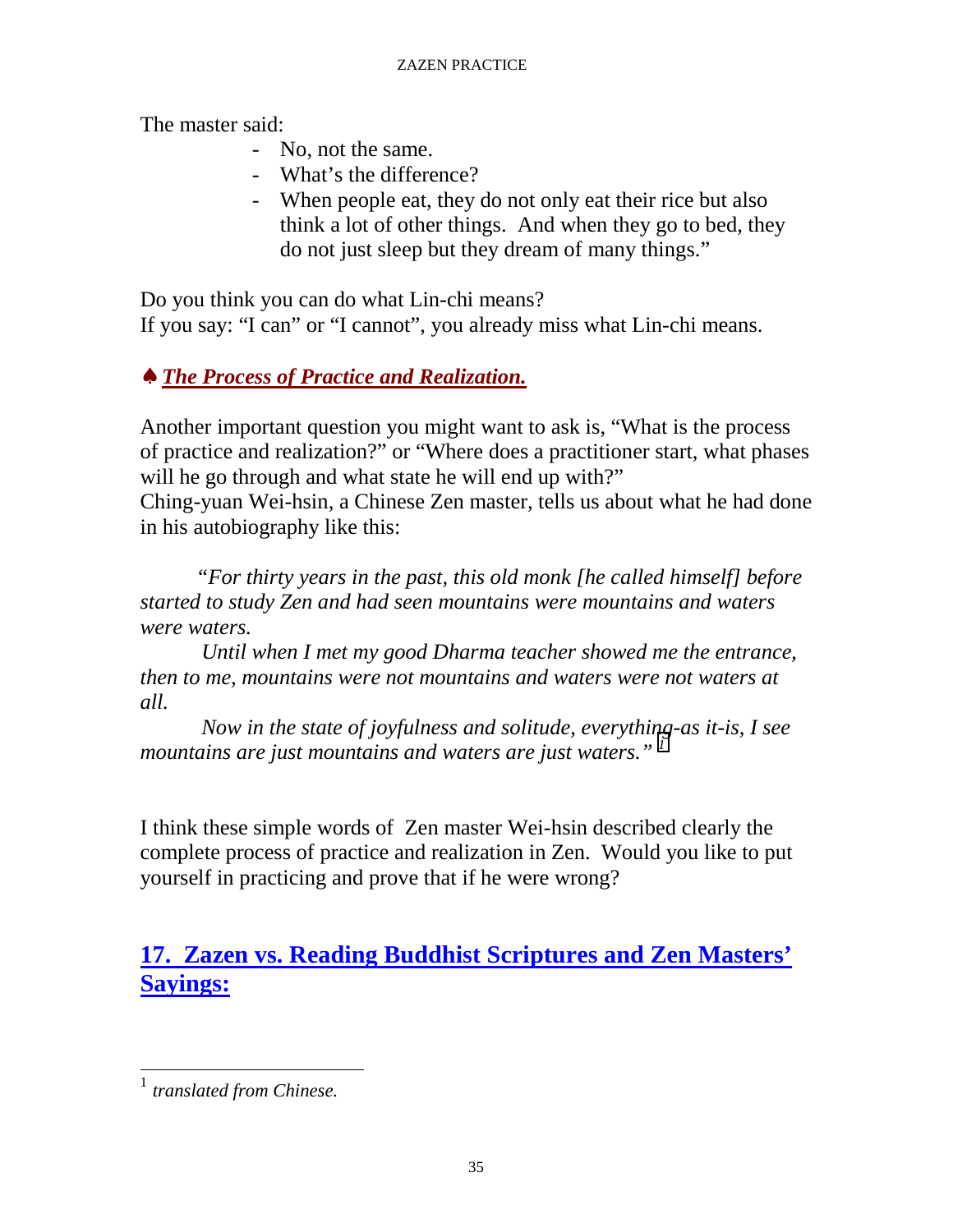The master said:

- No, not the same.
- What's the difference?
- When people eat, they do not only eat their rice but also think a lot of other things. And when they go to bed, they do not just sleep but they dream of many things."

Do you think you can do what Lin-chi means?
If you say: "I can" or "I cannot", you already miss what Lin-chi means.

### ♠ ***The Process of Practice and Realization.***

Another important question you might want to ask is, "What is the process of practice and realization?" or "Where does a practitioner start, what phases will he go through and what state he will end up with?"
Ching-yuan Wei-hsin, a Chinese Zen master, tells us about what he had done in his autobiography like this:

*"For thirty years in the past, this old monk [he called himself] before started to study Zen and had seen mountains were mountains and waters were waters.*

*Until when I met my good Dharma teacher showed me the entrance, then to me, mountains were not mountains and waters were not waters at all.*

*Now in the state of joyfulness and solitude, everything-as it-is, I see mountains are just mountains and waters are just waters."* [1]

I think these simple words of Zen master Wei-hsin described clearly the complete process of practice and realization in Zen. Would you like to put yourself in practicing and prove that if he were wrong?

## 17. Zazen vs. Reading Buddhist Scriptures and Zen Masters' Sayings:

---

[1] *translated from Chinese.*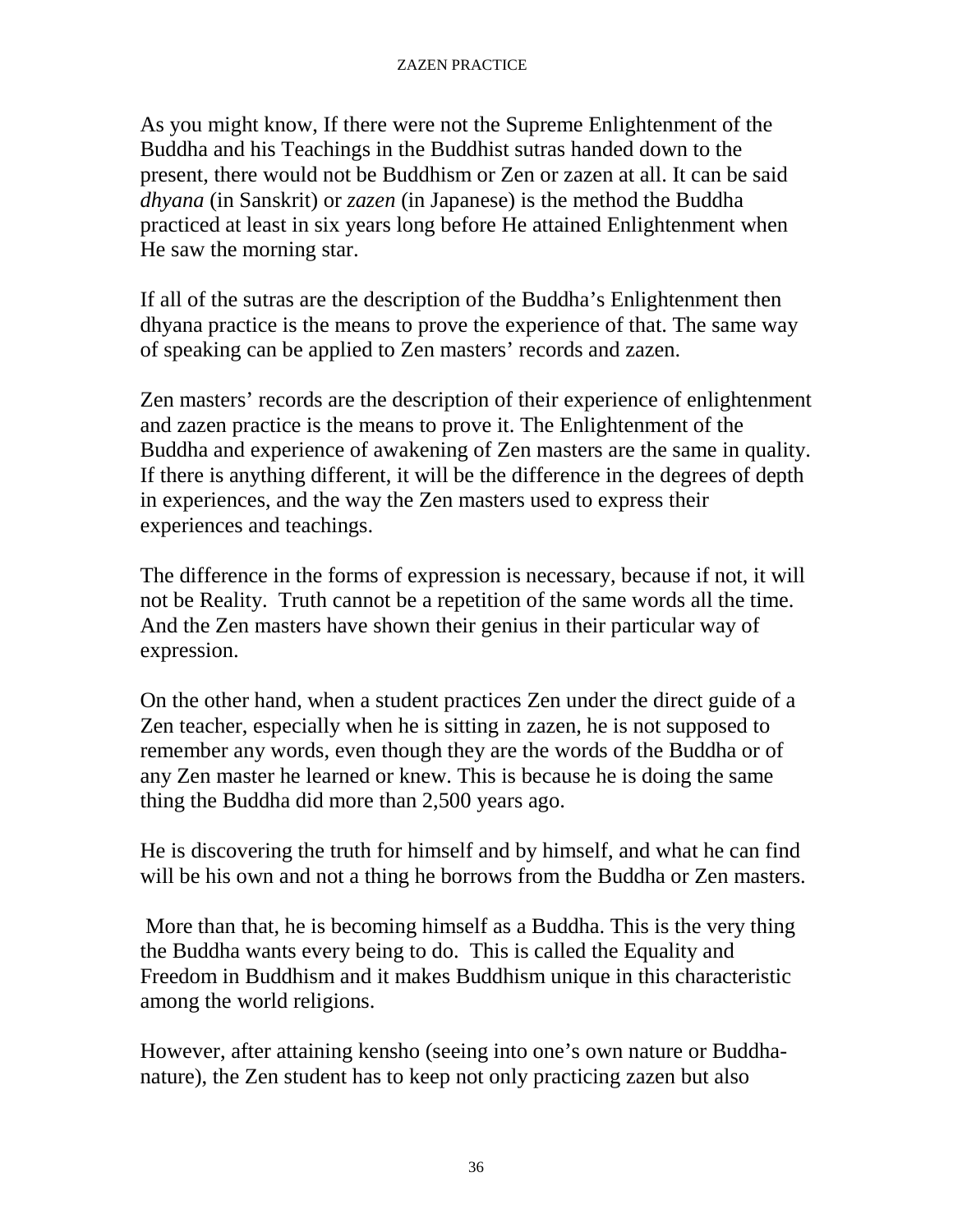As you might know, If there were not the Supreme Enlightenment of the Buddha and his Teachings in the Buddhist sutras handed down to the present, there would not be Buddhism or Zen or zazen at all. It can be said *dhyana* (in Sanskrit) or *zazen* (in Japanese) is the method the Buddha practiced at least in six years long before He attained Enlightenment when He saw the morning star.

If all of the sutras are the description of the Buddha's Enlightenment then dhyana practice is the means to prove the experience of that. The same way of speaking can be applied to Zen masters' records and zazen.

Zen masters' records are the description of their experience of enlightenment and zazen practice is the means to prove it. The Enlightenment of the Buddha and experience of awakening of Zen masters are the same in quality. If there is anything different, it will be the difference in the degrees of depth in experiences, and the way the Zen masters used to express their experiences and teachings.

The difference in the forms of expression is necessary, because if not, it will not be Reality. Truth cannot be a repetition of the same words all the time. And the Zen masters have shown their genius in their particular way of expression.

On the other hand, when a student practices Zen under the direct guide of a Zen teacher, especially when he is sitting in zazen, he is not supposed to remember any words, even though they are the words of the Buddha or of any Zen master he learned or knew. This is because he is doing the same thing the Buddha did more than 2,500 years ago.

He is discovering the truth for himself and by himself, and what he can find will be his own and not a thing he borrows from the Buddha or Zen masters.

More than that, he is becoming himself as a Buddha. This is the very thing the Buddha wants every being to do. This is called the Equality and Freedom in Buddhism and it makes Buddhism unique in this characteristic among the world religions.

However, after attaining kensho (seeing into one's own nature or Buddha-nature), the Zen student has to keep not only practicing zazen but also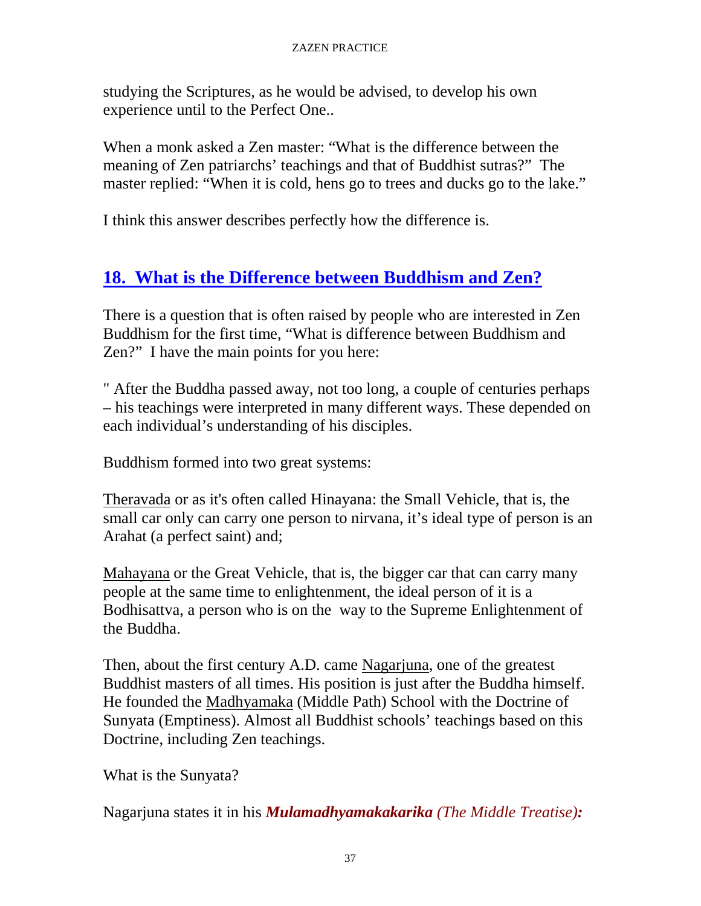studying the Scriptures, as he would be advised, to develop his own experience until to the Perfect One..

When a monk asked a Zen master: “What is the difference between the meaning of Zen patriarchs’ teachings and that of Buddhist sutras?” The master replied: “When it is cold, hens go to trees and ducks go to the lake.”

I think this answer describes perfectly how the difference is.

## 18. What is the Difference between Buddhism and Zen?

There is a question that is often raised by people who are interested in Zen Buddhism for the first time, “What is difference between Buddhism and Zen?” I have the main points for you here:

" After the Buddha passed away, not too long, a couple of centuries perhaps – his teachings were interpreted in many different ways. These depended on each individual’s understanding of his disciples.

Buddhism formed into two great systems:

Theravada or as it's often called Hinayana: the Small Vehicle, that is, the small car only can carry one person to nirvana, it’s ideal type of person is an Arahat (a perfect saint) and;

Mahayana or the Great Vehicle, that is, the bigger car that can carry many people at the same time to enlightenment, the ideal person of it is a Bodhisattva, a person who is on the way to the Supreme Enlightenment of the Buddha.

Then, about the first century A.D. came Nagarjuna, one of the greatest Buddhist masters of all times. His position is just after the Buddha himself. He founded the Madhyamaka (Middle Path) School with the Doctrine of Sunyata (Emptiness). Almost all Buddhist schools’ teachings based on this Doctrine, including Zen teachings.

What is the Sunyata?

Nagarjuna states it in his ***Mulamadhyamakakarika*** *(The Middle Treatise)****:***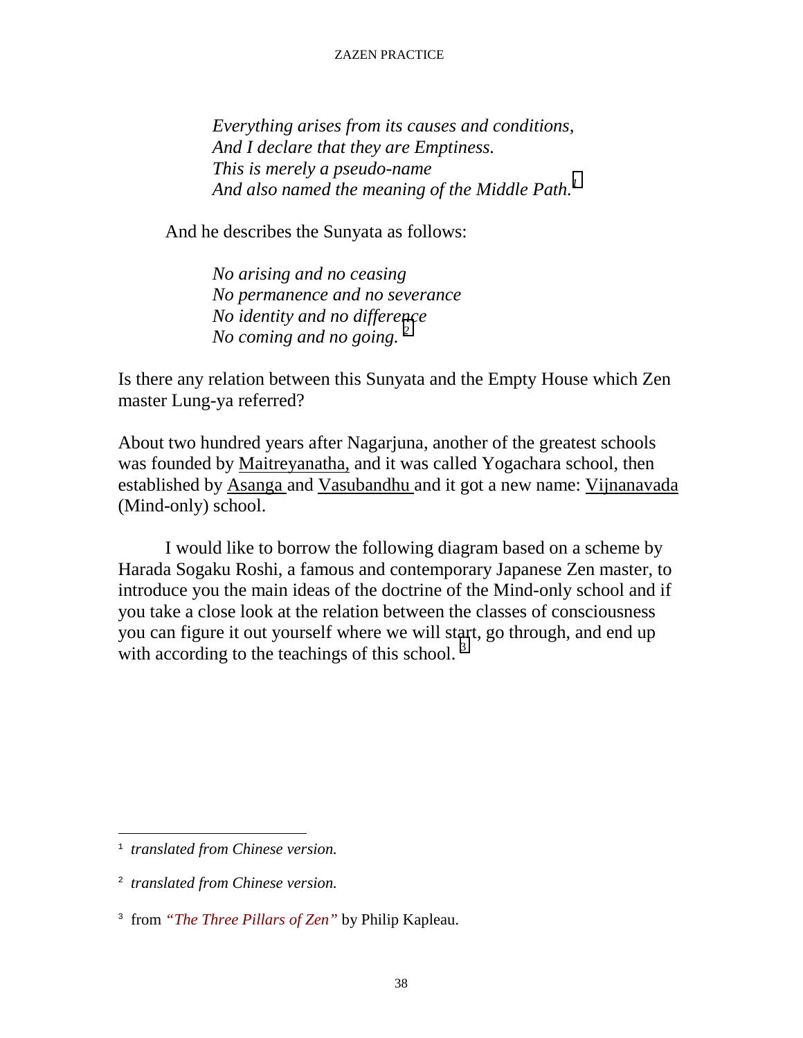*Everything arises from its causes and conditions,*
*And I declare that they are Emptiness.*
*This is merely a pseudo-name*
*And also named the meaning of the Middle Path.*[1]

And he describes the Sunyata as follows:

*No arising and no ceasing*
*No permanence and no severance*
*No identity and no difference*
*No coming and no going.*[2]

Is there any relation between this Sunyata and the Empty House which Zen master Lung-ya referred?

About two hundred years after Nagarjuna, another of the greatest schools was founded by Maitreyanatha, and it was called Yogachara school, then established by Asanga and Vasubandhu and it got a new name: Vijnanavada (Mind-only) school.

I would like to borrow the following diagram based on a scheme by Harada Sogaku Roshi, a famous and contemporary Japanese Zen master, to introduce you the main ideas of the doctrine of the Mind-only school and if you take a close look at the relation between the classes of consciousness you can figure it out yourself where we will start, go through, and end up with according to the teachings of this school.[3]

---

[1] *translated from Chinese version.*

[2] *translated from Chinese version.*

[3] from *"The Three Pillars of Zen"* by Philip Kapleau.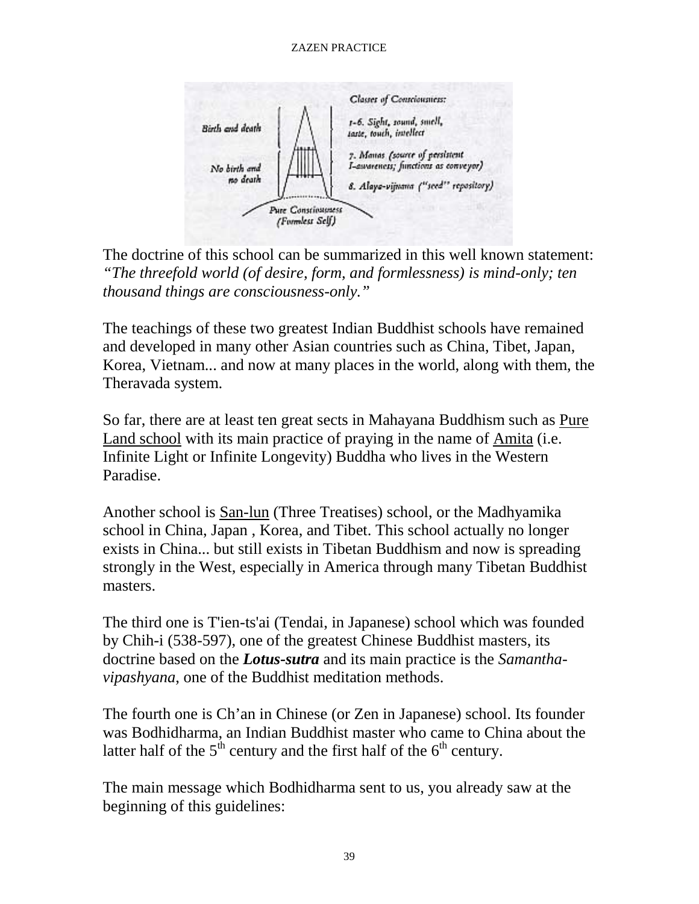Classes of Consciousness:

Birth and death — 1-6. Sight, sound, smell, taste, touch, intellect

7. Manas (source of persistent I-awareness; functions as conveyor)

No birth and no death — 8. Alaya-vijnana ("seed" repository)

Pure Consciousness (Formless Self)

The doctrine of this school can be summarized in this well known statement: *"The threefold world (of desire, form, and formlessness) is mind-only; ten thousand things are consciousness-only."*

The teachings of these two greatest Indian Buddhist schools have remained and developed in many other Asian countries such as China, Tibet, Japan, Korea, Vietnam... and now at many places in the world, along with them, the Theravada system.

So far, there are at least ten great sects in Mahayana Buddhism such as Pure Land school with its main practice of praying in the name of Amita (i.e. Infinite Light or Infinite Longevity) Buddha who lives in the Western Paradise.

Another school is San-lun (Three Treatises) school, or the Madhyamika school in China, Japan , Korea, and Tibet. This school actually no longer exists in China... but still exists in Tibetan Buddhism and now is spreading strongly in the West, especially in America through many Tibetan Buddhist masters.

The third one is T'ien-ts'ai (Tendai, in Japanese) school which was founded by Chih-i (538-597), one of the greatest Chinese Buddhist masters, its doctrine based on the ***Lotus-sutra*** and its main practice is the *Samantha-vipashyana,* one of the Buddhist meditation methods.

The fourth one is Ch'an in Chinese (or Zen in Japanese) school. Its founder was Bodhidharma, an Indian Buddhist master who came to China about the latter half of the 5th century and the first half of the 6th century.

The main message which Bodhidharma sent to us, you already saw at the beginning of this guidelines: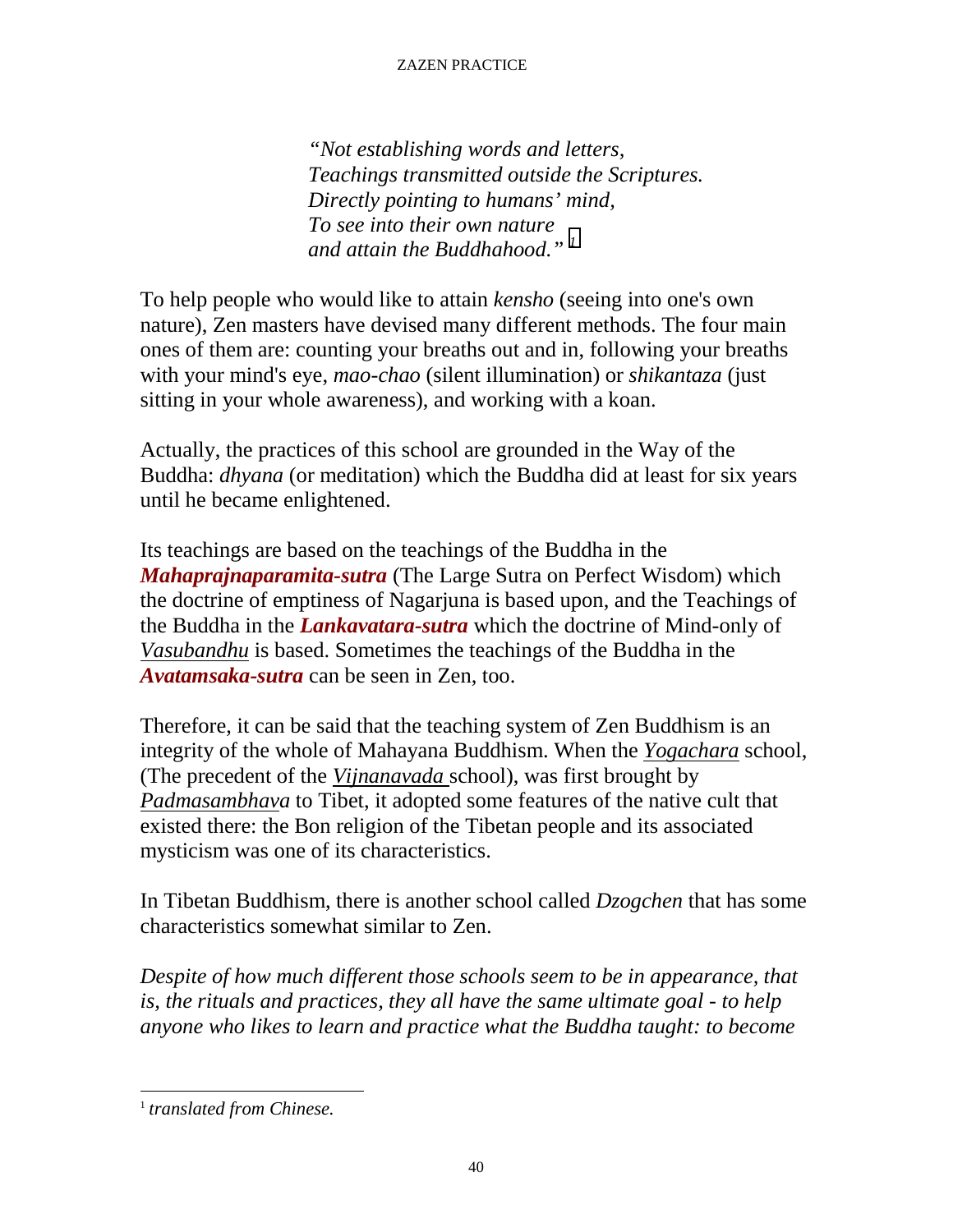*"Not establishing words and letters,*
*Teachings transmitted outside the Scriptures.*
*Directly pointing to humans' mind,*
*To see into their own nature*
*and attain the Buddhahood."* [1]

To help people who would like to attain *kensho* (seeing into one's own nature), Zen masters have devised many different methods. The four main ones of them are: counting your breaths out and in, following your breaths with your mind's eye, *mao-chao* (silent illumination) or *shikantaza* (just sitting in your whole awareness), and working with a koan.

Actually, the practices of this school are grounded in the Way of the Buddha: *dhyana* (or meditation) which the Buddha did at least for six years until he became enlightened.

Its teachings are based on the teachings of the Buddha in the ***Mahaprajnaparamita-sutra*** (The Large Sutra on Perfect Wisdom) which the doctrine of emptiness of Nagarjuna is based upon, and the Teachings of the Buddha in the ***Lankavatara-sutra*** which the doctrine of Mind-only of *Vasubandhu* is based. Sometimes the teachings of the Buddha in the ***Avatamsaka-sutra*** can be seen in Zen, too.

Therefore, it can be said that the teaching system of Zen Buddhism is an integrity of the whole of Mahayana Buddhism. When the *Yogachara* school, (The precedent of the *Vijnanavada* school), was first brought by *Padmasambhava* to Tibet, it adopted some features of the native cult that existed there: the Bon religion of the Tibetan people and its associated mysticism was one of its characteristics.

In Tibetan Buddhism, there is another school called *Dzogchen* that has some characteristics somewhat similar to Zen.

*Despite of how much different those schools seem to be in appearance, that is, the rituals and practices, they all have the same ultimate goal - to help anyone who likes to learn and practice what the Buddha taught: to become*

[1] *translated from Chinese.*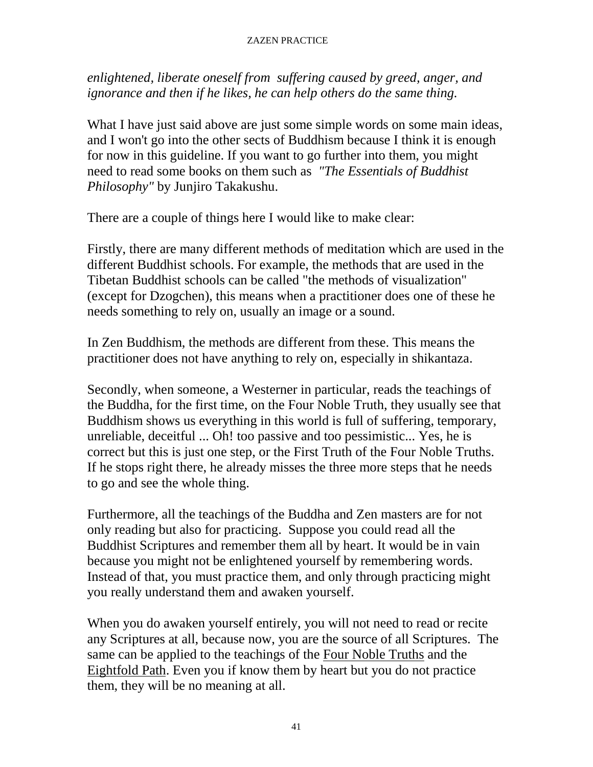*enlightened, liberate oneself from  suffering caused by greed, anger, and ignorance and then if he likes, he can help others do the same thing.*

What I have just said above are just some simple words on some main ideas, and I won't go into the other sects of Buddhism because I think it is enough for now in this guideline. If you want to go further into them, you might need to read some books on them such as *"The Essentials of Buddhist Philosophy"* by Junjiro Takakushu.

There are a couple of things here I would like to make clear:

Firstly, there are many different methods of meditation which are used in the different Buddhist schools. For example, the methods that are used in the Tibetan Buddhist schools can be called "the methods of visualization" (except for Dzogchen), this means when a practitioner does one of these he needs something to rely on, usually an image or a sound.

In Zen Buddhism, the methods are different from these. This means the practitioner does not have anything to rely on, especially in shikantaza.

Secondly, when someone, a Westerner in particular, reads the teachings of the Buddha, for the first time, on the Four Noble Truth, they usually see that Buddhism shows us everything in this world is full of suffering, temporary, unreliable, deceitful ... Oh! too passive and too pessimistic... Yes, he is correct but this is just one step, or the First Truth of the Four Noble Truths. If he stops right there, he already misses the three more steps that he needs to go and see the whole thing.

Furthermore, all the teachings of the Buddha and Zen masters are for not only reading but also for practicing.  Suppose you could read all the Buddhist Scriptures and remember them all by heart. It would be in vain because you might not be enlightened yourself by remembering words. Instead of that, you must practice them, and only through practicing might you really understand them and awaken yourself.

When you do awaken yourself entirely, you will not need to read or recite any Scriptures at all, because now, you are the source of all Scriptures.  The same can be applied to the teachings of the Four Noble Truths and the Eightfold Path. Even you if know them by heart but you do not practice them, they will be no meaning at all.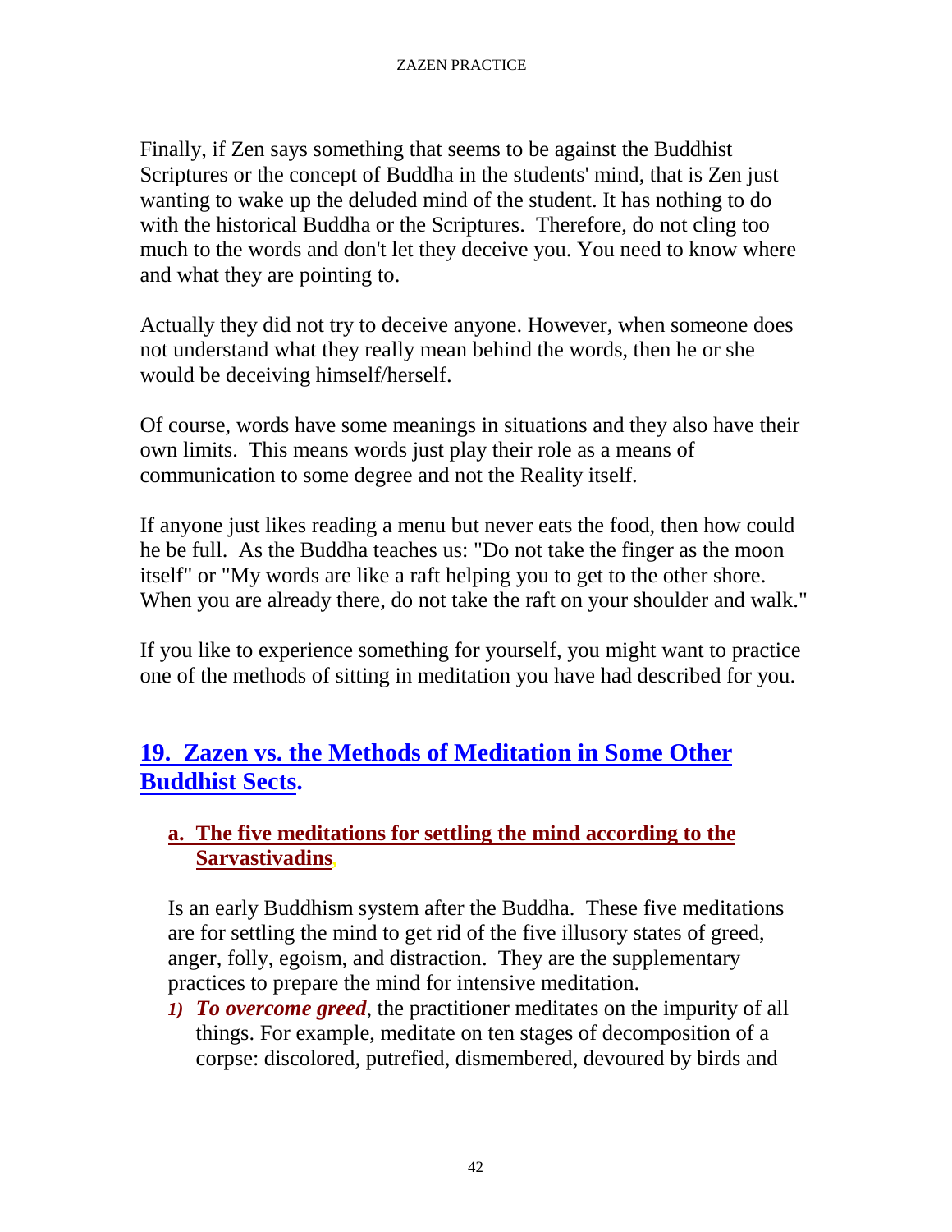Finally, if Zen says something that seems to be against the Buddhist Scriptures or the concept of Buddha in the students' mind, that is Zen just wanting to wake up the deluded mind of the student. It has nothing to do with the historical Buddha or the Scriptures. Therefore, do not cling too much to the words and don't let they deceive you. You need to know where and what they are pointing to.

Actually they did not try to deceive anyone. However, when someone does not understand what they really mean behind the words, then he or she would be deceiving himself/herself.

Of course, words have some meanings in situations and they also have their own limits. This means words just play their role as a means of communication to some degree and not the Reality itself.

If anyone just likes reading a menu but never eats the food, then how could he be full. As the Buddha teaches us: "Do not take the finger as the moon itself" or "My words are like a raft helping you to get to the other shore. When you are already there, do not take the raft on your shoulder and walk."

If you like to experience something for yourself, you might want to practice one of the methods of sitting in meditation you have had described for you.

## 19. Zazen vs. the Methods of Meditation in Some Other Buddhist Sects.

### a. The five meditations for settling the mind according to the Sarvastivadins.

Is an early Buddhism system after the Buddha. These five meditations are for settling the mind to get rid of the five illusory states of greed, anger, folly, egoism, and distraction. They are the supplementary practices to prepare the mind for intensive meditation.

1) ***To overcome greed***, the practitioner meditates on the impurity of all things. For example, meditate on ten stages of decomposition of a corpse: discolored, putrefied, dismembered, devoured by birds and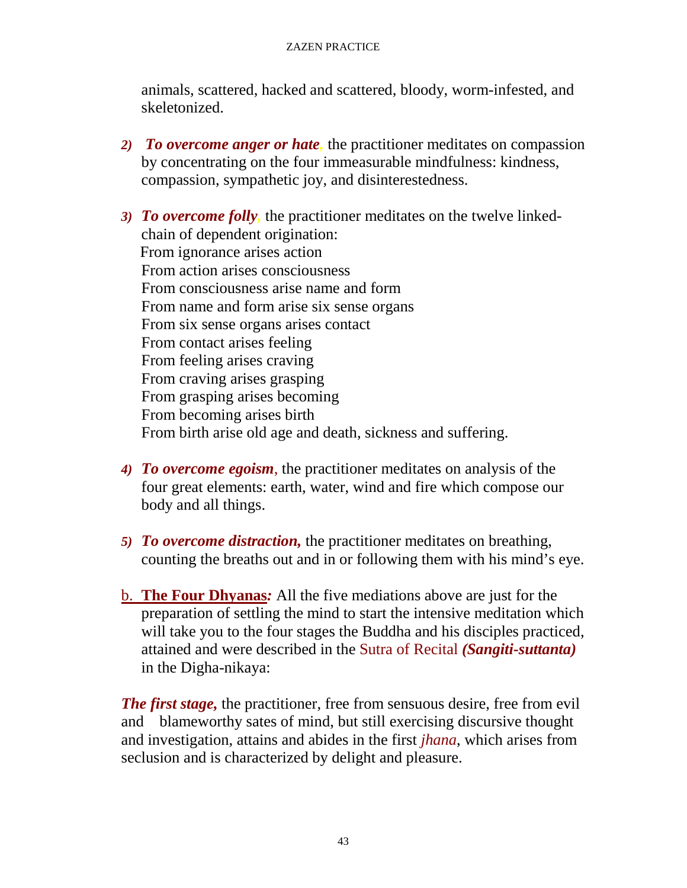animals, scattered, hacked and scattered, bloody, worm-infested, and skeletonized.

2) ***To overcome anger or hate***, the practitioner meditates on compassion by concentrating on the four immeasurable mindfulness: kindness, compassion, sympathetic joy, and disinterestedness.

3) ***To overcome folly***, the practitioner meditates on the twelve linked-chain of dependent origination:
From ignorance arises action
From action arises consciousness
From consciousness arise name and form
From name and form arise six sense organs
From six sense organs arises contact
From contact arises feeling
From feeling arises craving
From craving arises grasping
From grasping arises becoming
From becoming arises birth
From birth arise old age and death, sickness and suffering.

4) ***To overcome egoism***, the practitioner meditates on analysis of the four great elements: earth, water, wind and fire which compose our body and all things.

5) ***To overcome distraction,*** the practitioner meditates on breathing, counting the breaths out and in or following them with his mind's eye.

b. **The Four Dhyanas*:*** All the five mediations above are just for the preparation of settling the mind to start the intensive meditation which will take you to the four stages the Buddha and his disciples practiced, attained and were described in the Sutra of Recital ***(Sangiti-suttanta)*** in the Digha-nikaya:

***The first stage,*** the practitioner, free from sensuous desire, free from evil and blameworthy sates of mind, but still exercising discursive thought and investigation, attains and abides in the first *jhana*, which arises from seclusion and is characterized by delight and pleasure.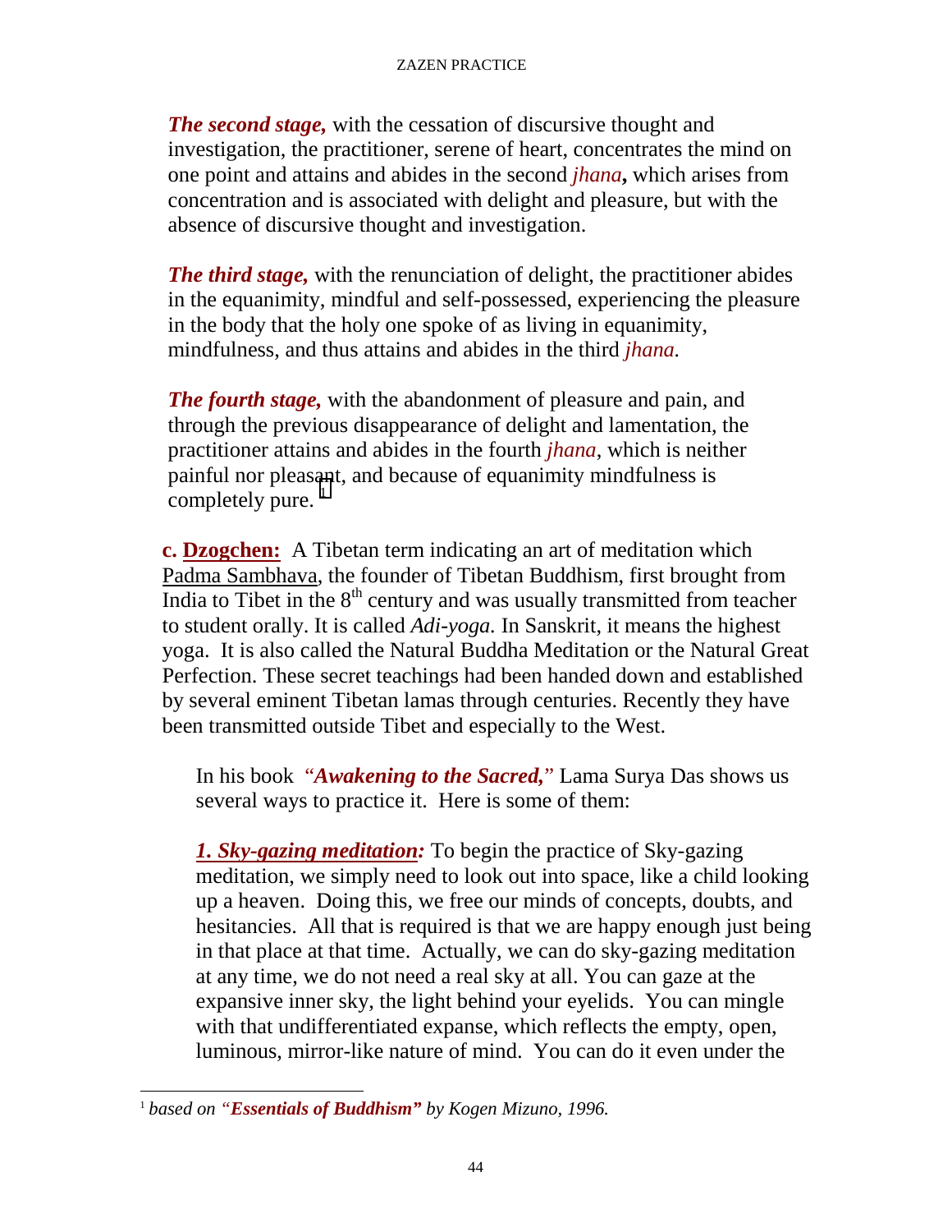***The second stage,*** with the cessation of discursive thought and investigation, the practitioner, serene of heart, concentrates the mind on one point and attains and abides in the second *jhana***,** which arises from concentration and is associated with delight and pleasure, but with the absence of discursive thought and investigation.

***The third stage,*** with the renunciation of delight, the practitioner abides in the equanimity, mindful and self-possessed, experiencing the pleasure in the body that the holy one spoke of as living in equanimity, mindfulness, and thus attains and abides in the third *jhana*.

***The fourth stage,*** with the abandonment of pleasure and pain, and through the previous disappearance of delight and lamentation, the practitioner attains and abides in the fourth *jhana*, which is neither painful nor pleasant, and because of equanimity mindfulness is completely pure. [1]

**c. Dzogchen:** A Tibetan term indicating an art of meditation which Padma Sambhava, the founder of Tibetan Buddhism, first brought from India to Tibet in the 8th century and was usually transmitted from teacher to student orally. It is called *Adi-yoga*. In Sanskrit, it means the highest yoga. It is also called the Natural Buddha Meditation or the Natural Great Perfection. These secret teachings had been handed down and established by several eminent Tibetan lamas through centuries. Recently they have been transmitted outside Tibet and especially to the West.

In his book "***Awakening to the Sacred,***" Lama Surya Das shows us several ways to practice it. Here is some of them:

***1. Sky-gazing meditation:*** To begin the practice of Sky-gazing meditation, we simply need to look out into space, like a child looking up a heaven. Doing this, we free our minds of concepts, doubts, and hesitancies. All that is required is that we are happy enough just being in that place at that time. Actually, we can do sky-gazing meditation at any time, we do not need a real sky at all. You can gaze at the expansive inner sky, the light behind your eyelids. You can mingle with that undifferentiated expanse, which reflects the empty, open, luminous, mirror-like nature of mind. You can do it even under the

---

[1] *based on "**Essentials of Buddhism**" by Kogen Mizuno, 1996.*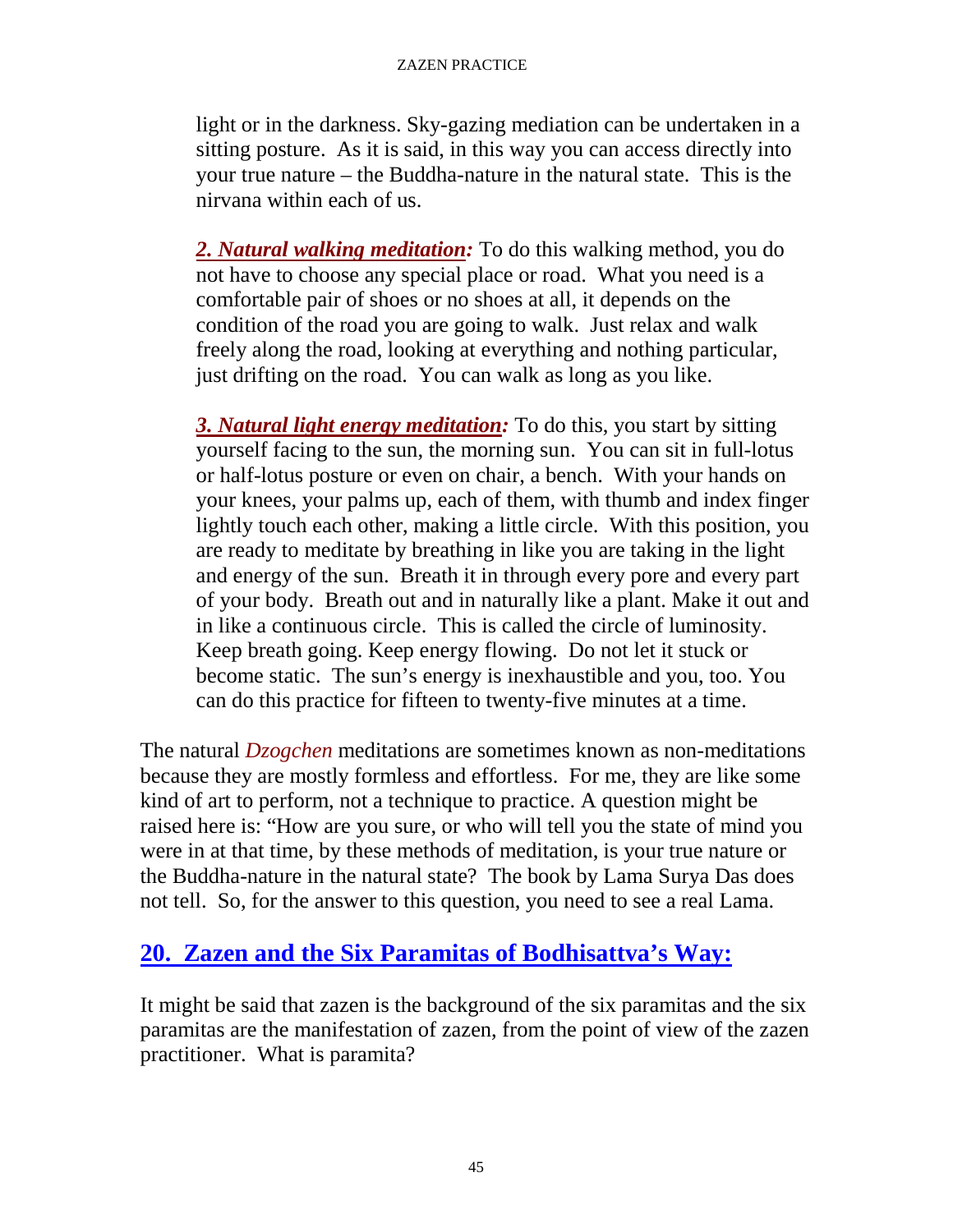light or in the darkness. Sky-gazing mediation can be undertaken in a sitting posture. As it is said, in this way you can access directly into your true nature – the Buddha-nature in the natural state. This is the nirvana within each of us.

***2. Natural walking meditation:*** To do this walking method, you do not have to choose any special place or road. What you need is a comfortable pair of shoes or no shoes at all, it depends on the condition of the road you are going to walk. Just relax and walk freely along the road, looking at everything and nothing particular, just drifting on the road. You can walk as long as you like.

***3. Natural light energy meditation:*** To do this, you start by sitting yourself facing to the sun, the morning sun. You can sit in full-lotus or half-lotus posture or even on chair, a bench. With your hands on your knees, your palms up, each of them, with thumb and index finger lightly touch each other, making a little circle. With this position, you are ready to meditate by breathing in like you are taking in the light and energy of the sun. Breath it in through every pore and every part of your body. Breath out and in naturally like a plant. Make it out and in like a continuous circle. This is called the circle of luminosity. Keep breath going. Keep energy flowing. Do not let it stuck or become static. The sun's energy is inexhaustible and you, too. You can do this practice for fifteen to twenty-five minutes at a time.

The natural *Dzogchen* meditations are sometimes known as non-meditations because they are mostly formless and effortless. For me, they are like some kind of art to perform, not a technique to practice. A question might be raised here is: "How are you sure, or who will tell you the state of mind you were in at that time, by these methods of meditation, is your true nature or the Buddha-nature in the natural state? The book by Lama Surya Das does not tell. So, for the answer to this question, you need to see a real Lama.

## 20. Zazen and the Six Paramitas of Bodhisattva's Way:

It might be said that zazen is the background of the six paramitas and the six paramitas are the manifestation of zazen, from the point of view of the zazen practitioner. What is paramita?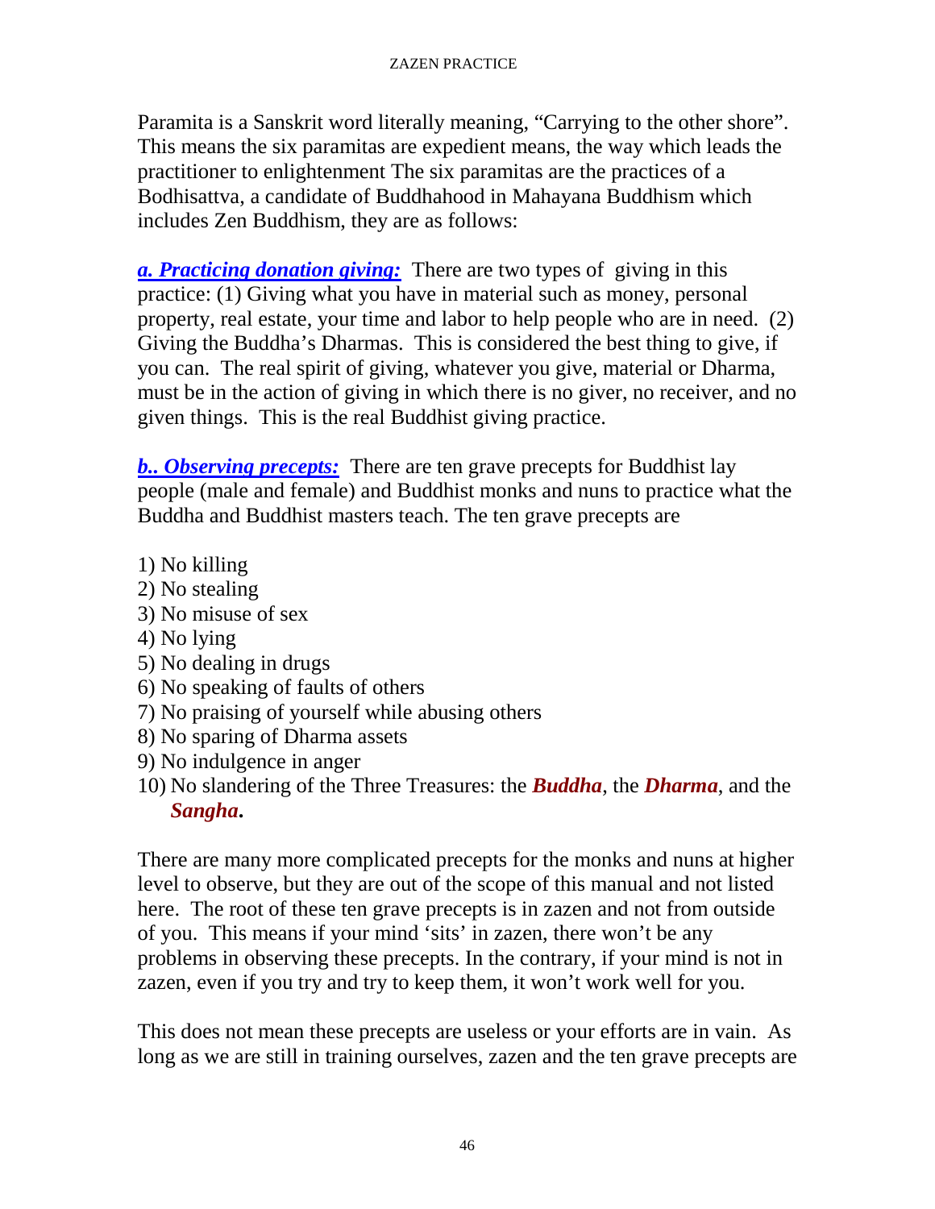Paramita is a Sanskrit word literally meaning, "Carrying to the other shore". This means the six paramitas are expedient means, the way which leads the practitioner to enlightenment The six paramitas are the practices of a Bodhisattva, a candidate of Buddhahood in Mahayana Buddhism which includes Zen Buddhism, they are as follows:

***a. Practicing donation giving:*** There are two types of giving in this practice: (1) Giving what you have in material such as money, personal property, real estate, your time and labor to help people who are in need. (2) Giving the Buddha's Dharmas. This is considered the best thing to give, if you can. The real spirit of giving, whatever you give, material or Dharma, must be in the action of giving in which there is no giver, no receiver, and no given things. This is the real Buddhist giving practice.

***b.. Observing precepts:*** There are ten grave precepts for Buddhist lay people (male and female) and Buddhist monks and nuns to practice what the Buddha and Buddhist masters teach. The ten grave precepts are

1) No killing
2) No stealing
3) No misuse of sex
4) No lying
5) No dealing in drugs
6) No speaking of faults of others
7) No praising of yourself while abusing others
8) No sparing of Dharma assets
9) No indulgence in anger
10) No slandering of the Three Treasures: the ***Buddha***, the ***Dharma***, and the ***Sangha*.**

There are many more complicated precepts for the monks and nuns at higher level to observe, but they are out of the scope of this manual and not listed here. The root of these ten grave precepts is in zazen and not from outside of you. This means if your mind 'sits' in zazen, there won't be any problems in observing these precepts. In the contrary, if your mind is not in zazen, even if you try and try to keep them, it won't work well for you.

This does not mean these precepts are useless or your efforts are in vain. As long as we are still in training ourselves, zazen and the ten grave precepts are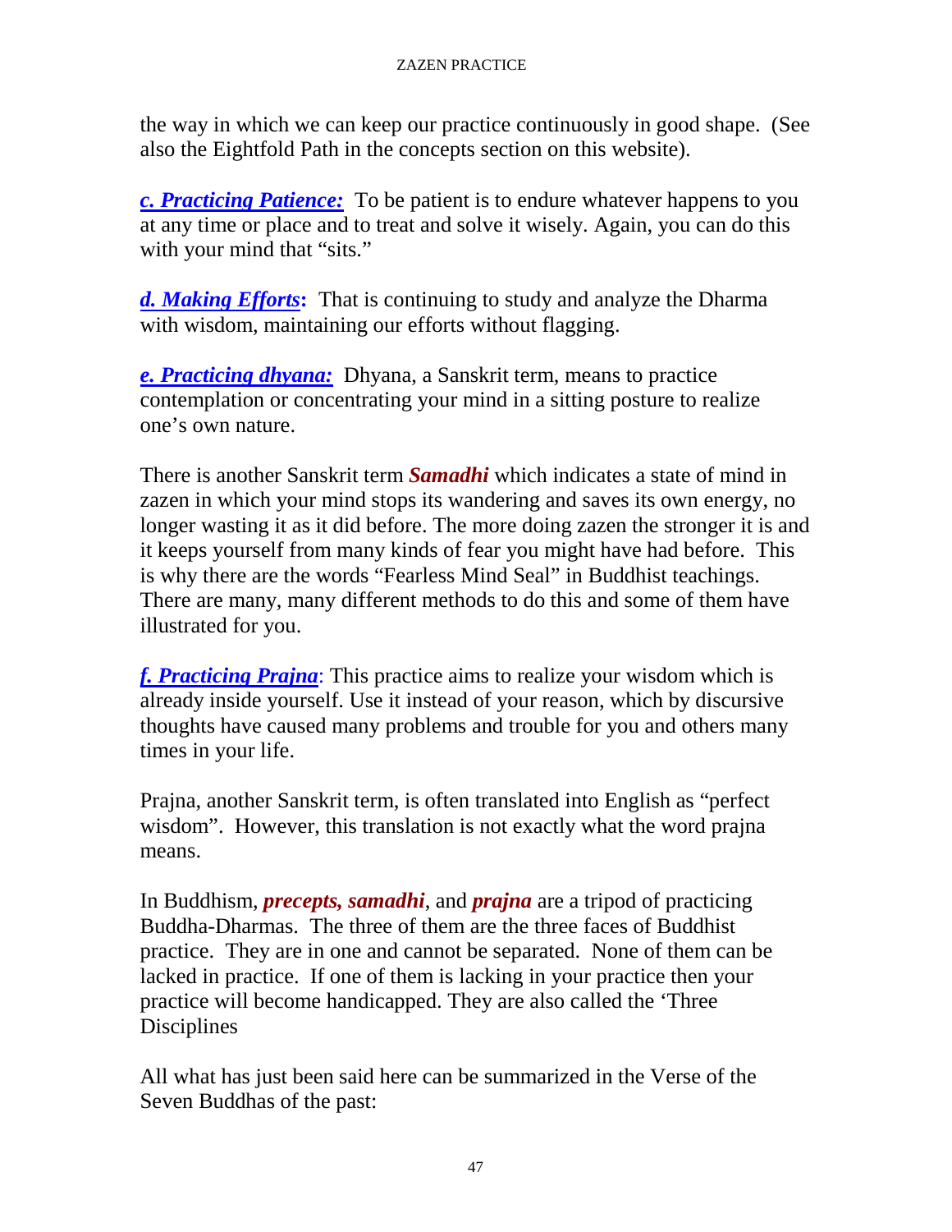the way in which we can keep our practice continuously in good shape. (See also the Eightfold Path in the concepts section on this website).

***c. Practicing Patience:*** To be patient is to endure whatever happens to you at any time or place and to treat and solve it wisely. Again, you can do this with your mind that "sits."

***d. Making Efforts*:** That is continuing to study and analyze the Dharma with wisdom, maintaining our efforts without flagging.

***e. Practicing dhyana:*** Dhyana, a Sanskrit term, means to practice contemplation or concentrating your mind in a sitting posture to realize one's own nature.

There is another Sanskrit term ***Samadhi*** which indicates a state of mind in zazen in which your mind stops its wandering and saves its own energy, no longer wasting it as it did before. The more doing zazen the stronger it is and it keeps yourself from many kinds of fear you might have had before. This is why there are the words "Fearless Mind Seal" in Buddhist teachings. There are many, many different methods to do this and some of them have illustrated for you.

***f. Practicing Prajna***: This practice aims to realize your wisdom which is already inside yourself. Use it instead of your reason, which by discursive thoughts have caused many problems and trouble for you and others many times in your life.

Prajna, another Sanskrit term, is often translated into English as "perfect wisdom". However, this translation is not exactly what the word prajna means.

In Buddhism, ***precepts, samadhi***, and ***prajna*** are a tripod of practicing Buddha-Dharmas. The three of them are the three faces of Buddhist practice. They are in one and cannot be separated. None of them can be lacked in practice. If one of them is lacking in your practice then your practice will become handicapped. They are also called the 'Three Disciplines

All what has just been said here can be summarized in the Verse of the Seven Buddhas of the past: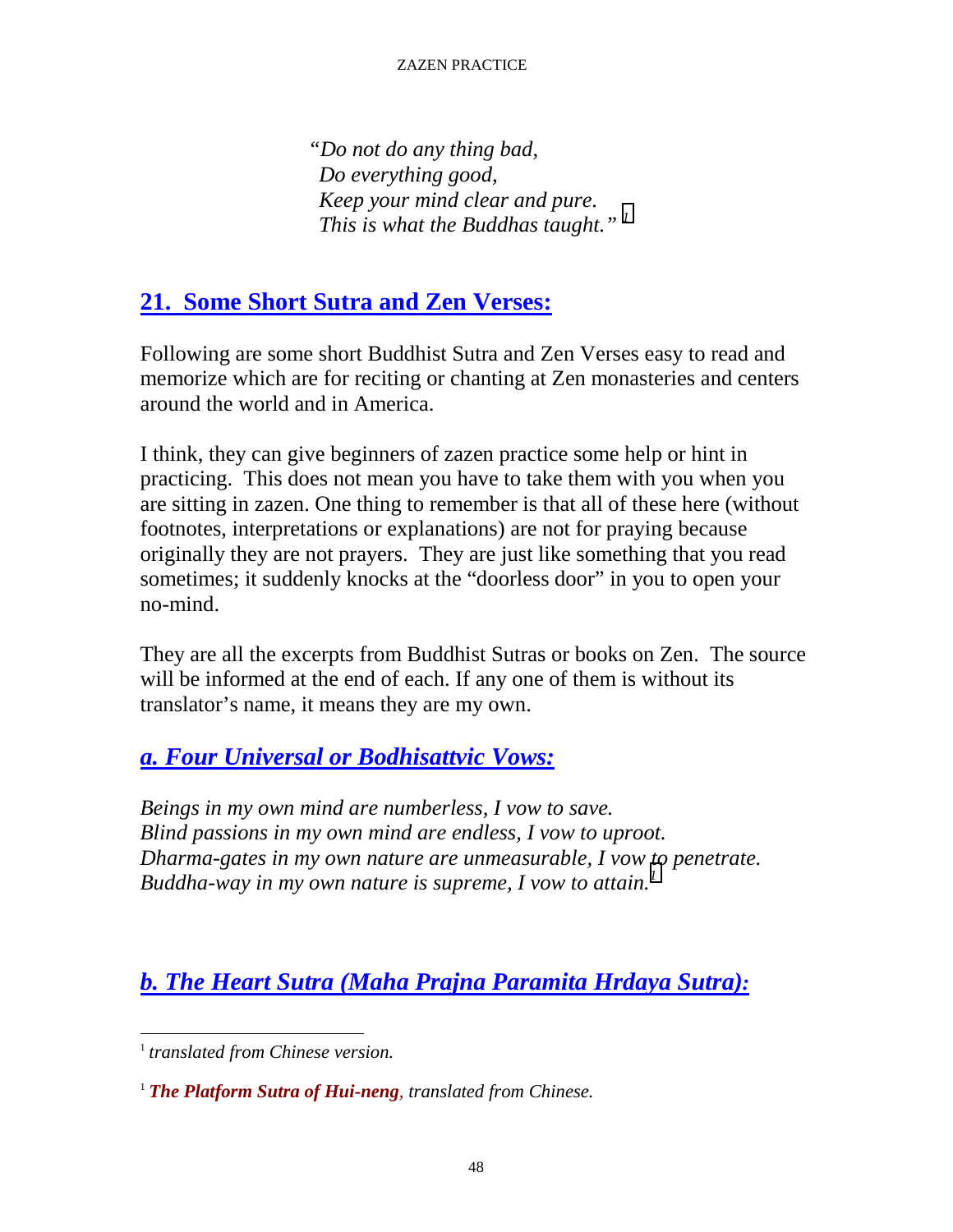*"Do not do any thing bad,*
*Do everything good,*
*Keep your mind clear and pure.*
*This is what the Buddhas taught."* [1]

## 21. Some Short Sutra and Zen Verses:

Following are some short Buddhist Sutra and Zen Verses easy to read and memorize which are for reciting or chanting at Zen monasteries and centers around the world and in America.

I think, they can give beginners of zazen practice some help or hint in practicing. This does not mean you have to take them with you when you are sitting in zazen. One thing to remember is that all of these here (without footnotes, interpretations or explanations) are not for praying because originally they are not prayers. They are just like something that you read sometimes; it suddenly knocks at the "doorless door" in you to open your no-mind.

They are all the excerpts from Buddhist Sutras or books on Zen. The source will be informed at the end of each. If any one of them is without its translator's name, it means they are my own.

### *a. Four Universal or Bodhisattvic Vows:*

*Beings in my own mind are numberless, I vow to save.*
*Blind passions in my own mind are endless, I vow to uproot.*
*Dharma-gates in my own nature are unmeasurable, I vow to penetrate.*
*Buddha-way in my own nature is supreme, I vow to attain.* [1]

### *b. The Heart Sutra (Maha Prajna Paramita Hrdaya Sutra):*

---

[1] *translated from Chinese version.*

[1] ***The Platform Sutra of Hui-neng**, translated from Chinese.*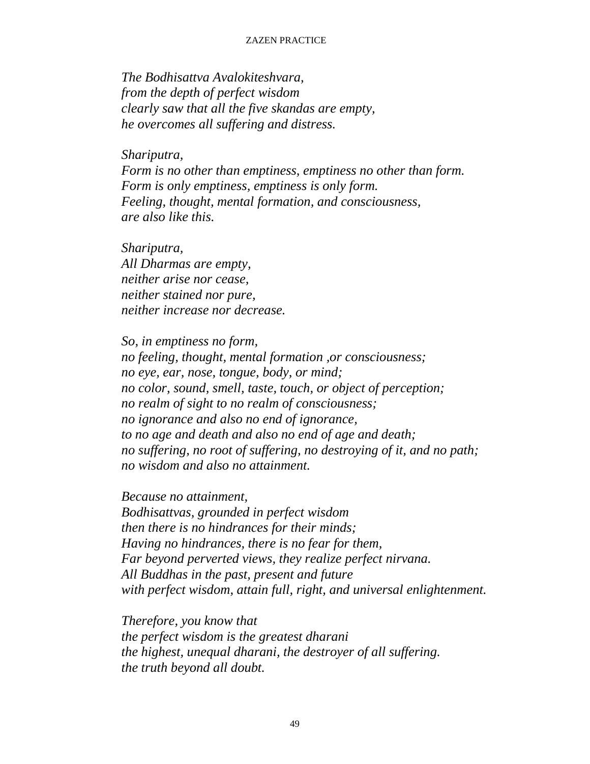*The Bodhisattva Avalokiteshvara,*
*from the depth of perfect wisdom*
*clearly saw that all the five skandas are empty,*
*he overcomes all suffering and distress.*

*Shariputra,*
*Form is no other than emptiness, emptiness no other than form.*
*Form is only emptiness, emptiness is only form.*
*Feeling, thought, mental formation, and consciousness,*
*are also like this.*

*Shariputra,*
*All Dharmas are empty,*
*neither arise nor cease,*
*neither stained nor pure,*
*neither increase nor decrease.*

*So, in emptiness no form,*
*no feeling, thought, mental formation ,or consciousness;*
*no eye, ear, nose, tongue, body, or mind;*
*no color, sound, smell, taste, touch, or object of perception;*
*no realm of sight to no realm of consciousness;*
*no ignorance and also no end of ignorance,*
*to no age and death and also no end of age and death;*
*no suffering, no root of suffering, no destroying of it, and no path;*
*no wisdom and also no attainment.*

*Because no attainment,*
*Bodhisattvas, grounded in perfect wisdom*
*then there is no hindrances for their minds;*
*Having no hindrances, there is no fear for them,*
*Far beyond perverted views, they realize perfect nirvana.*
*All Buddhas in the past, present and future*
*with perfect wisdom, attain full, right, and universal enlightenment.*

*Therefore, you know that*
*the perfect wisdom is the greatest dharani*
*the highest, unequal dharani, the destroyer of all suffering.*
*the truth beyond all doubt.*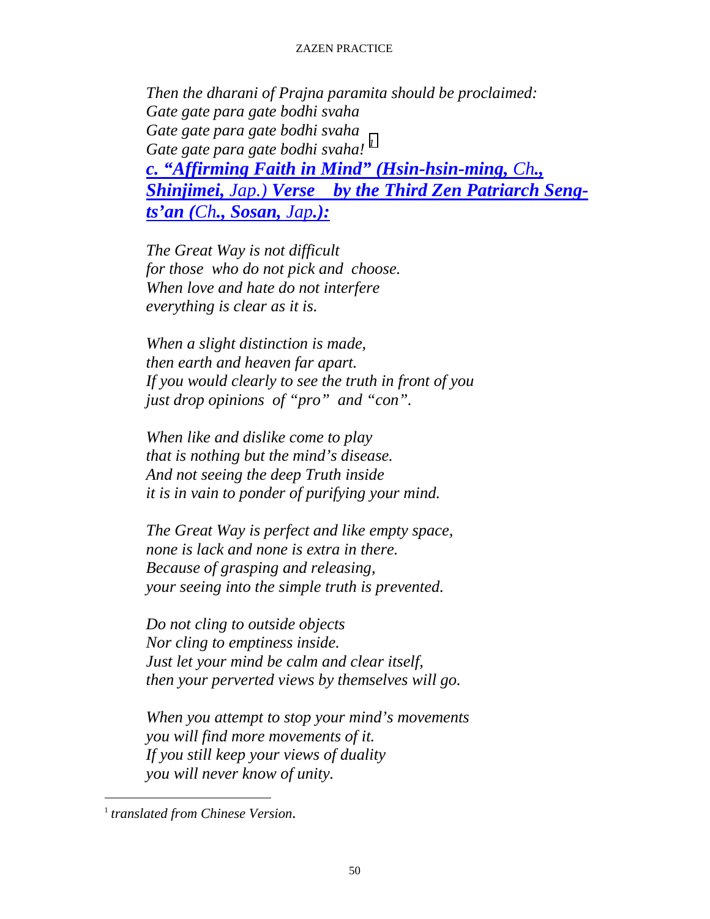*Then the dharani of Prajna paramita should be proclaimed:*
*Gate gate para gate bodhi svaha*
*Gate gate para gate bodhi svaha*
*Gate gate para gate bodhi svaha!* [1]

### ***c. "Affirming Faith in Mind" (Hsin-hsin-ming, Ch., Shinjimei, Jap.) Verse by the Third Zen Patriarch Seng-ts'an (Ch., Sosan, Jap.):***

*The Great Way is not difficult*
*for those who do not pick and choose.*
*When love and hate do not interfere*
*everything is clear as it is.*

*When a slight distinction is made,*
*then earth and heaven far apart.*
*If you would clearly to see the truth in front of you*
*just drop opinions of "pro" and "con".*

*When like and dislike come to play*
*that is nothing but the mind's disease.*
*And not seeing the deep Truth inside*
*it is in vain to ponder of purifying your mind.*

*The Great Way is perfect and like empty space,*
*none is lack and none is extra in there.*
*Because of grasping and releasing,*
*your seeing into the simple truth is prevented.*

*Do not cling to outside objects*
*Nor cling to emptiness inside.*
*Just let your mind be calm and clear itself,*
*then your perverted views by themselves will go.*

*When you attempt to stop your mind's movements*
*you will find more movements of it.*
*If you still keep your views of duality*
*you will never know of unity.*

---

[1] *translated from Chinese Version.*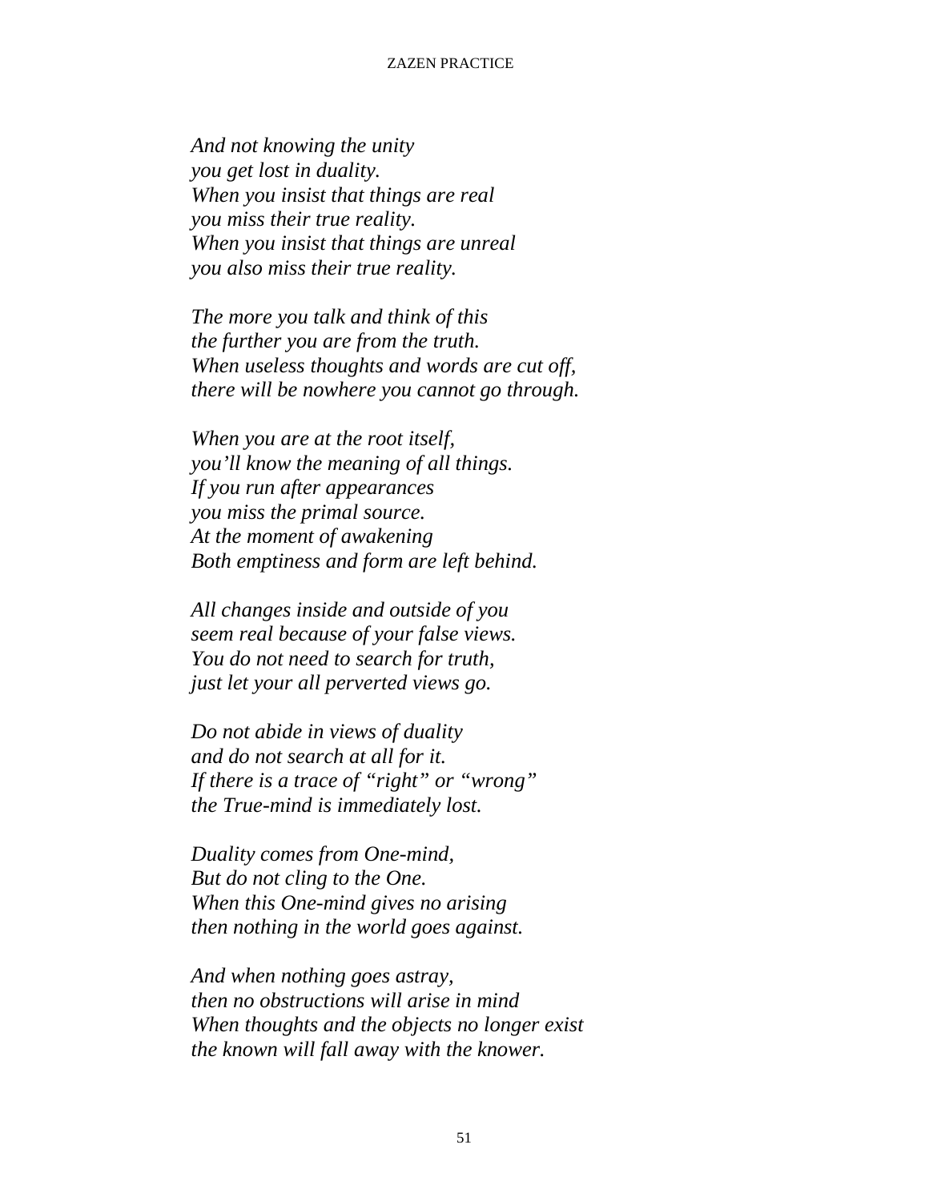*And not knowing the unity*
*you get lost in duality.*
*When you insist that things are real*
*you miss their true reality.*
*When you insist that things are unreal*
*you also miss their true reality.*

*The more you talk and think of this*
*the further you are from the truth.*
*When useless thoughts and words are cut off,*
*there will be nowhere you cannot go through.*

*When you are at the root itself,*
*you'll know the meaning of all things.*
*If you run after appearances*
*you miss the primal source.*
*At the moment of awakening*
*Both emptiness and form are left behind.*

*All changes inside and outside of you*
*seem real because of your false views.*
*You do not need to search for truth,*
*just let your all perverted views go.*

*Do not abide in views of duality*
*and do not search at all for it.*
*If there is a trace of "right" or "wrong"*
*the True-mind is immediately lost.*

*Duality comes from One-mind,*
*But do not cling to the One.*
*When this One-mind gives no arising*
*then nothing in the world goes against.*

*And when nothing goes astray,*
*then no obstructions will arise in mind*
*When thoughts and the objects no longer exist*
*the known will fall away with the knower.*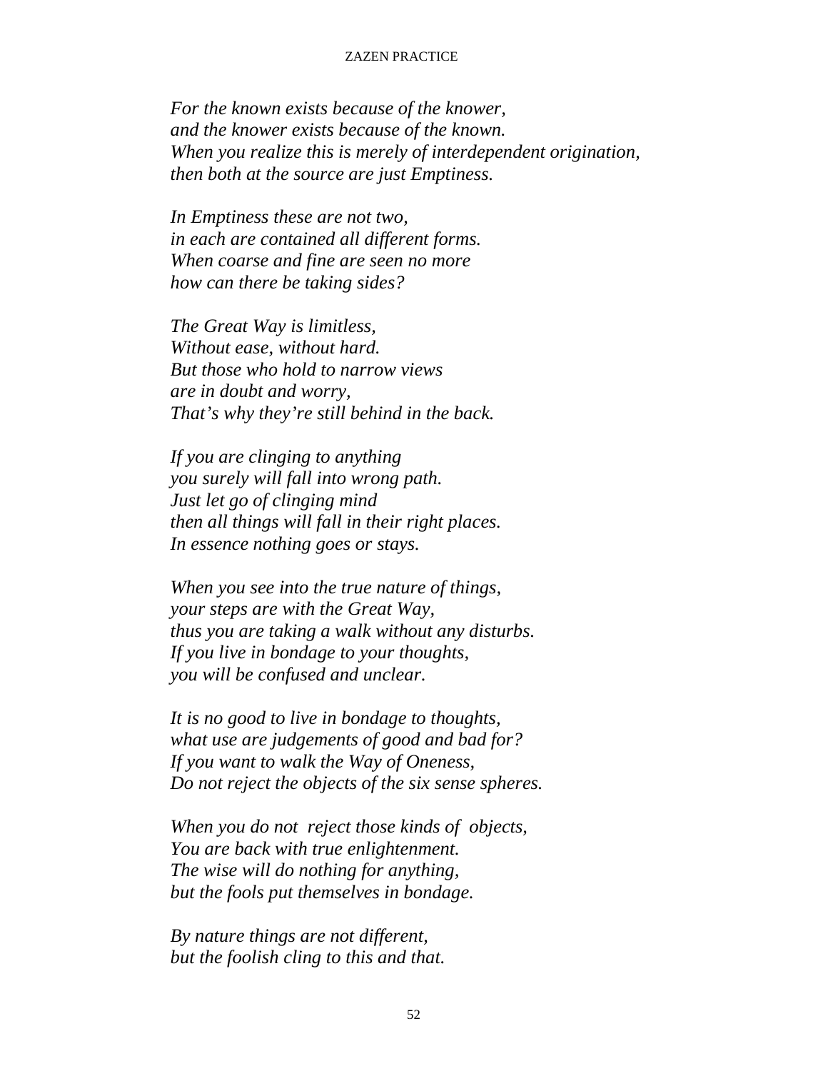*For the known exists because of the knower,*
*and the knower exists because of the known.*
*When you realize this is merely of interdependent origination,*
*then both at the source are just Emptiness.*

*In Emptiness these are not two,*
*in each are contained all different forms.*
*When coarse and fine are seen no more*
*how can there be taking sides?*

*The Great Way is limitless,*
*Without ease, without hard.*
*But those who hold to narrow views*
*are in doubt and worry,*
*That's why they're still behind in the back.*

*If you are clinging to anything*
*you surely will fall into wrong path.*
*Just let go of clinging mind*
*then all things will fall in their right places.*
*In essence nothing goes or stays.*

*When you see into the true nature of things,*
*your steps are with the Great Way,*
*thus you are taking a walk without any disturbs.*
*If you live in bondage to your thoughts,*
*you will be confused and unclear.*

*It is no good to live in bondage to thoughts,*
*what use are judgements of good and bad for?*
*If you want to walk the Way of Oneness,*
*Do not reject the objects of the six sense spheres.*

*When you do not reject those kinds of objects,*
*You are back with true enlightenment.*
*The wise will do nothing for anything,*
*but the fools put themselves in bondage.*

*By nature things are not different,*
*but the foolish cling to this and that.*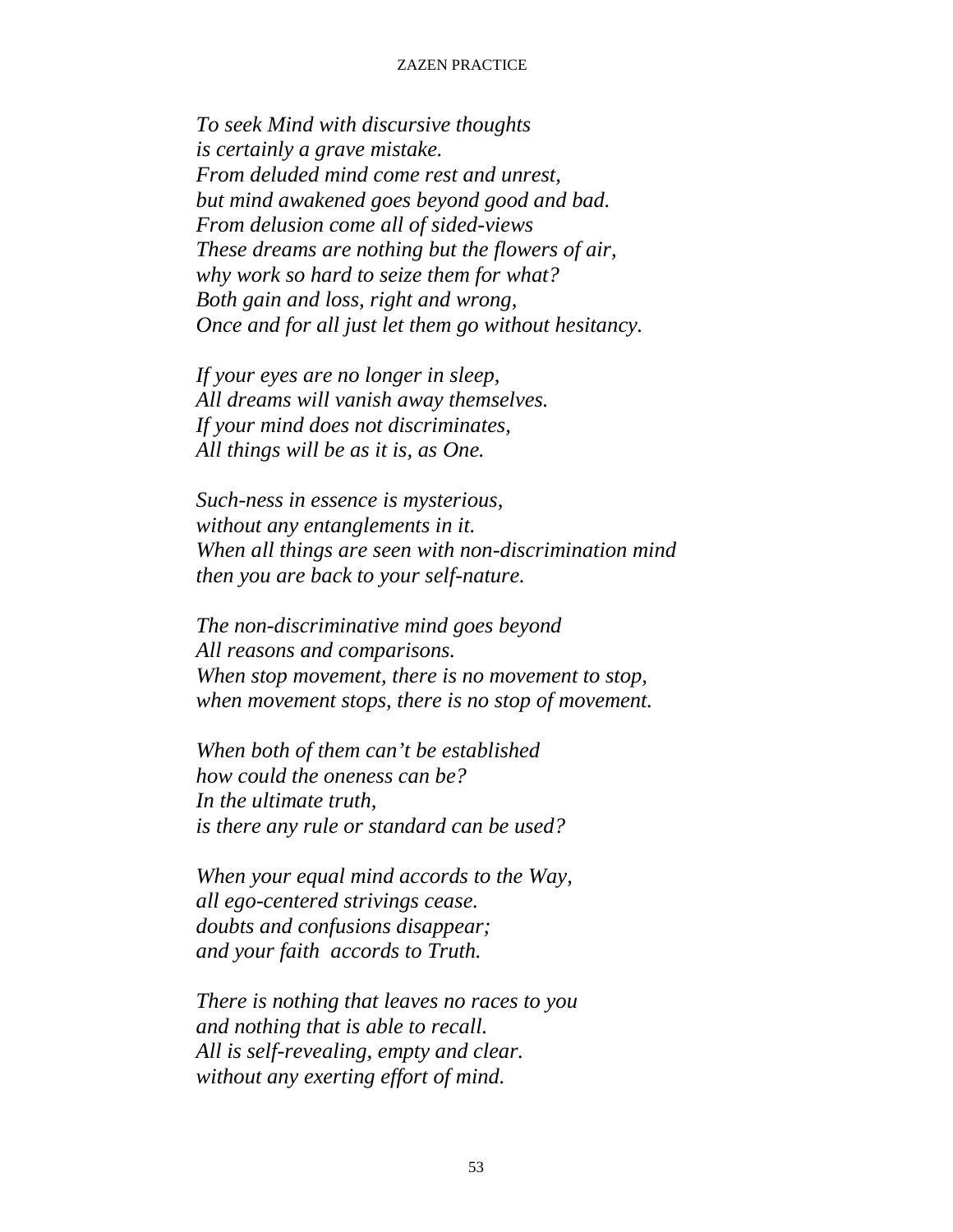*To seek Mind with discursive thoughts*
*is certainly a grave mistake.*
*From deluded mind come rest and unrest,*
*but mind awakened goes beyond good and bad.*
*From delusion come all of sided-views*
*These dreams are nothing but the flowers of air,*
*why work so hard to seize them for what?*
*Both gain and loss, right and wrong,*
*Once and for all just let them go without hesitancy.*

*If your eyes are no longer in sleep,*
*All dreams will vanish away themselves.*
*If your mind does not discriminates,*
*All things will be as it is, as One.*

*Such-ness in essence is mysterious,*
*without any entanglements in it.*
*When all things are seen with non-discrimination mind*
*then you are back to your self-nature.*

*The non-discriminative mind goes beyond*
*All reasons and comparisons.*
*When stop movement, there is no movement to stop,*
*when movement stops, there is no stop of movement.*

*When both of them can't be established*
*how could the oneness can be?*
*In the ultimate truth,*
*is there any rule or standard can be used?*

*When your equal mind accords to the Way,*
*all ego-centered strivings cease.*
*doubts and confusions disappear;*
*and your faith accords to Truth.*

*There is nothing that leaves no races to you*
*and nothing that is able to recall.*
*All is self-revealing, empty and clear.*
*without any exerting effort of mind.*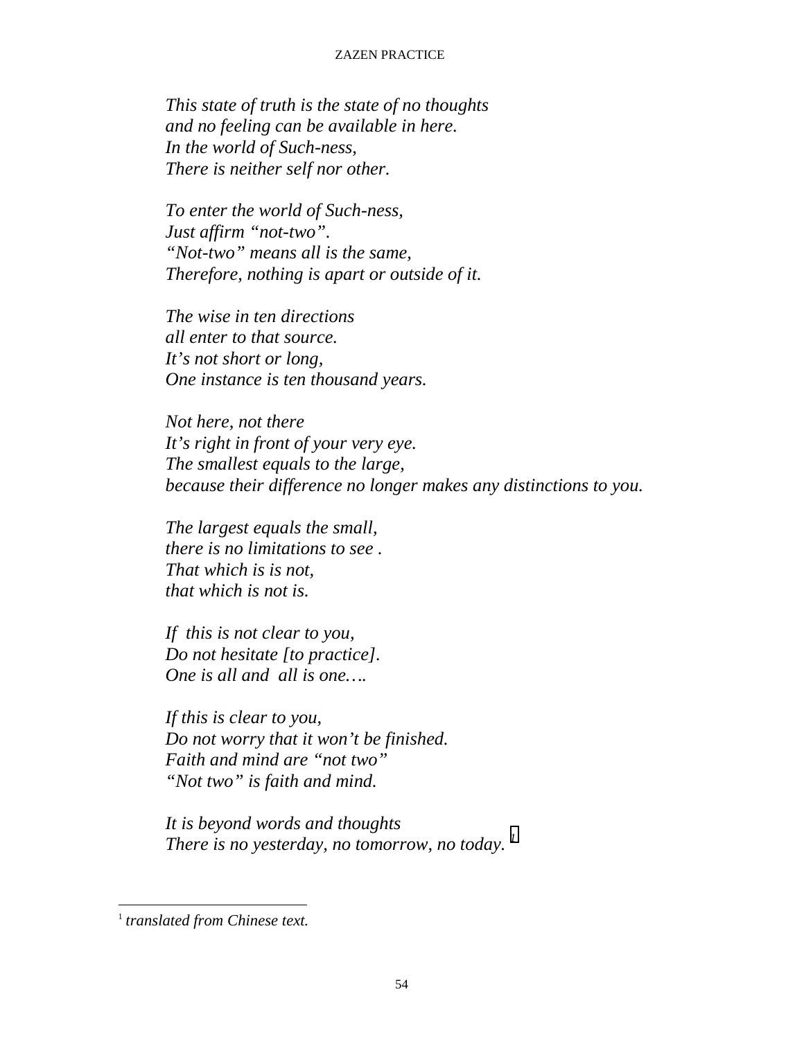*This state of truth is the state of no thoughts*
*and no feeling can be available in here.*
*In the world of Such-ness,*
*There is neither self nor other.*

*To enter the world of Such-ness,*
*Just affirm "not-two".*
*"Not-two" means all is the same,*
*Therefore, nothing is apart or outside of it.*

*The wise in ten directions*
*all enter to that source.*
*It's not short or long,*
*One instance is ten thousand years.*

*Not here, not there*
*It's right in front of your very eye.*
*The smallest equals to the large,*
*because their difference no longer makes any distinctions to you.*

*The largest equals the small,*
*there is no limitations to see .*
*That which is is not,*
*that which is not is.*

*If this is not clear to you,*
*Do not hesitate [to practice].*
*One is all and all is one….*

*If this is clear to you,*
*Do not worry that it won't be finished.*
*Faith and mind are "not two"*
*"Not two" is faith and mind.*

*It is beyond words and thoughts*
*There is no yesterday, no tomorrow, no today.* [1]

---

[1] *translated from Chinese text.*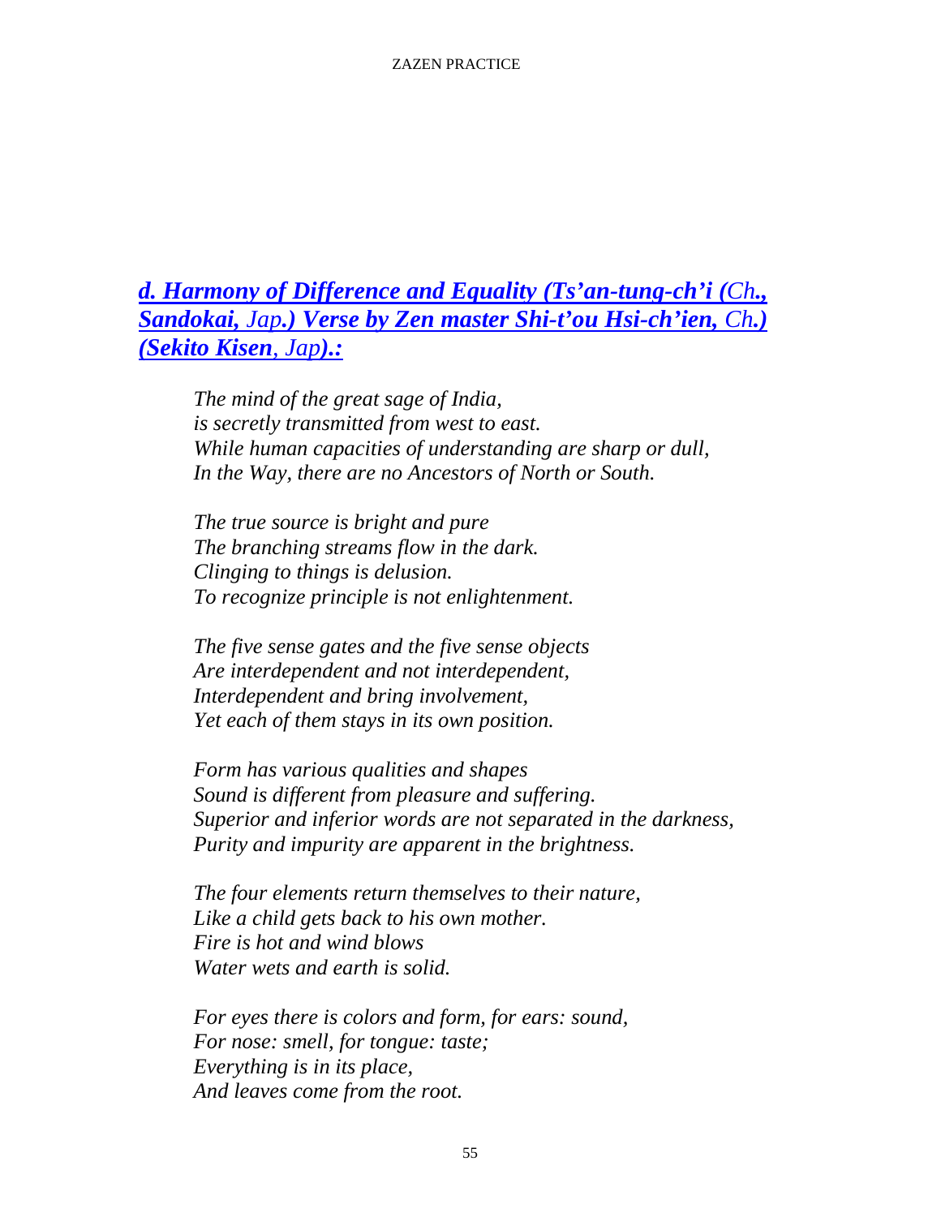### *d. Harmony of Difference and Equality (Ts'an-tung-ch'i (Ch., Sandokai, Jap.) Verse by Zen master Shi-t'ou Hsi-ch'ien, Ch.) (Sekito Kisen, Jap).:*

*The mind of the great sage of India,*
*is secretly transmitted from west to east.*
*While human capacities of understanding are sharp or dull,*
*In the Way, there are no Ancestors of North or South.*

*The true source is bright and pure*
*The branching streams flow in the dark.*
*Clinging to things is delusion.*
*To recognize principle is not enlightenment.*

*The five sense gates and the five sense objects*
*Are interdependent and not interdependent,*
*Interdependent and bring involvement,*
*Yet each of them stays in its own position.*

*Form has various qualities and shapes*
*Sound is different from pleasure and suffering.*
*Superior and inferior words are not separated in the darkness,*
*Purity and impurity are apparent in the brightness.*

*The four elements return themselves to their nature,*
*Like a child gets back to his own mother.*
*Fire is hot and wind blows*
*Water wets and earth is solid.*

*For eyes there is colors and form, for ears: sound,*
*For nose: smell, for tongue: taste;*
*Everything is in its place,*
*And leaves come from the root.*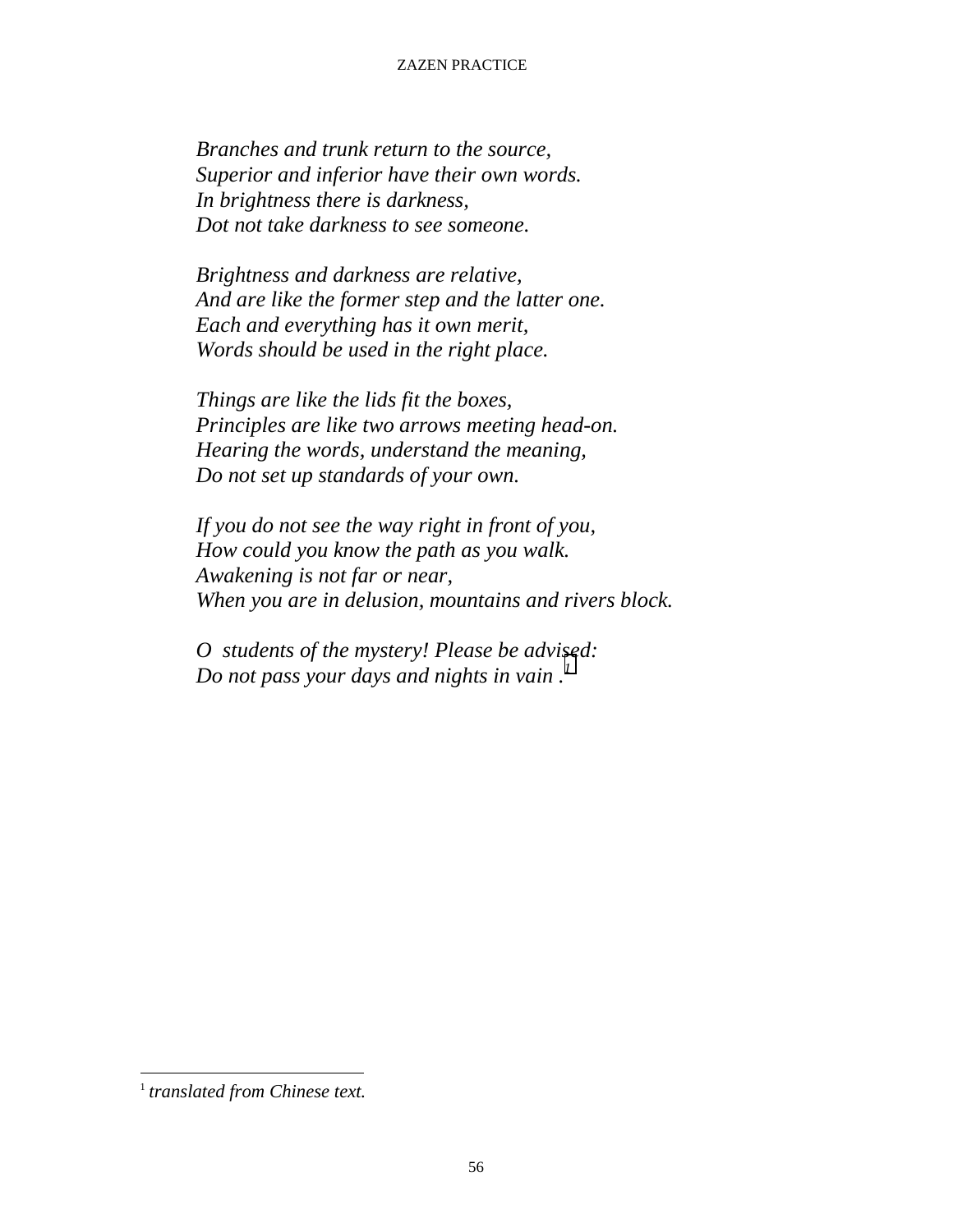*Branches and trunk return to the source,*
*Superior and inferior have their own words.*
*In brightness there is darkness,*
*Dot not take darkness to see someone.*

*Brightness and darkness are relative,*
*And are like the former step and the latter one.*
*Each and everything has it own merit,*
*Words should be used in the right place.*

*Things are like the lids fit the boxes,*
*Principles are like two arrows meeting head-on.*
*Hearing the words, understand the meaning,*
*Do not set up standards of your own.*

*If you do not see the way right in front of you,*
*How could you know the path as you walk.*
*Awakening is not far or near,*
*When you are in delusion, mountains and rivers block.*

*O students of the mystery! Please be advised:*
*Do not pass your days and nights in vain .*[1]

---

[1] *translated from Chinese text.*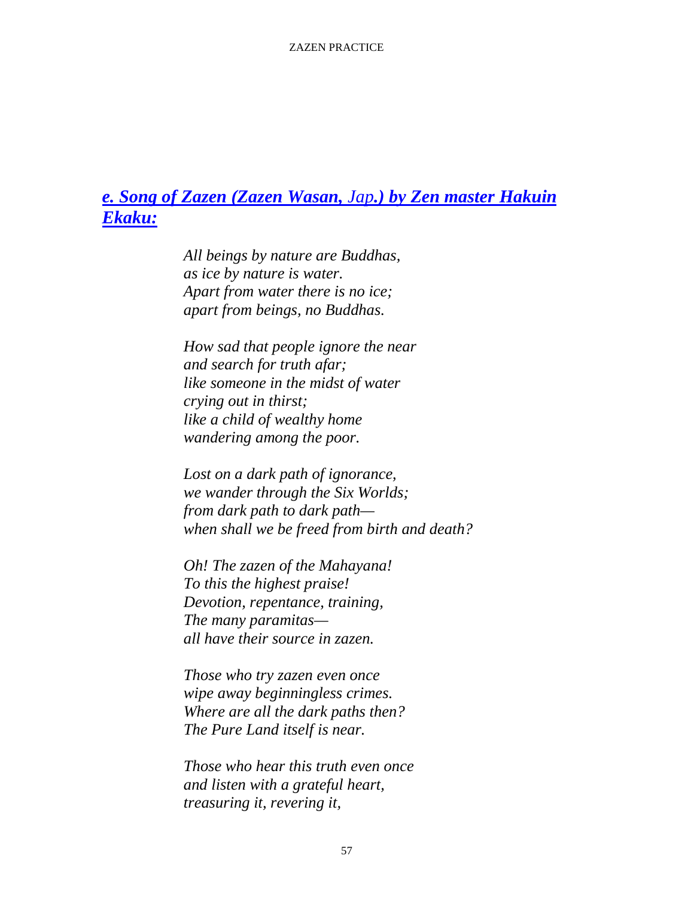## *e. Song of Zazen (Zazen Wasan, Jap.) by Zen master Hakuin Ekaku:*

*All beings by nature are Buddhas,*
*as ice by nature is water.*
*Apart from water there is no ice;*
*apart from beings, no Buddhas.*

*How sad that people ignore the near*
*and search for truth afar;*
*like someone in the midst of water*
*crying out in thirst;*
*like a child of wealthy home*
*wandering among the poor.*

*Lost on a dark path of ignorance,*
*we wander through the Six Worlds;*
*from dark path to dark path—*
*when shall we be freed from birth and death?*

*Oh! The zazen of the Mahayana!*
*To this the highest praise!*
*Devotion, repentance, training,*
*The many paramitas—*
*all have their source in zazen.*

*Those who try zazen even once*
*wipe away beginningless crimes.*
*Where are all the dark paths then?*
*The Pure Land itself is near.*

*Those who hear this truth even once*
*and listen with a grateful heart,*
*treasuring it, revering it,*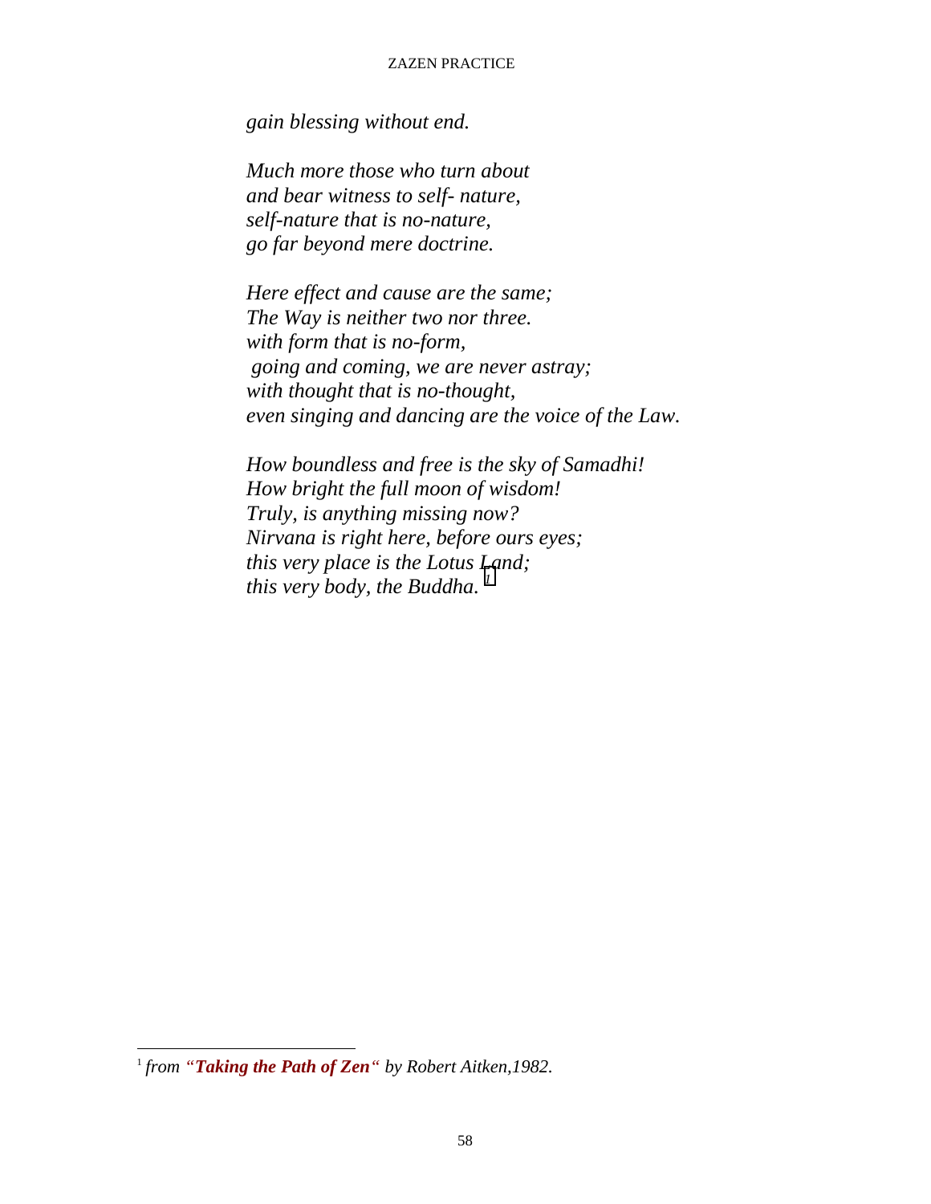*gain blessing without end.*

*Much more those who turn about*
*and bear witness to self- nature,*
*self-nature that is no-nature,*
*go far beyond mere doctrine.*

*Here effect and cause are the same;*
*The Way is neither two nor three.*
*with form that is no-form,*
*going and coming, we are never astray;*
*with thought that is no-thought,*
*even singing and dancing are the voice of the Law.*

*How boundless and free is the sky of Samadhi!*
*How bright the full moon of wisdom!*
*Truly, is anything missing now?*
*Nirvana is right here, before ours eyes;*
*this very place is the Lotus Land;*
*this very body, the Buddha.* [1]

---

[1] *from "**Taking the Path of Zen**" by Robert Aitken,1982.*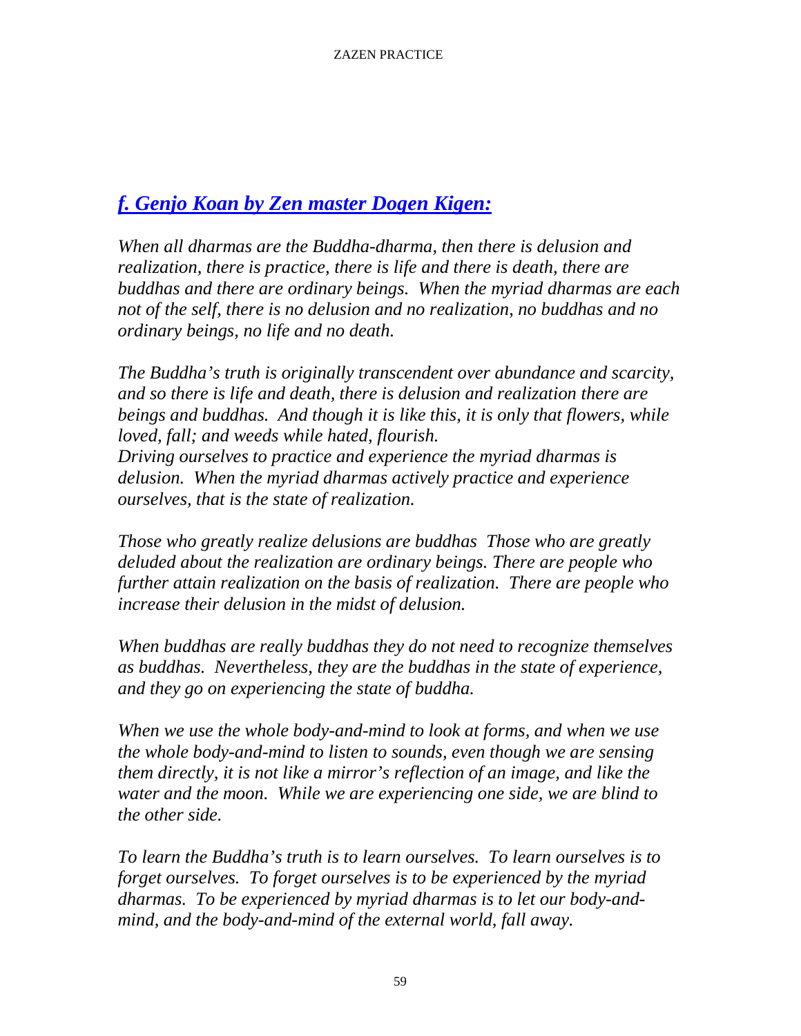## *f. Genjo Koan by Zen master Dogen Kigen:*

*When all dharmas are the Buddha-dharma, then there is delusion and realization, there is practice, there is life and there is death, there are buddhas and there are ordinary beings. When the myriad dharmas are each not of the self, there is no delusion and no realization, no buddhas and no ordinary beings, no life and no death.*

*The Buddha's truth is originally transcendent over abundance and scarcity, and so there is life and death, there is delusion and realization there are beings and buddhas. And though it is like this, it is only that flowers, while loved, fall; and weeds while hated, flourish.*
*Driving ourselves to practice and experience the myriad dharmas is delusion. When the myriad dharmas actively practice and experience ourselves, that is the state of realization.*

*Those who greatly realize delusions are buddhas Those who are greatly deluded about the realization are ordinary beings. There are people who further attain realization on the basis of realization. There are people who increase their delusion in the midst of delusion.*

*When buddhas are really buddhas they do not need to recognize themselves as buddhas. Nevertheless, they are the buddhas in the state of experience, and they go on experiencing the state of buddha.*

*When we use the whole body-and-mind to look at forms, and when we use the whole body-and-mind to listen to sounds, even though we are sensing them directly, it is not like a mirror's reflection of an image, and like the water and the moon. While we are experiencing one side, we are blind to the other side.*

*To learn the Buddha's truth is to learn ourselves. To learn ourselves is to forget ourselves. To forget ourselves is to be experienced by the myriad dharmas. To be experienced by myriad dharmas is to let our body-and-mind, and the body-and-mind of the external world, fall away.*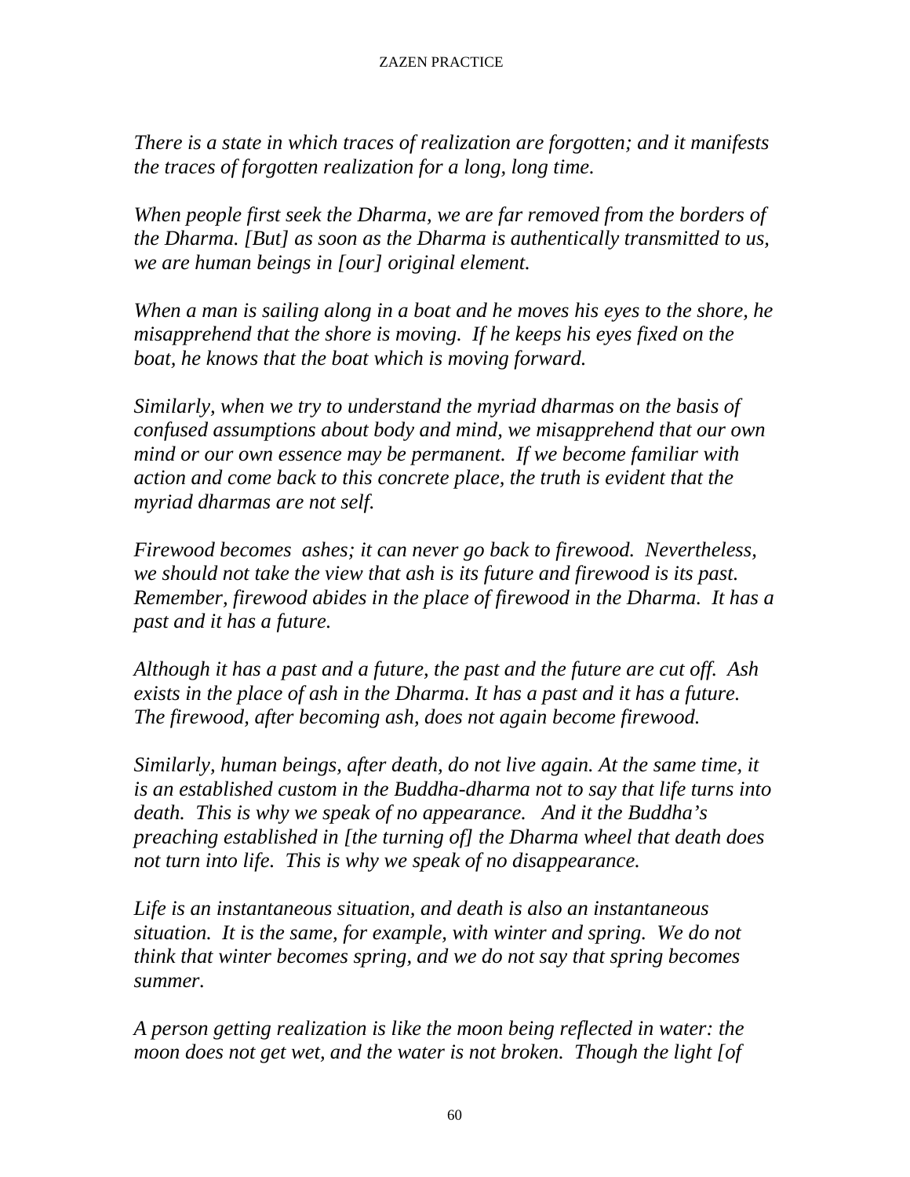*There is a state in which traces of realization are forgotten; and it manifests the traces of forgotten realization for a long, long time.*

*When people first seek the Dharma, we are far removed from the borders of the Dharma. [But] as soon as the Dharma is authentically transmitted to us, we are human beings in [our] original element.*

*When a man is sailing along in a boat and he moves his eyes to the shore, he misapprehend that the shore is moving. If he keeps his eyes fixed on the boat, he knows that the boat which is moving forward.*

*Similarly, when we try to understand the myriad dharmas on the basis of confused assumptions about body and mind, we misapprehend that our own mind or our own essence may be permanent. If we become familiar with action and come back to this concrete place, the truth is evident that the myriad dharmas are not self.*

*Firewood becomes ashes; it can never go back to firewood. Nevertheless, we should not take the view that ash is its future and firewood is its past. Remember, firewood abides in the place of firewood in the Dharma. It has a past and it has a future.*

*Although it has a past and a future, the past and the future are cut off. Ash exists in the place of ash in the Dharma. It has a past and it has a future. The firewood, after becoming ash, does not again become firewood.*

*Similarly, human beings, after death, do not live again. At the same time, it is an established custom in the Buddha-dharma not to say that life turns into death. This is why we speak of no appearance. And it the Buddha's preaching established in [the turning of] the Dharma wheel that death does not turn into life. This is why we speak of no disappearance.*

*Life is an instantaneous situation, and death is also an instantaneous situation. It is the same, for example, with winter and spring. We do not think that winter becomes spring, and we do not say that spring becomes summer.*

*A person getting realization is like the moon being reflected in water: the moon does not get wet, and the water is not broken. Though the light [of*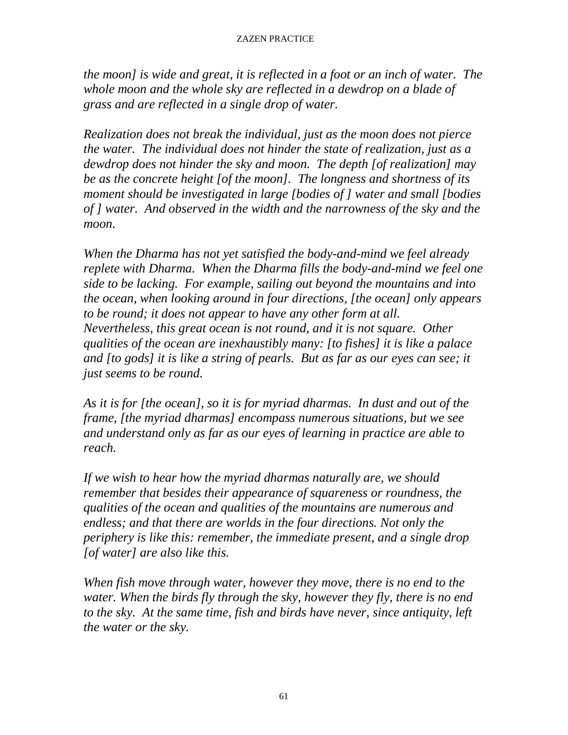*the moon] is wide and great, it is reflected in a foot or an inch of water. The whole moon and the whole sky are reflected in a dewdrop on a blade of grass and are reflected in a single drop of water.*

*Realization does not break the individual, just as the moon does not pierce the water. The individual does not hinder the state of realization, just as a dewdrop does not hinder the sky and moon. The depth [of realization] may be as the concrete height [of the moon]. The longness and shortness of its moment should be investigated in large [bodies of ] water and small [bodies of ] water. And observed in the width and the narrowness of the sky and the moon.*

*When the Dharma has not yet satisfied the body-and-mind we feel already replete with Dharma. When the Dharma fills the body-and-mind we feel one side to be lacking. For example, sailing out beyond the mountains and into the ocean, when looking around in four directions, [the ocean] only appears to be round; it does not appear to have any other form at all. Nevertheless, this great ocean is not round, and it is not square. Other qualities of the ocean are inexhaustibly many: [to fishes] it is like a palace and [to gods] it is like a string of pearls. But as far as our eyes can see; it just seems to be round.*

*As it is for [the ocean], so it is for myriad dharmas. In dust and out of the frame, [the myriad dharmas] encompass numerous situations, but we see and understand only as far as our eyes of learning in practice are able to reach.*

*If we wish to hear how the myriad dharmas naturally are, we should remember that besides their appearance of squareness or roundness, the qualities of the ocean and qualities of the mountains are numerous and endless; and that there are worlds in the four directions. Not only the periphery is like this: remember, the immediate present, and a single drop [of water] are also like this.*

*When fish move through water, however they move, there is no end to the water. When the birds fly through the sky, however they fly, there is no end to the sky. At the same time, fish and birds have never, since antiquity, left the water or the sky.*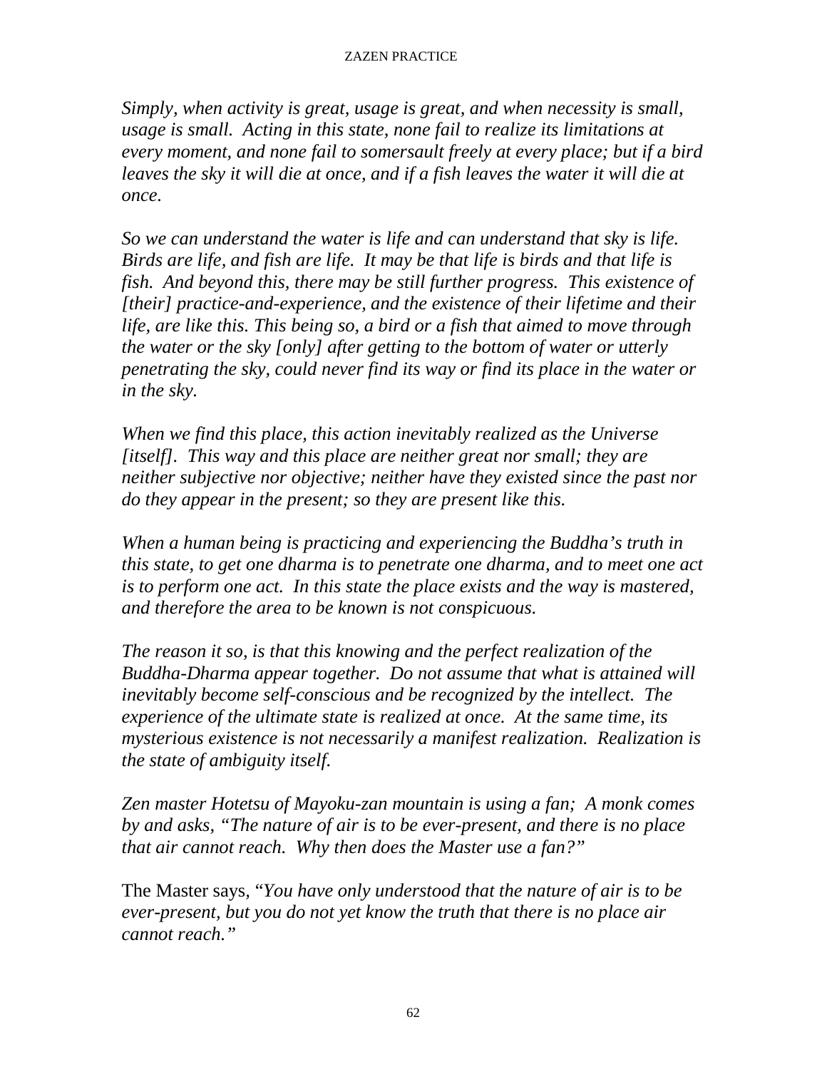*Simply, when activity is great, usage is great, and when necessity is small, usage is small. Acting in this state, none fail to realize its limitations at every moment, and none fail to somersault freely at every place; but if a bird leaves the sky it will die at once, and if a fish leaves the water it will die at once.*

*So we can understand the water is life and can understand that sky is life. Birds are life, and fish are life. It may be that life is birds and that life is fish. And beyond this, there may be still further progress. This existence of [their] practice-and-experience, and the existence of their lifetime and their life, are like this. This being so, a bird or a fish that aimed to move through the water or the sky [only] after getting to the bottom of water or utterly penetrating the sky, could never find its way or find its place in the water or in the sky.*

*When we find this place, this action inevitably realized as the Universe [itself]. This way and this place are neither great nor small; they are neither subjective nor objective; neither have they existed since the past nor do they appear in the present; so they are present like this.*

*When a human being is practicing and experiencing the Buddha's truth in this state, to get one dharma is to penetrate one dharma, and to meet one act is to perform one act. In this state the place exists and the way is mastered, and therefore the area to be known is not conspicuous.*

*The reason it so, is that this knowing and the perfect realization of the Buddha-Dharma appear together. Do not assume that what is attained will inevitably become self-conscious and be recognized by the intellect. The experience of the ultimate state is realized at once. At the same time, its mysterious existence is not necessarily a manifest realization. Realization is the state of ambiguity itself.*

*Zen master Hotetsu of Mayoku-zan mountain is using a fan; A monk comes by and asks, "The nature of air is to be ever-present, and there is no place that air cannot reach. Why then does the Master use a fan?"*

The Master says, "*You have only understood that the nature of air is to be ever-present, but you do not yet know the truth that there is no place air cannot reach."*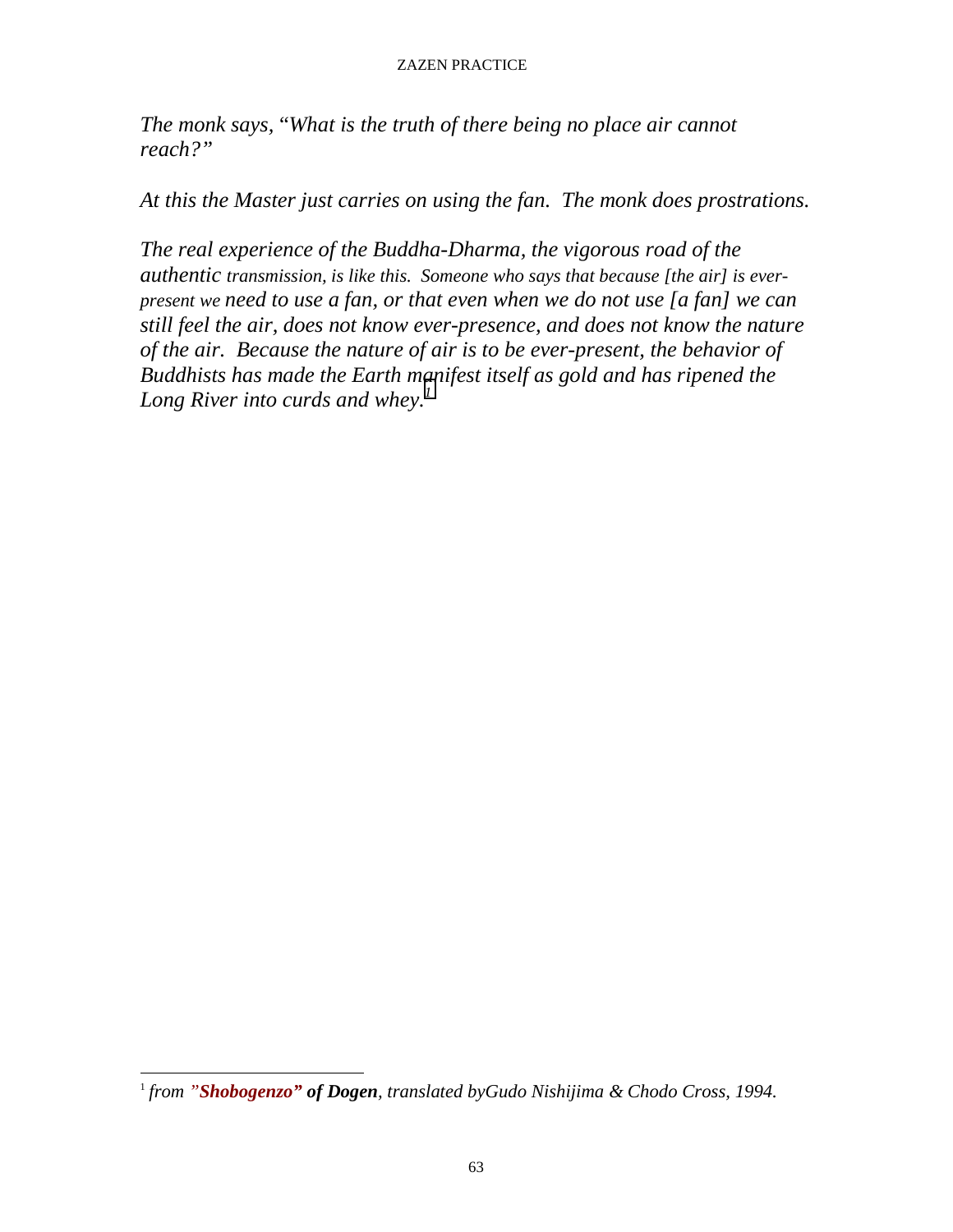*The monk says, "What is the truth of there being no place air cannot reach?"*

*At this the Master just carries on using the fan. The monk does prostrations.*

*The real experience of the Buddha-Dharma, the vigorous road of the authentic transmission, is like this. Someone who says that because [the air] is ever-present we need to use a fan, or that even when we do not use [a fan] we can still feel the air, does not know ever-presence, and does not know the nature of the air. Because the nature of air is to be ever-present, the behavior of Buddhists has made the Earth manifest itself as gold and has ripened the Long River into curds and whey.*[1]

---

[1] *from "**Shobogenzo" of Dogen**, translated byGudo Nishijima & Chodo Cross, 1994.*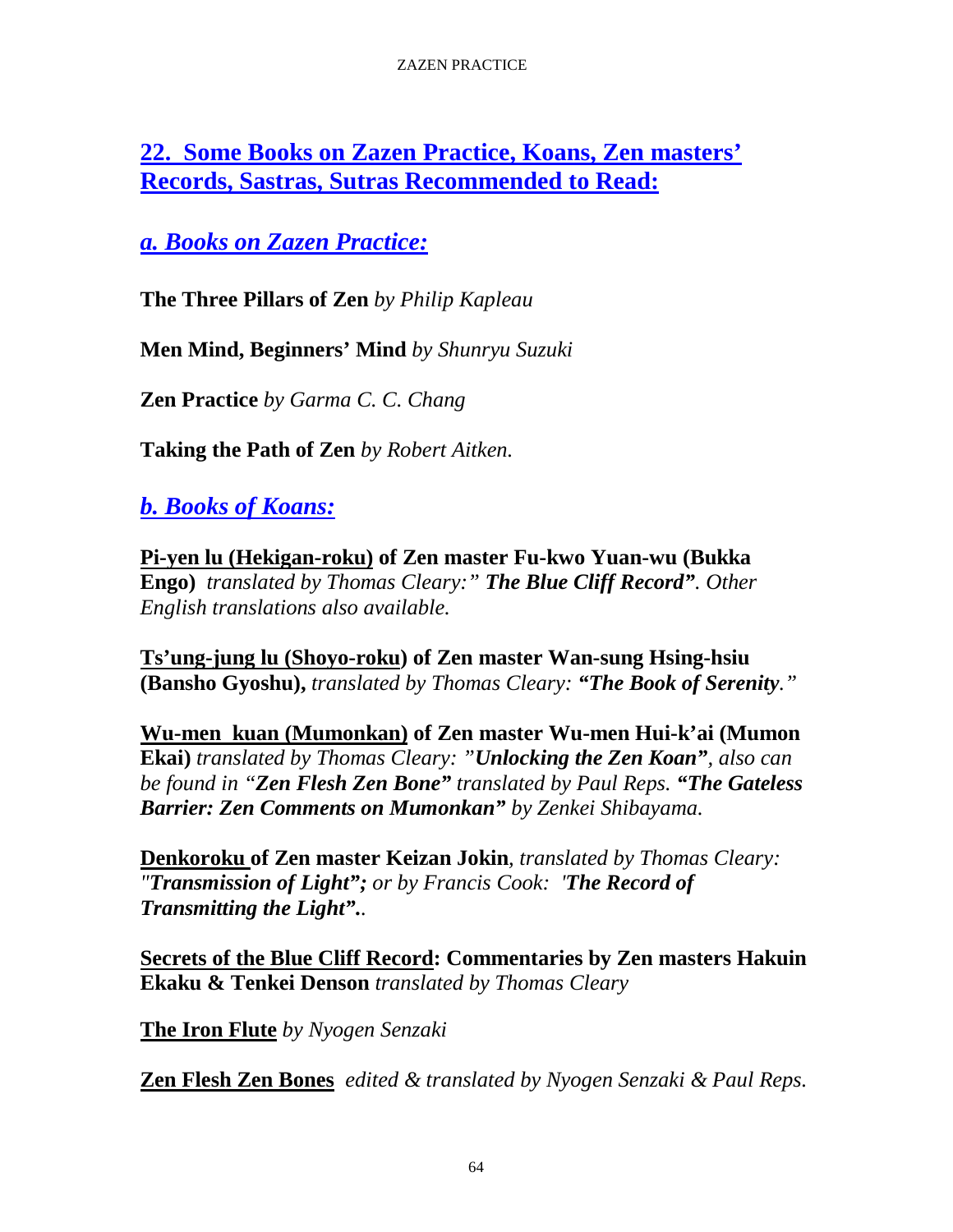## 22. Some Books on Zazen Practice, Koans, Zen masters' Records, Sastras, Sutras Recommended to Read:

### a. Books on Zazen Practice:

**The Three Pillars of Zen** *by Philip Kapleau*

**Men Mind, Beginners' Mind** *by Shunryu Suzuki*

**Zen Practice** *by Garma C. C. Chang*

**Taking the Path of Zen** *by Robert Aitken.*

### b. Books of Koans:

**Pi-yen lu (Hekigan-roku) of Zen master Fu-kwo Yuan-wu (Bukka Engo)** *translated by Thomas Cleary:" **The Blue Cliff Record"**. Other English translations also available.*

**Ts'ung-jung lu (Shoyo-roku) of Zen master Wan-sung Hsing-hsiu (Bansho Gyoshu),** *translated by Thomas Cleary: **"The Book of Serenity."***

**Wu-men kuan (Mumonkan) of Zen master Wu-men Hui-k'ai (Mumon Ekai)** *translated by Thomas Cleary: "**Unlocking the Zen Koan"**, also can be found in "**Zen Flesh Zen Bone"** translated by Paul Reps. **"The Gateless Barrier: Zen Comments on Mumonkan"** by Zenkei Shibayama.*

**Denkoroku of Zen master Keizan Jokin**, *translated by Thomas Cleary: "**Transmission of Light";** or by Francis Cook: '**The Record of Transmitting the Light"**..*

**Secrets of the Blue Cliff Record: Commentaries by Zen masters Hakuin Ekaku & Tenkei Denson** *translated by Thomas Cleary*

**The Iron Flute** *by Nyogen Senzaki*

**Zen Flesh Zen Bones** *edited & translated by Nyogen Senzaki & Paul Reps.*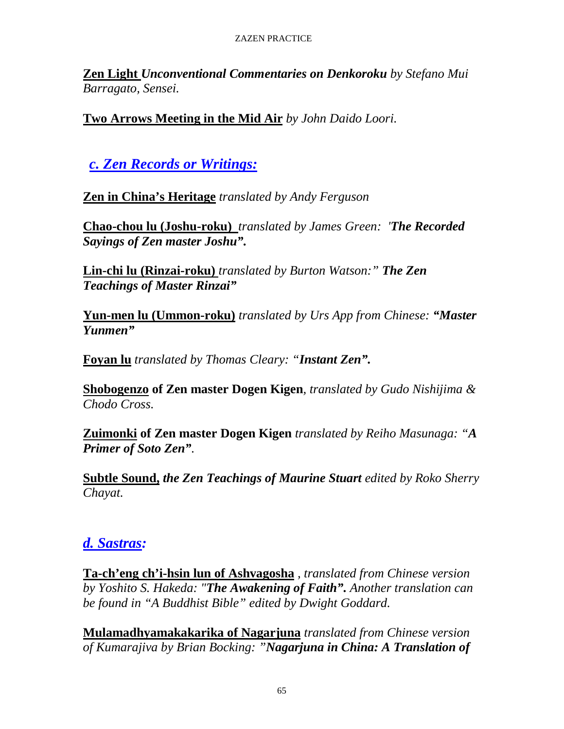**Zen Light** ***Unconventional Commentaries on Denkoroku*** *by Stefano Mui Barragato, Sensei.*

**Two Arrows Meeting in the Mid Air** *by John Daido Loori.*

## *c. Zen Records or Writings:*

**Zen in China's Heritage** *translated by Andy Ferguson*

**Chao-chou lu (Joshu-roku)** *translated by James Green: '**The Recorded Sayings of Zen master Joshu".***

**Lin-chi lu (Rinzai-roku)** *translated by Burton Watson:" **The Zen Teachings of Master Rinzai"***

**Yun-men lu (Ummon-roku)** *translated by Urs App from Chinese: **"Master Yunmen"***

**Foyan lu** *translated by Thomas Cleary: "**Instant Zen".***

**Shobogenzo of Zen master Dogen Kigen**, *translated by Gudo Nishijima & Chodo Cross.*

**Zuimonki of Zen master Dogen Kigen** *translated by Reiho Masunaga: "**A Primer of Soto Zen"**.*

**Subtle Sound,** ***the Zen Teachings of Maurine Stuart*** *edited by Roko Sherry Chayat.*

## *d. Sastras:*

**Ta-ch'eng ch'i-hsin lun of Ashvagosha** *, translated from Chinese version by Yoshito S. Hakeda: "**The Awakening of Faith".** Another translation can be found in "A Buddhist Bible" edited by Dwight Goddard.*

**Mulamadhyamakakarika of Nagarjuna** *translated from Chinese version of Kumarajiva by Brian Bocking: "**Nagarjuna in China: A Translation of***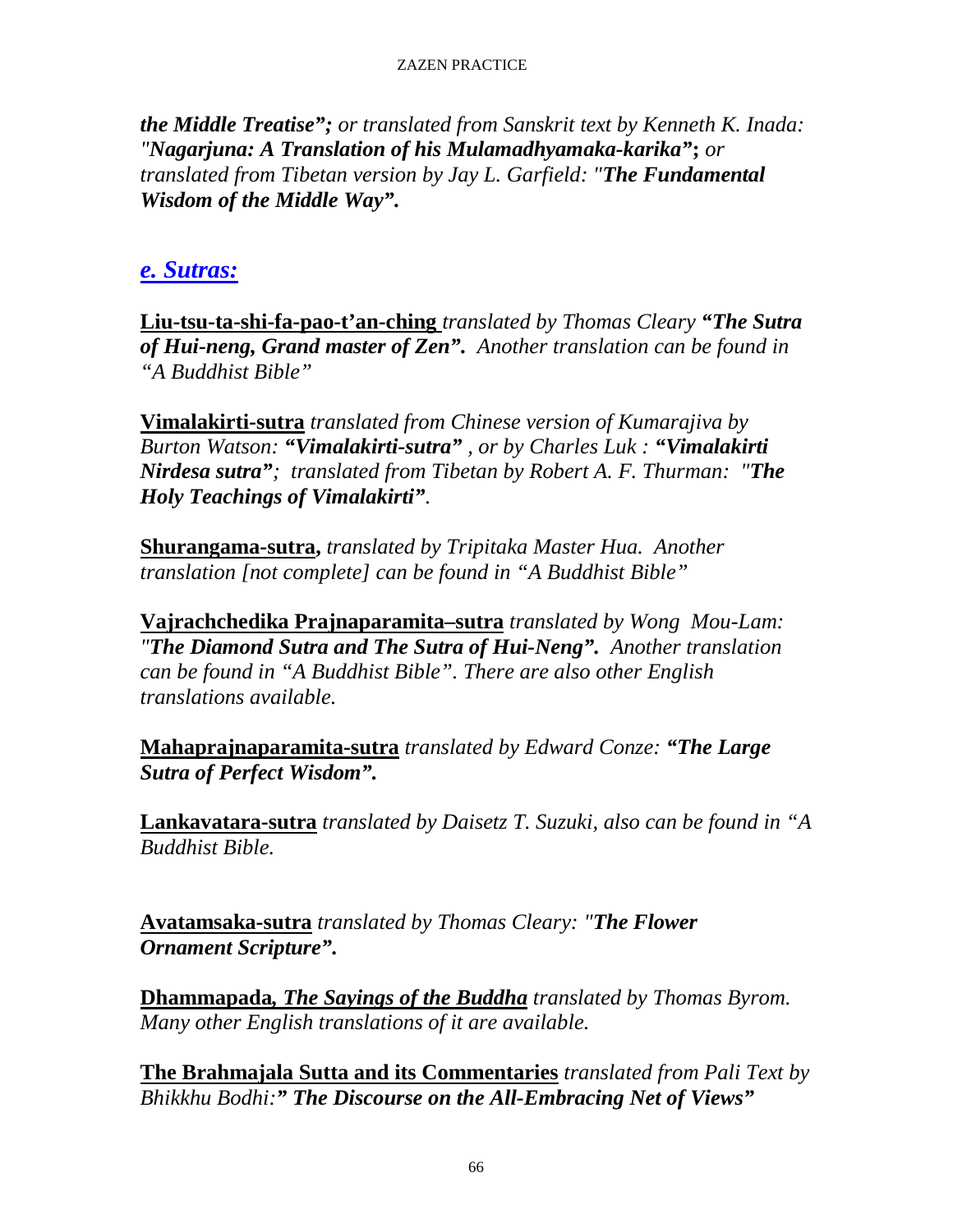***the Middle Treatise";*** *or translated from Sanskrit text by Kenneth K. Inada: "**Nagarjuna: A Translation of his Mulamadhyamaka-karika";** or translated from Tibetan version by Jay L. Garfield: "**The Fundamental Wisdom of the Middle Way".***

## *e. Sutras:*

**Liu-tsu-ta-shi-fa-pao-t'an-ching** *translated by Thomas Cleary **"The Sutra of Hui-neng, Grand master of Zen".** Another translation can be found in "A Buddhist Bible"*

**Vimalakirti-sutra** *translated from Chinese version of Kumarajiva by Burton Watson: **"Vimalakirti-sutra"** , or by Charles Luk : **"Vimalakirti Nirdesa sutra"**; translated from Tibetan by Robert A. F. Thurman: "**The Holy Teachings of Vimalakirti"**.*

**Shurangama-sutra,** *translated by Tripitaka Master Hua. Another translation [not complete] can be found in "A Buddhist Bible"*

**Vajrachchedika Prajnaparamita–sutra** *translated by Wong Mou-Lam: "**The Diamond Sutra and The Sutra of Hui-Neng".** Another translation can be found in "A Buddhist Bible". There are also other English translations available.*

**Mahaprajnaparamita-sutra** *translated by Edward Conze: **"The Large Sutra of Perfect Wisdom".***

**Lankavatara-sutra** *translated by Daisetz T. Suzuki, also can be found in "A Buddhist Bible.*

**Avatamsaka-sutra** *translated by Thomas Cleary: "**The Flower Ornament Scripture".***

**Dhammapada, *The Sayings of the Buddha*** *translated by Thomas Byrom. Many other English translations of it are available.*

**The Brahmajala Sutta and its Commentaries** *translated from Pali Text by Bhikkhu Bodhi:**" The Discourse on the All-Embracing Net of Views"***